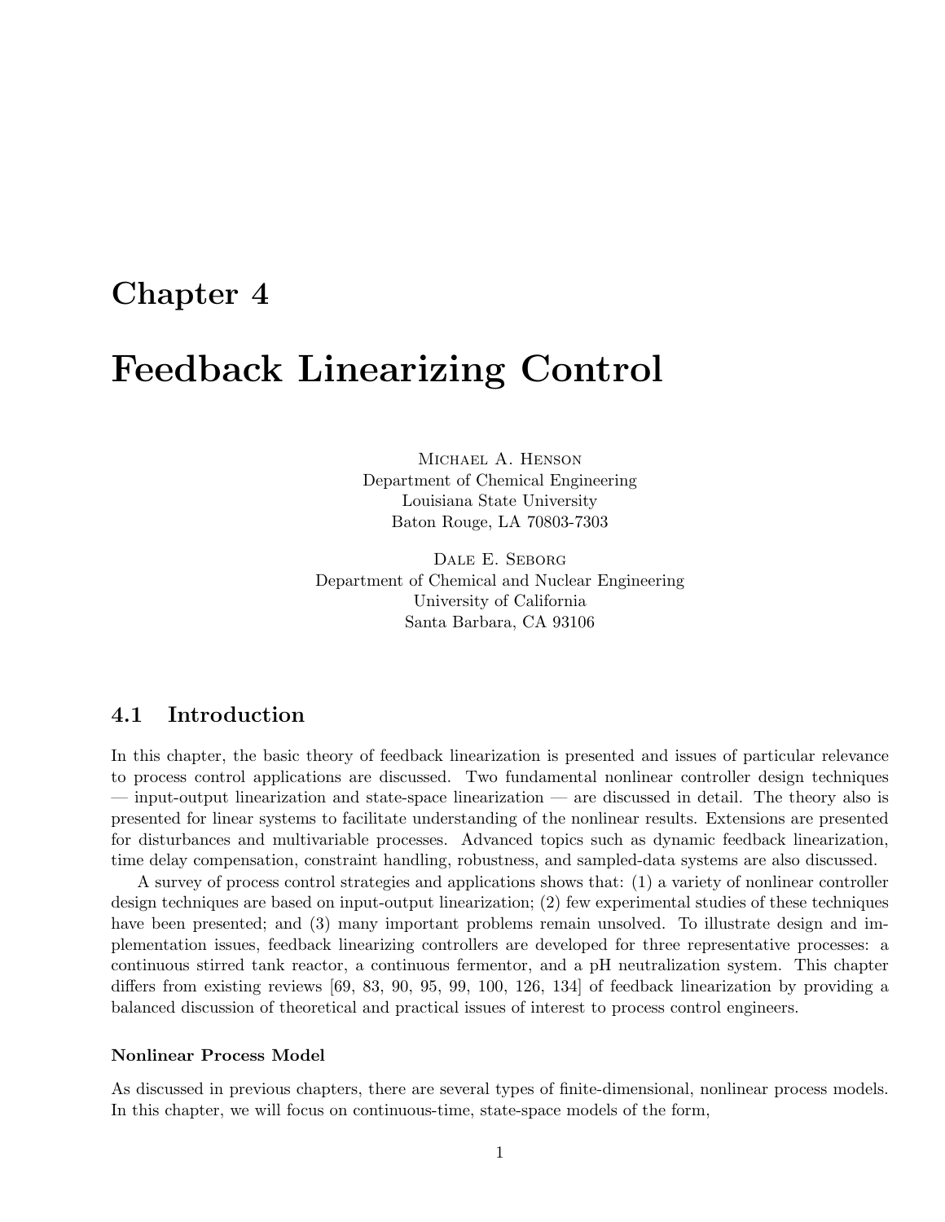# Chapter 4

# Feedback Linearizing Control

Michael A. Henson
Department of Chemical Engineering
Louisiana State University
Baton Rouge, LA 70803-7303

Dale E. Seborg
Department of Chemical and Nuclear Engineering
University of California
Santa Barbara, CA 93106

## 4.1 Introduction

In this chapter, the basic theory of feedback linearization is presented and issues of particular relevance to process control applications are discussed. Two fundamental nonlinear controller design techniques — input-output linearization and state-space linearization — are discussed in detail. The theory also is presented for linear systems to facilitate understanding of the nonlinear results. Extensions are presented for disturbances and multivariable processes. Advanced topics such as dynamic feedback linearization, time delay compensation, constraint handling, robustness, and sampled-data systems are also discussed.

A survey of process control strategies and applications shows that: (1) a variety of nonlinear controller design techniques are based on input-output linearization; (2) few experimental studies of these techniques have been presented; and (3) many important problems remain unsolved. To illustrate design and implementation issues, feedback linearizing controllers are developed for three representative processes: a continuous stirred tank reactor, a continuous fermentor, and a pH neutralization system. This chapter differs from existing reviews [69, 83, 90, 95, 99, 100, 126, 134] of feedback linearization by providing a balanced discussion of theoretical and practical issues of interest to process control engineers.

### Nonlinear Process Model

As discussed in previous chapters, there are several types of finite-dimensional, nonlinear process models. In this chapter, we will focus on continuous-time, state-space models of the form,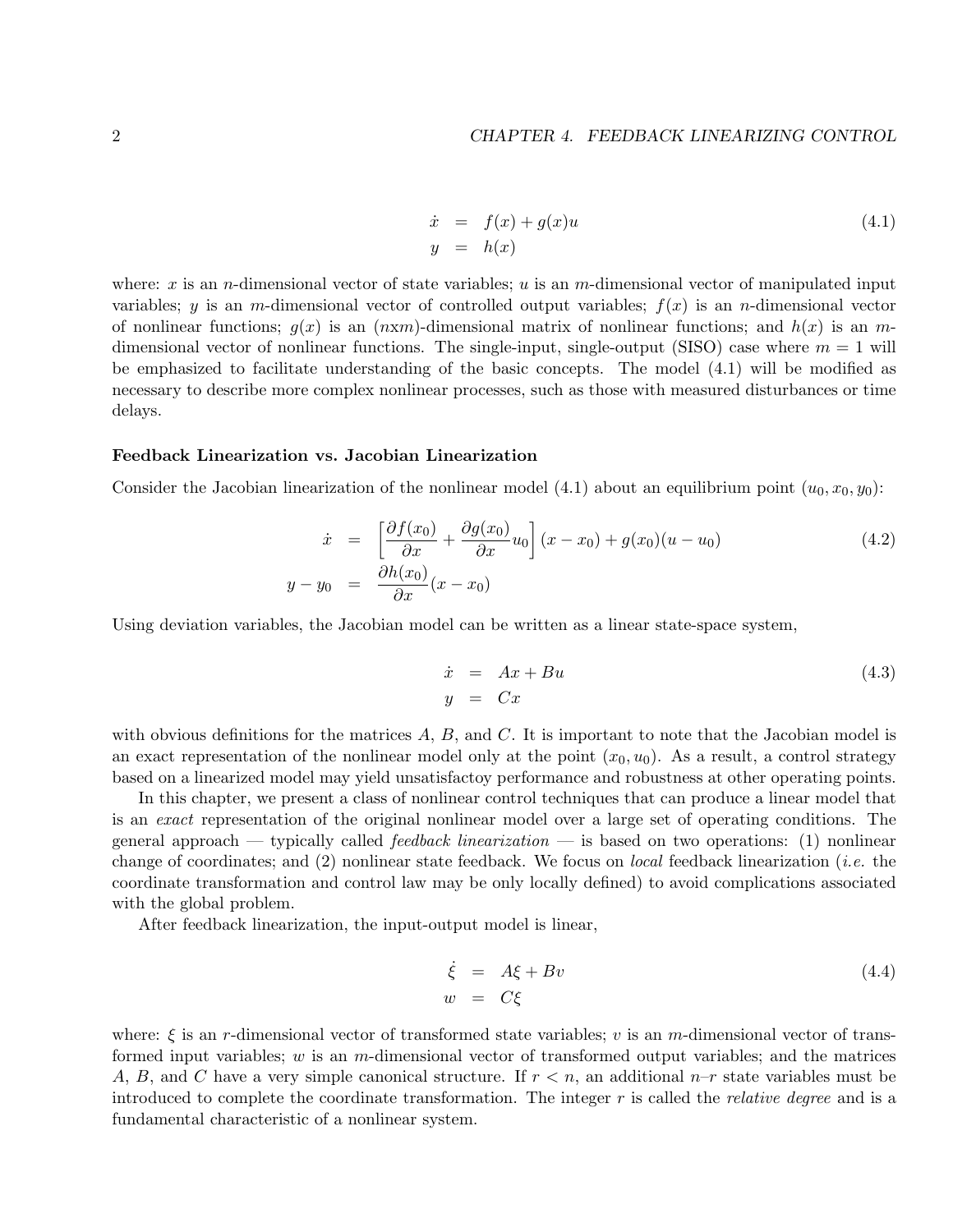$$
\begin{aligned}
\dot{x} &= f(x) + g(x)u \\
y &= h(x)
\end{aligned}
\tag{4.1}
$$

where: $x$ is an $n$-dimensional vector of state variables; $u$ is an $m$-dimensional vector of manipulated input variables; $y$ is an $m$-dimensional vector of controlled output variables; $f(x)$ is an $n$-dimensional vector of nonlinear functions; $g(x)$ is an $(nxm)$-dimensional matrix of nonlinear functions; and $h(x)$ is an $m$-dimensional vector of nonlinear functions. The single-input, single-output (SISO) case where $m = 1$ will be emphasized to facilitate understanding of the basic concepts. The model (4.1) will be modified as necessary to describe more complex nonlinear processes, such as those with measured disturbances or time delays.

**Feedback Linearization vs. Jacobian Linearization**

Consider the Jacobian linearization of the nonlinear model (4.1) about an equilibrium point $(u_0, x_0, y_0)$:

$$
\begin{aligned}
\dot{x} &= \left[\frac{\partial f(x_0)}{\partial x} + \frac{\partial g(x_0)}{\partial x} u_0\right](x - x_0) + g(x_0)(u - u_0) \\
y - y_0 &= \frac{\partial h(x_0)}{\partial x}(x - x_0)
\end{aligned}
\tag{4.2}
$$

Using deviation variables, the Jacobian model can be written as a linear state-space system,

$$
\begin{aligned}
\dot{x} &= Ax + Bu \\
y &= Cx
\end{aligned}
\tag{4.3}
$$

with obvious definitions for the matrices $A$, $B$, and $C$. It is important to note that the Jacobian model is an exact representation of the nonlinear model only at the point $(x_0, u_0)$. As a result, a control strategy based on a linearized model may yield unsatisfactoy performance and robustness at other operating points.

In this chapter, we present a class of nonlinear control techniques that can produce a linear model that is an *exact* representation of the original nonlinear model over a large set of operating conditions. The general approach — typically called *feedback linearization* — is based on two operations: (1) nonlinear change of coordinates; and (2) nonlinear state feedback. We focus on *local* feedback linearization (*i.e.* the coordinate transformation and control law may be only locally defined) to avoid complications associated with the global problem.

After feedback linearization, the input-output model is linear,

$$
\begin{aligned}
\dot{\xi} &= A\xi + Bv \\
w &= C\xi
\end{aligned}
\tag{4.4}
$$

where: $\xi$ is an $r$-dimensional vector of transformed state variables; $v$ is an $m$-dimensional vector of transformed input variables; $w$ is an $m$-dimensional vector of transformed output variables; and the matrices $A$, $B$, and $C$ have a very simple canonical structure. If $r < n$, an additional $n$–$r$ state variables must be introduced to complete the coordinate transformation. The integer $r$ is called the *relative degree* and is a fundamental characteristic of a nonlinear system.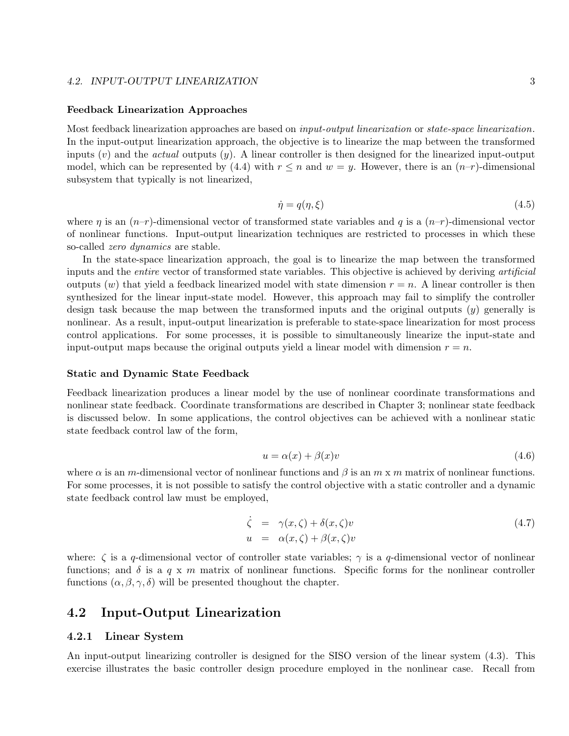#### Feedback Linearization Approaches

Most feedback linearization approaches are based on *input-output linearization* or *state-space linearization*. In the input-output linearization approach, the objective is to linearize the map between the transformed inputs ($v$) and the *actual* outputs ($y$). A linear controller is then designed for the linearized input-output model, which can be represented by (4.4) with $r \leq n$ and $w = y$. However, there is an ($n$–$r$)-dimensional subsystem that typically is not linearized,

$$\dot{\eta} = q(\eta, \xi) \tag{4.5}$$

where $\eta$ is an ($n$–$r$)-dimensional vector of transformed state variables and $q$ is a ($n$–$r$)-dimensional vector of nonlinear functions. Input-output linearization techniques are restricted to processes in which these so-called *zero dynamics* are stable.

In the state-space linearization approach, the goal is to linearize the map between the transformed inputs and the *entire* vector of transformed state variables. This objective is achieved by deriving *artificial* outputs ($w$) that yield a feedback linearized model with state dimension $r = n$. A linear controller is then synthesized for the linear input-state model. However, this approach may fail to simplify the controller design task because the map between the transformed inputs and the original outputs ($y$) generally is nonlinear. As a result, input-output linearization is preferable to state-space linearization for most process control applications. For some processes, it is possible to simultaneously linearize the input-state and input-output maps because the original outputs yield a linear model with dimension $r = n$.

#### Static and Dynamic State Feedback

Feedback linearization produces a linear model by the use of nonlinear coordinate transformations and nonlinear state feedback. Coordinate transformations are described in Chapter 3; nonlinear state feedback is discussed below. In some applications, the control objectives can be achieved with a nonlinear static state feedback control law of the form,

$$u = \alpha(x) + \beta(x)v \tag{4.6}$$

where $\alpha$ is an $m$-dimensional vector of nonlinear functions and $\beta$ is an $m$ x $m$ matrix of nonlinear functions. For some processes, it is not possible to satisfy the control objective with a static controller and a dynamic state feedback control law must be employed,

$$\begin{aligned} \dot{\zeta} &= \gamma(x, \zeta) + \delta(x, \zeta)v \\ u &= \alpha(x, \zeta) + \beta(x, \zeta)v \end{aligned} \tag{4.7}$$

where: $\zeta$ is a $q$-dimensional vector of controller state variables; $\gamma$ is a $q$-dimensional vector of nonlinear functions; and $\delta$ is a $q$ x $m$ matrix of nonlinear functions. Specific forms for the nonlinear controller functions ($\alpha, \beta, \gamma, \delta$) will be presented thoughout the chapter.

## 4.2 Input-Output Linearization

### 4.2.1 Linear System

An input-output linearizing controller is designed for the SISO version of the linear system (4.3). This exercise illustrates the basic controller design procedure employed in the nonlinear case. Recall from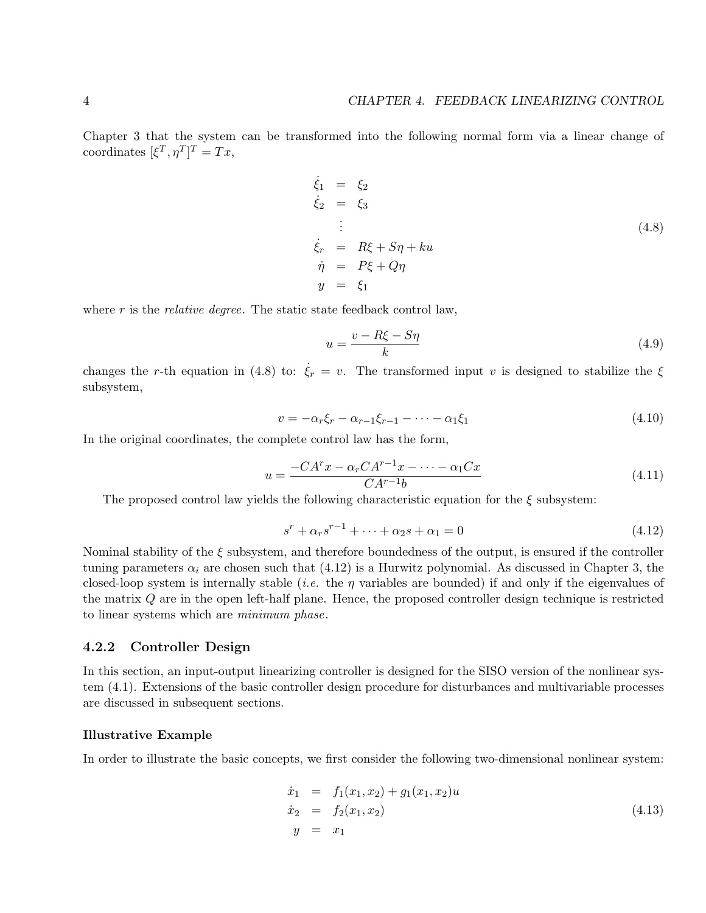Chapter 3 that the system can be transformed into the following normal form via a linear change of coordinates $[\xi^T, \eta^T]^T = Tx$,

$$
\begin{aligned}
\dot{\xi}_1 &= \xi_2 \\
\dot{\xi}_2 &= \xi_3 \\
&\vdots \\
\dot{\xi}_r &= R\xi + S\eta + ku \\
\dot{\eta} &= P\xi + Q\eta \\
y &= \xi_1
\end{aligned}
\tag{4.8}
$$

where $r$ is the *relative degree*. The static state feedback control law,

$$
u = \frac{v - R\xi - S\eta}{k} \tag{4.9}
$$

changes the $r$-th equation in (4.8) to: $\dot{\xi}_r = v$. The transformed input $v$ is designed to stabilize the $\xi$ subsystem,

$$
v = -\alpha_r \xi_r - \alpha_{r-1}\xi_{r-1} - \cdots - \alpha_1 \xi_1 \tag{4.10}
$$

In the original coordinates, the complete control law has the form,

$$
u = \frac{-CA^r x - \alpha_r CA^{r-1}x - \cdots - \alpha_1 Cx}{CA^{r-1}b} \tag{4.11}
$$

The proposed control law yields the following characteristic equation for the $\xi$ subsystem:

$$
s^r + \alpha_r s^{r-1} + \cdots + \alpha_2 s + \alpha_1 = 0 \tag{4.12}
$$

Nominal stability of the $\xi$ subsystem, and therefore boundedness of the output, is ensured if the controller tuning parameters $\alpha_i$ are chosen such that (4.12) is a Hurwitz polynomial. As discussed in Chapter 3, the closed-loop system is internally stable (*i.e.* the $\eta$ variables are bounded) if and only if the eigenvalues of the matrix $Q$ are in the open left-half plane. Hence, the proposed controller design technique is restricted to linear systems which are *minimum phase*.

### 4.2.2 Controller Design

In this section, an input-output linearizing controller is designed for the SISO version of the nonlinear system (4.1). Extensions of the basic controller design procedure for disturbances and multivariable processes are discussed in subsequent sections.

#### Illustrative Example

In order to illustrate the basic concepts, we first consider the following two-dimensional nonlinear system:

$$
\begin{aligned}
\dot{x}_1 &= f_1(x_1, x_2) + g_1(x_1, x_2)u \\
\dot{x}_2 &= f_2(x_1, x_2) \\
y &= x_1
\end{aligned}
\tag{4.13}
$$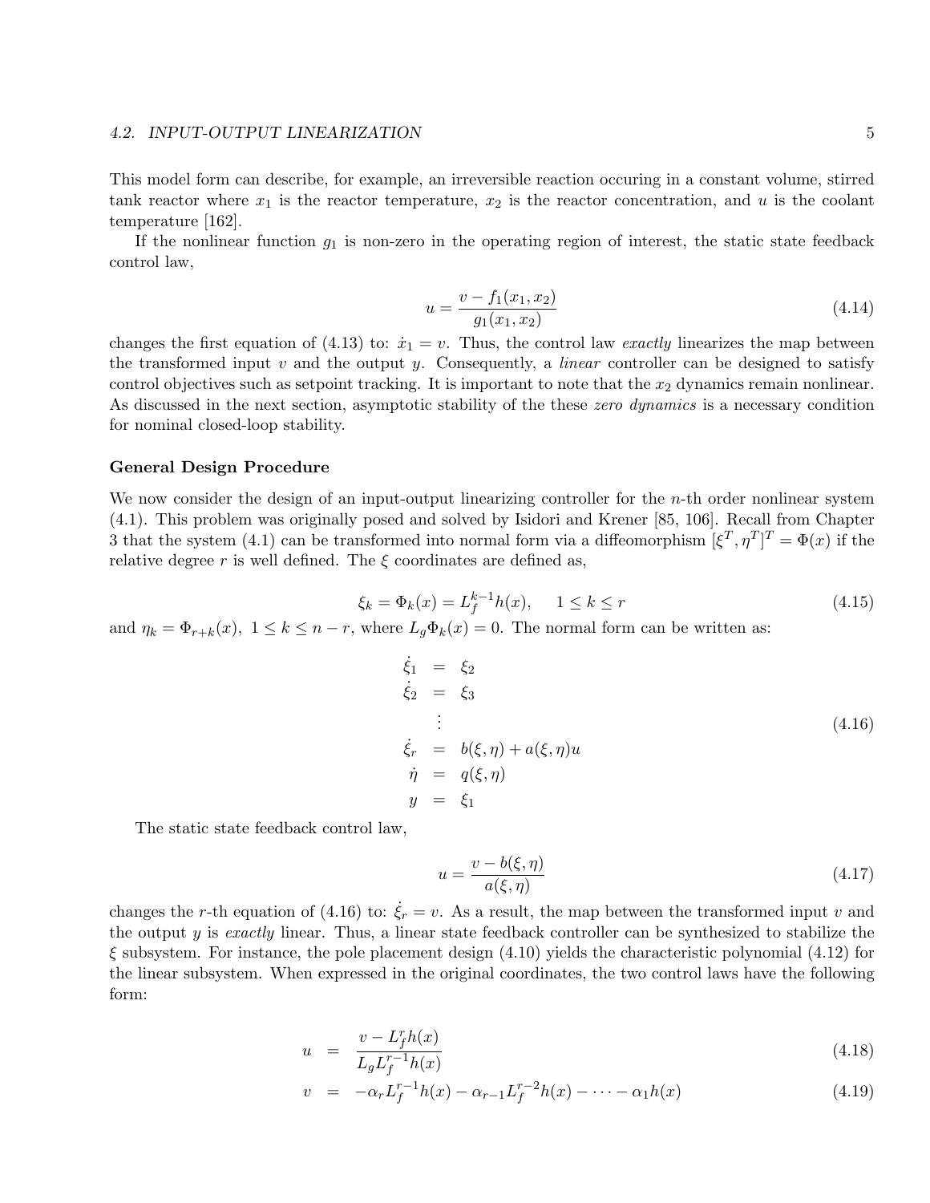This model form can describe, for example, an irreversible reaction occuring in a constant volume, stirred tank reactor where $x_1$ is the reactor temperature, $x_2$ is the reactor concentration, and $u$ is the coolant temperature [162].

If the nonlinear function $g_1$ is non-zero in the operating region of interest, the static state feedback control law,

$$u = \frac{v - f_1(x_1, x_2)}{g_1(x_1, x_2)} \tag{4.14}$$

changes the first equation of (4.13) to: $\dot{x}_1 = v$. Thus, the control law *exactly* linearizes the map between the transformed input $v$ and the output $y$. Consequently, a *linear* controller can be designed to satisfy control objectives such as setpoint tracking. It is important to note that the $x_2$ dynamics remain nonlinear. As discussed in the next section, asymptotic stability of the these *zero dynamics* is a necessary condition for nominal closed-loop stability.

### General Design Procedure

We now consider the design of an input-output linearizing controller for the $n$-th order nonlinear system (4.1). This problem was originally posed and solved by Isidori and Krener [85, 106]. Recall from Chapter 3 that the system (4.1) can be transformed into normal form via a diffeomorphism $[\xi^T, \eta^T]^T = \Phi(x)$ if the relative degree $r$ is well defined. The $\xi$ coordinates are defined as,

$$\xi_k = \Phi_k(x) = L_f^{k-1} h(x), \quad 1 \le k \le r \tag{4.15}$$

and $\eta_k = \Phi_{r+k}(x),\ 1 \le k \le n-r$, where $L_g \Phi_k(x) = 0$. The normal form can be written as:

$$\begin{aligned}
\dot{\xi}_1 &= \xi_2 \\
\dot{\xi}_2 &= \xi_3 \\
&\vdots \\
\dot{\xi}_r &= b(\xi, \eta) + a(\xi, \eta) u \\
\dot{\eta} &= q(\xi, \eta) \\
y &= \xi_1
\end{aligned} \tag{4.16}$$

The static state feedback control law,

$$u = \frac{v - b(\xi, \eta)}{a(\xi, \eta)} \tag{4.17}$$

changes the $r$-th equation of (4.16) to: $\dot{\xi}_r = v$. As a result, the map between the transformed input $v$ and the output $y$ is *exactly* linear. Thus, a linear state feedback controller can be synthesized to stabilize the $\xi$ subsystem. For instance, the pole placement design (4.10) yields the characteristic polynomial (4.12) for the linear subsystem. When expressed in the original coordinates, the two control laws have the following form:

$$u = \frac{v - L_f^r h(x)}{L_g L_f^{r-1} h(x)} \tag{4.18}$$

$$v = -\alpha_r L_f^{r-1} h(x) - \alpha_{r-1} L_f^{r-2} h(x) - \cdots - \alpha_1 h(x) \tag{4.19}$$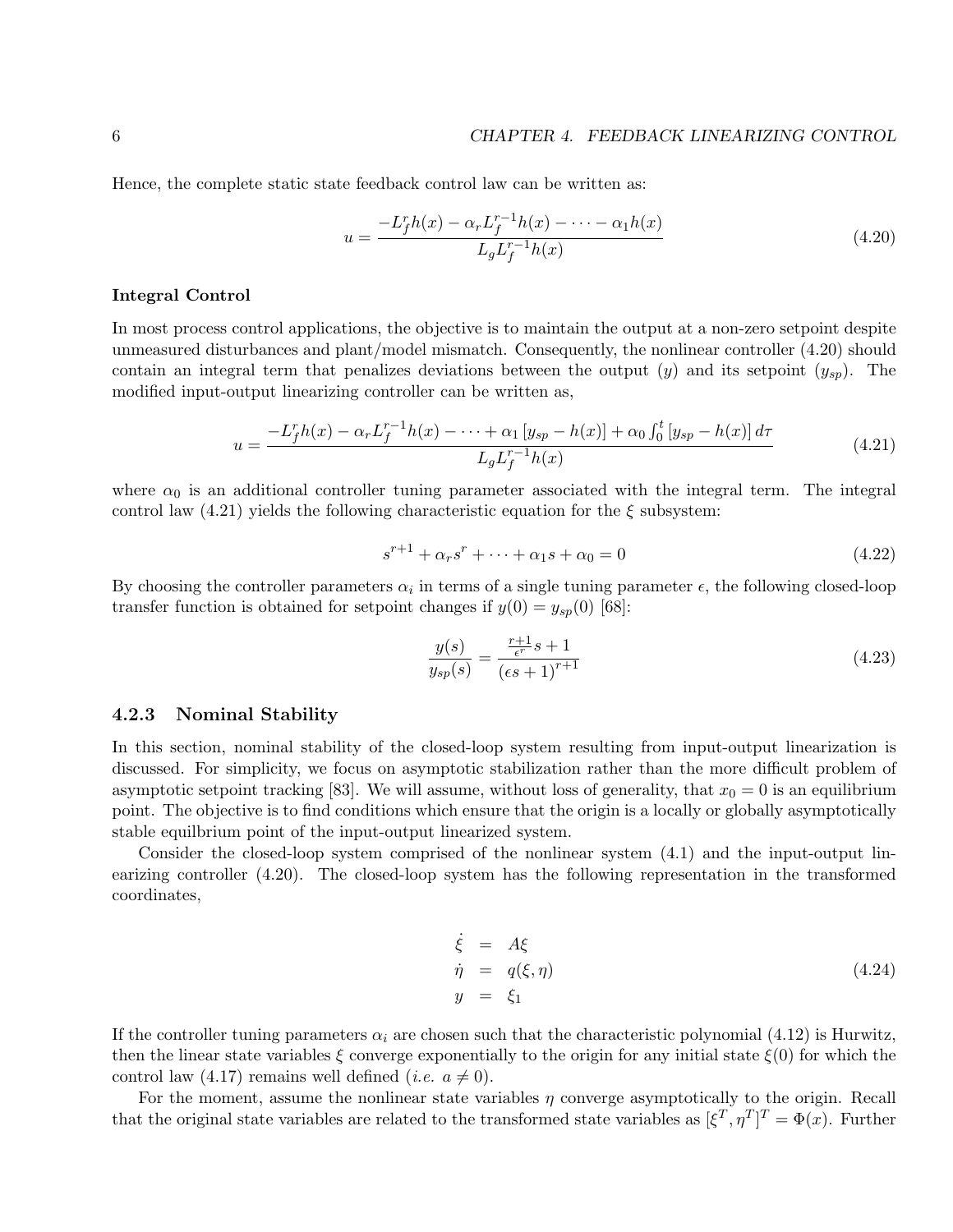Hence, the complete static state feedback control law can be written as:

$$u = \frac{-L_f^r h(x) - \alpha_r L_f^{r-1} h(x) - \cdots - \alpha_1 h(x)}{L_g L_f^{r-1} h(x)} \tag{4.20}$$

**Integral Control**

In most process control applications, the objective is to maintain the output at a non-zero setpoint despite unmeasured disturbances and plant/model mismatch. Consequently, the nonlinear controller (4.20) should contain an integral term that penalizes deviations between the output ($y$) and its setpoint ($y_{sp}$). The modified input-output linearizing controller can be written as,

$$u = \frac{-L_f^r h(x) - \alpha_r L_f^{r-1} h(x) - \cdots + \alpha_1 \left[y_{sp} - h(x)\right] + \alpha_0 \int_0^t \left[y_{sp} - h(x)\right] d\tau}{L_g L_f^{r-1} h(x)} \tag{4.21}$$

where $\alpha_0$ is an additional controller tuning parameter associated with the integral term. The integral control law (4.21) yields the following characteristic equation for the $\xi$ subsystem:

$$s^{r+1} + \alpha_r s^r + \cdots + \alpha_1 s + \alpha_0 = 0 \tag{4.22}$$

By choosing the controller parameters $\alpha_i$ in terms of a single tuning parameter $\epsilon$, the following closed-loop transfer function is obtained for setpoint changes if $y(0) = y_{sp}(0)$ [68]:

$$\frac{y(s)}{y_{sp}(s)} = \frac{\frac{r+1}{\epsilon^r} s + 1}{\left(\epsilon s + 1\right)^{r+1}} \tag{4.23}$$

### 4.2.3 Nominal Stability

In this section, nominal stability of the closed-loop system resulting from input-output linearization is discussed. For simplicity, we focus on asymptotic stabilization rather than the more difficult problem of asymptotic setpoint tracking [83]. We will assume, without loss of generality, that $x_0 = 0$ is an equilibrium point. The objective is to find conditions which ensure that the origin is a locally or globally asymptotically stable equilibrium point of the input-output linearized system.

Consider the closed-loop system comprised of the nonlinear system (4.1) and the input-output linearizing controller (4.20). The closed-loop system has the following representation in the transformed coordinates,

$$\begin{aligned} \dot{\xi} &= A\xi \\ \dot{\eta} &= q(\xi, \eta) \\ y &= \xi_1 \end{aligned} \tag{4.24}$$

If the controller tuning parameters $\alpha_i$ are chosen such that the characteristic polynomial (4.12) is Hurwitz, then the linear state variables $\xi$ converge exponentially to the origin for any initial state $\xi(0)$ for which the control law (4.17) remains well defined (*i.e.* $a \neq 0$).

For the moment, assume the nonlinear state variables $\eta$ converge asymptotically to the origin. Recall that the original state variables are related to the transformed state variables as $[\xi^T, \eta^T]^T = \Phi(x)$. Further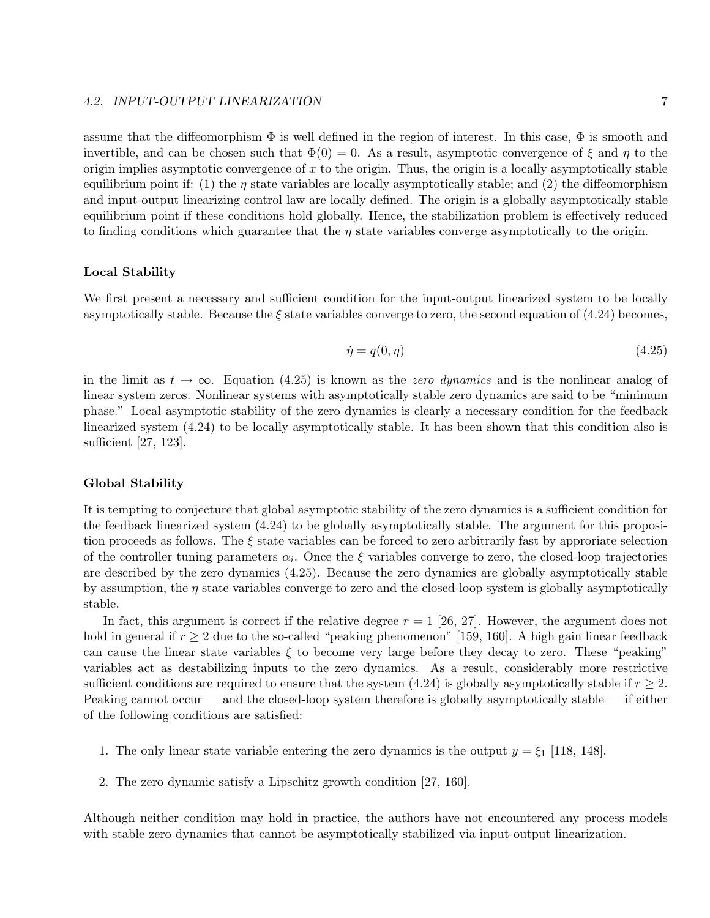assume that the diffeomorphism $\Phi$ is well defined in the region of interest. In this case, $\Phi$ is smooth and invertible, and can be chosen such that $\Phi(0) = 0$. As a result, asymptotic convergence of $\xi$ and $\eta$ to the origin implies asymptotic convergence of $x$ to the origin. Thus, the origin is a locally asymptotically stable equilibrium point if: (1) the $\eta$ state variables are locally asymptotically stable; and (2) the diffeomorphism and input-output linearizing control law are locally defined. The origin is a globally asymptotically stable equilibrium point if these conditions hold globally. Hence, the stabilization problem is effectively reduced to finding conditions which guarantee that the $\eta$ state variables converge asymptotically to the origin.

### Local Stability

We first present a necessary and sufficient condition for the input-output linearized system to be locally asymptotically stable. Because the $\xi$ state variables converge to zero, the second equation of (4.24) becomes,

$$\dot{\eta} = q(0, \eta) \tag{4.25}$$

in the limit as $t \to \infty$. Equation (4.25) is known as the *zero dynamics* and is the nonlinear analog of linear system zeros. Nonlinear systems with asymptotically stable zero dynamics are said to be "minimum phase." Local asymptotic stability of the zero dynamics is clearly a necessary condition for the feedback linearized system (4.24) to be locally asymptotically stable. It has been shown that this condition also is sufficient [27, 123].

### Global Stability

It is tempting to conjecture that global asymptotic stability of the zero dynamics is a sufficient condition for the feedback linearized system (4.24) to be globally asymptotically stable. The argument for this proposition proceeds as follows. The $\xi$ state variables can be forced to zero arbitrarily fast by approriate selection of the controller tuning parameters $\alpha_i$. Once the $\xi$ variables converge to zero, the closed-loop trajectories are described by the zero dynamics (4.25). Because the zero dynamics are globally asymptotically stable by assumption, the $\eta$ state variables converge to zero and the closed-loop system is globally asymptotically stable.

In fact, this argument is correct if the relative degree $r = 1$ [26, 27]. However, the argument does not hold in general if $r \geq 2$ due to the so-called "peaking phenomenon" [159, 160]. A high gain linear feedback can cause the linear state variables $\xi$ to become very large before they decay to zero. These "peaking" variables act as destabilizing inputs to the zero dynamics. As a result, considerably more restrictive sufficient conditions are required to ensure that the system (4.24) is globally asymptotically stable if $r \geq 2$. Peaking cannot occur — and the closed-loop system therefore is globally asymptotically stable — if either of the following conditions are satisfied:

1. The only linear state variable entering the zero dynamics is the output $y = \xi_1$ [118, 148].

2. The zero dynamic satisfy a Lipschitz growth condition [27, 160].

Although neither condition may hold in practice, the authors have not encountered any process models with stable zero dynamics that cannot be asymptotically stabilized via input-output linearization.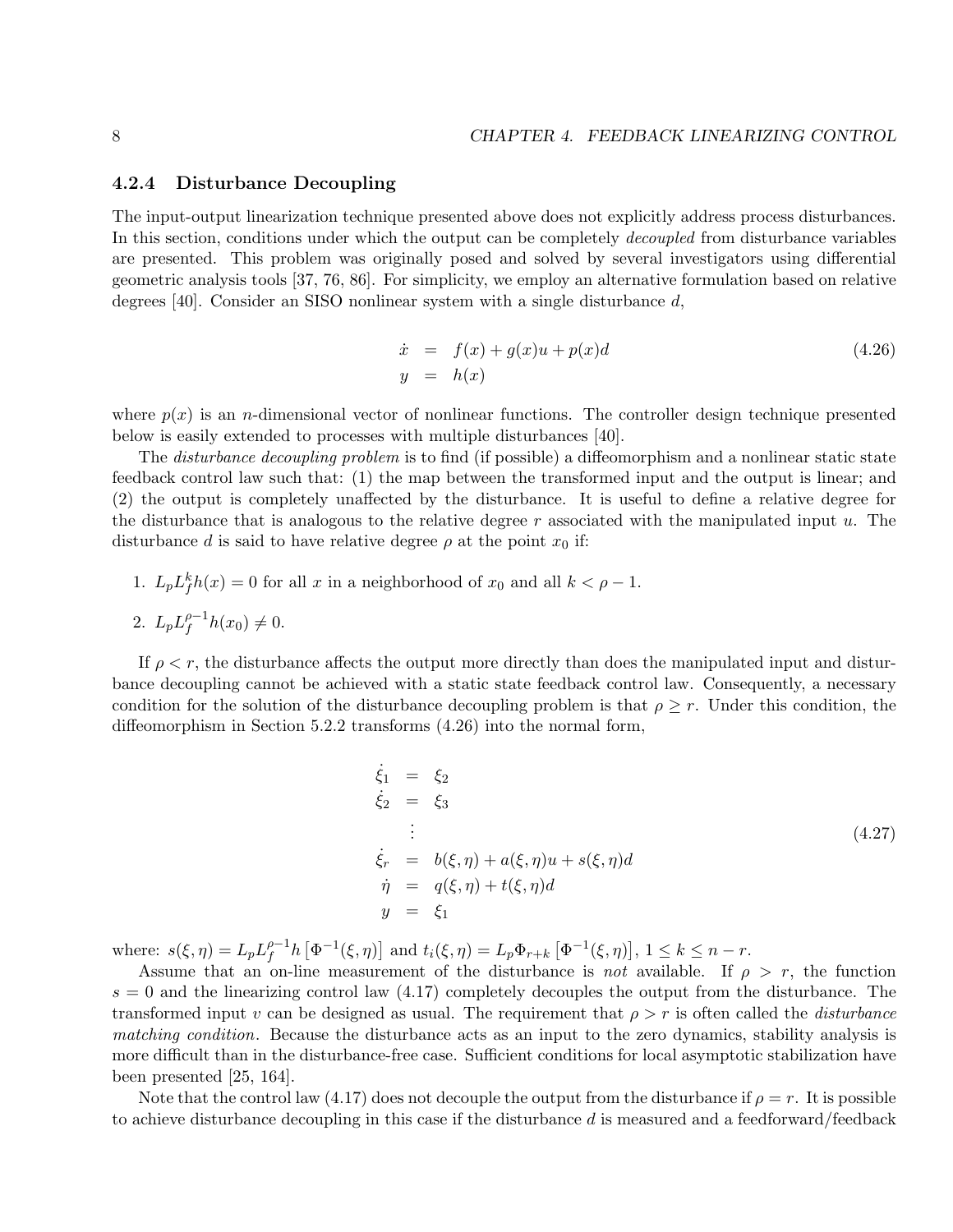### 4.2.4 Disturbance Decoupling

The input-output linearization technique presented above does not explicitly address process disturbances. In this section, conditions under which the output can be completely *decoupled* from disturbance variables are presented. This problem was originally posed and solved by several investigators using differential geometric analysis tools [37, 76, 86]. For simplicity, we employ an alternative formulation based on relative degrees [40]. Consider an SISO nonlinear system with a single disturbance $d$,

$$
\begin{aligned}
\dot{x} &= f(x) + g(x)u + p(x)d \\
y &= h(x)
\end{aligned}
\tag{4.26}
$$

where $p(x)$ is an $n$-dimensional vector of nonlinear functions. The controller design technique presented below is easily extended to processes with multiple disturbances [40].

The *disturbance decoupling problem* is to find (if possible) a diffeomorphism and a nonlinear static state feedback control law such that: (1) the map between the transformed input and the output is linear; and (2) the output is completely unaffected by the disturbance. It is useful to define a relative degree for the disturbance that is analogous to the relative degree $r$ associated with the manipulated input $u$. The disturbance $d$ is said to have relative degree $\rho$ at the point $x_0$ if:

1. $L_pL_f^kh(x) = 0$ for all $x$ in a neighborhood of $x_0$ and all $k < \rho - 1$.
2. $L_pL_f^{\rho-1}h(x_0) \neq 0$.

If $\rho < r$, the disturbance affects the output more directly than does the manipulated input and disturbance decoupling cannot be achieved with a static state feedback control law. Consequently, a necessary condition for the solution of the disturbance decoupling problem is that $\rho \geq r$. Under this condition, the diffeomorphism in Section 5.2.2 transforms (4.26) into the normal form,

$$
\begin{aligned}
\dot{\xi}_1 &= \xi_2 \\
\dot{\xi}_2 &= \xi_3 \\
&\vdots \\
\dot{\xi}_r &= b(\xi,\eta) + a(\xi,\eta)u + s(\xi,\eta)d \\
\dot{\eta} &= q(\xi,\eta) + t(\xi,\eta)d \\
y &= \xi_1
\end{aligned}
\tag{4.27}
$$

where: $s(\xi,\eta) = L_pL_f^{\rho-1}h\left[\Phi^{-1}(\xi,\eta)\right]$ and $t_i(\xi,\eta) = L_p\Phi_{r+k}\left[\Phi^{-1}(\xi,\eta)\right]$, $1 \leq k \leq n-r$.

Assume that an on-line measurement of the disturbance is *not* available. If $\rho > r$, the function $s = 0$ and the linearizing control law (4.17) completely decouples the output from the disturbance. The transformed input $v$ can be designed as usual. The requirement that $\rho > r$ is often called the *disturbance matching condition*. Because the disturbance acts as an input to the zero dynamics, stability analysis is more difficult than in the disturbance-free case. Sufficient conditions for local asymptotic stabilization have been presented [25, 164].

Note that the control law (4.17) does not decouple the output from the disturbance if $\rho = r$. It is possible to achieve disturbance decoupling in this case if the disturbance $d$ is measured and a feedforward/feedback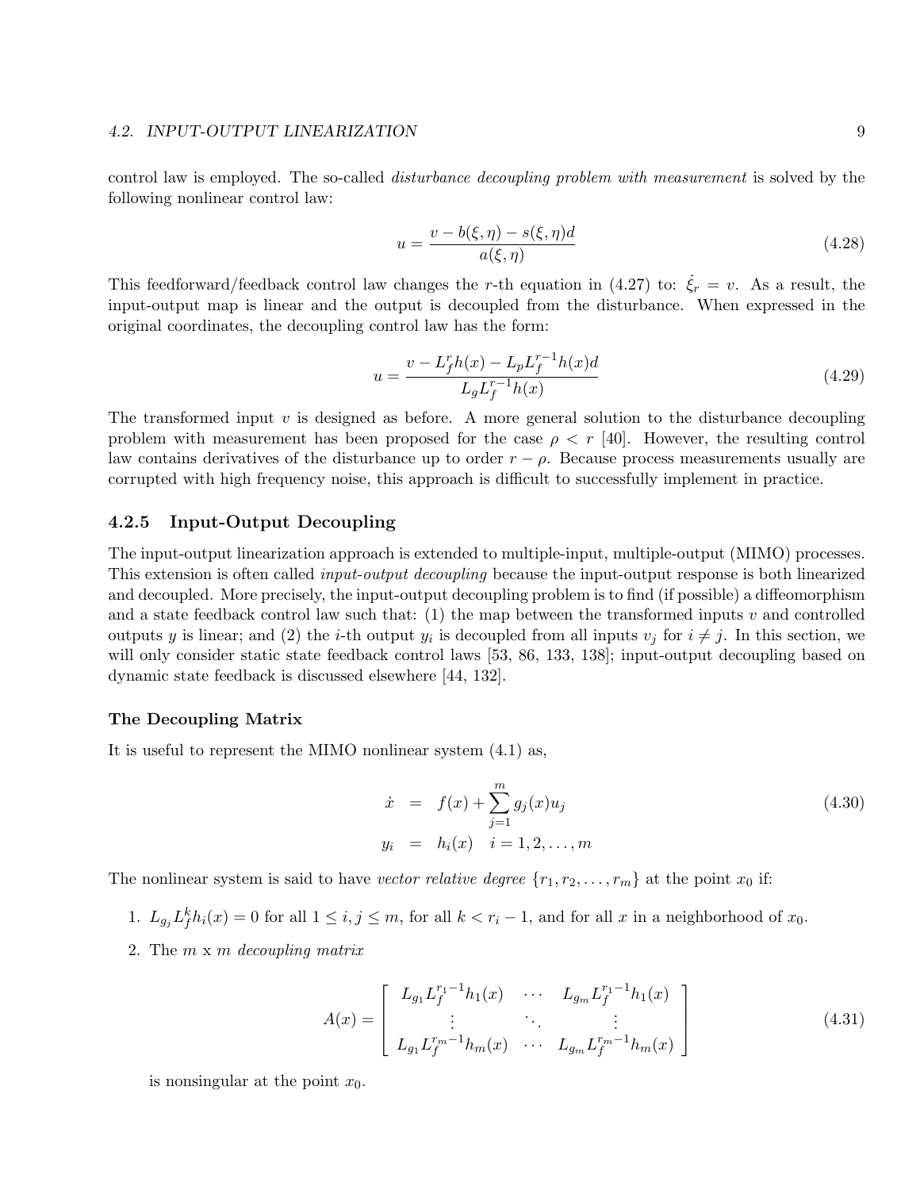control law is employed. The so-called *disturbance decoupling problem with measurement* is solved by the following nonlinear control law:

$$u = \frac{v - b(\xi, \eta) - s(\xi, \eta)d}{a(\xi, \eta)} \tag{4.28}$$

This feedforward/feedback control law changes the $r$-th equation in (4.27) to: $\dot{\xi}_r = v$. As a result, the input-output map is linear and the output is decoupled from the disturbance. When expressed in the original coordinates, the decoupling control law has the form:

$$u = \frac{v - L_f^r h(x) - L_p L_f^{r-1} h(x) d}{L_g L_f^{r-1} h(x)} \tag{4.29}$$

The transformed input $v$ is designed as before. A more general solution to the disturbance decoupling problem with measurement has been proposed for the case $\rho < r$ [40]. However, the resulting control law contains derivatives of the disturbance up to order $r - \rho$. Because process measurements usually are corrupted with high frequency noise, this approach is difficult to successfully implement in practice.

### 4.2.5 Input-Output Decoupling

The input-output linearization approach is extended to multiple-input, multiple-output (MIMO) processes. This extension is often called *input-output decoupling* because the input-output response is both linearized and decoupled. More precisely, the input-output decoupling problem is to find (if possible) a diffeomorphism and a state feedback control law such that: (1) the map between the transformed inputs $v$ and controlled outputs $y$ is linear; and (2) the $i$-th output $y_i$ is decoupled from all inputs $v_j$ for $i \neq j$. In this section, we will only consider static state feedback control laws [53, 86, 133, 138]; input-output decoupling based on dynamic state feedback is discussed elsewhere [44, 132].

**The Decoupling Matrix**

It is useful to represent the MIMO nonlinear system (4.1) as,

$$\begin{aligned} \dot{x} &= f(x) + \sum_{j=1}^{m} g_j(x) u_j \\ y_i &= h_i(x) \quad i = 1, 2, \ldots, m \end{aligned} \tag{4.30}$$

The nonlinear system is said to have *vector relative degree* $\{r_1, r_2, \ldots, r_m\}$ at the point $x_0$ if:

1. $L_{g_j} L_f^k h_i(x) = 0$ for all $1 \leq i, j \leq m$, for all $k < r_i - 1$, and for all $x$ in a neighborhood of $x_0$.
2. The $m$ x $m$ *decoupling matrix*

$$A(x) = \begin{bmatrix} L_{g_1} L_f^{r_1 - 1} h_1(x) & \cdots & L_{g_m} L_f^{r_1 - 1} h_1(x) \\ \vdots & \ddots & \vdots \\ L_{g_1} L_f^{r_m - 1} h_m(x) & \cdots & L_{g_m} L_f^{r_m - 1} h_m(x) \end{bmatrix} \tag{4.31}$$

   is nonsingular at the point $x_0$.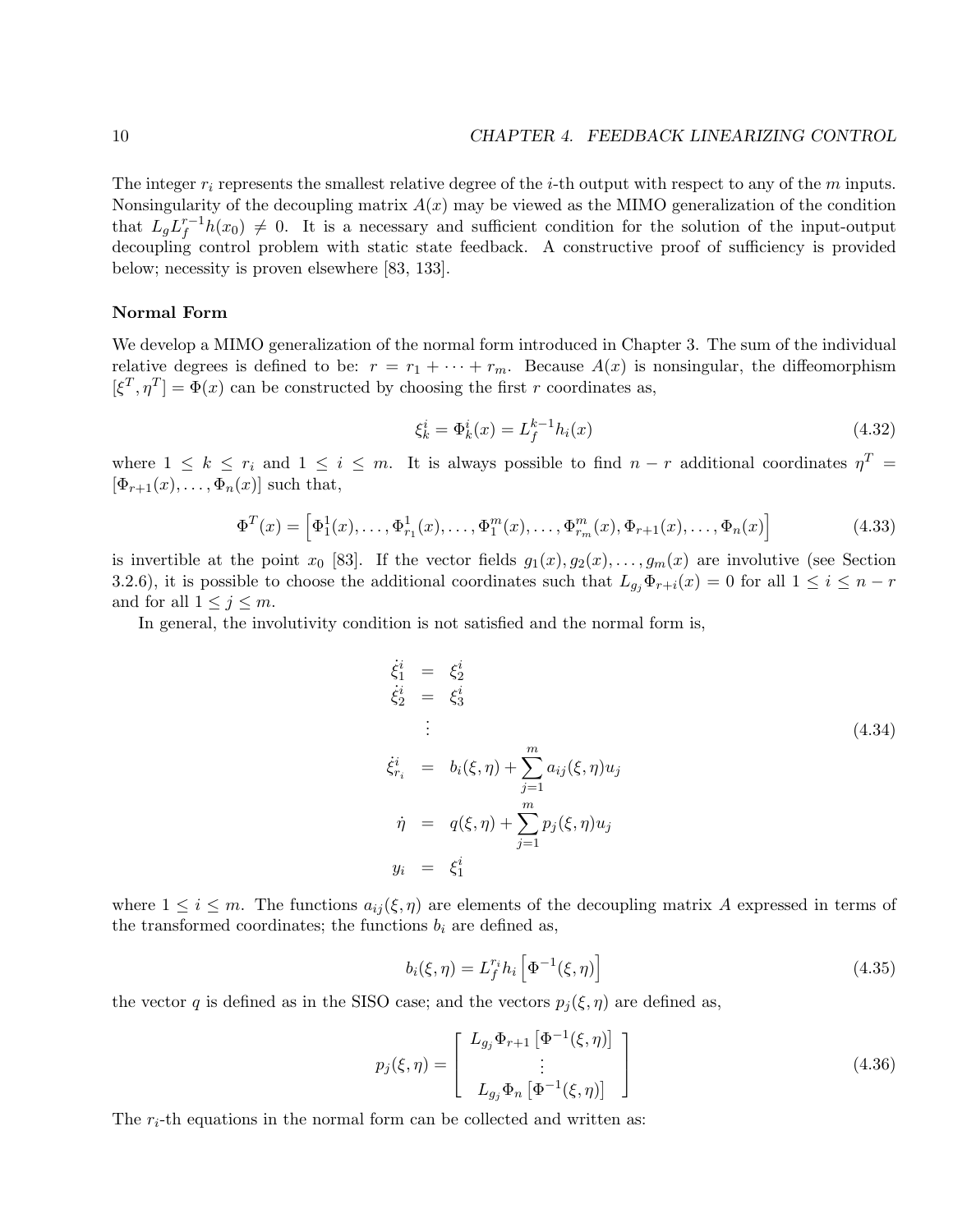The integer $r_i$ represents the smallest relative degree of the $i$-th output with respect to any of the $m$ inputs. Nonsingularity of the decoupling matrix $A(x)$ may be viewed as the MIMO generalization of the condition that $L_g L_f^{r-1} h(x_0) \neq 0$. It is a necessary and sufficient condition for the solution of the input-output decoupling control problem with static state feedback. A constructive proof of sufficiency is provided below; necessity is proven elsewhere [83, 133].

**Normal Form**

We develop a MIMO generalization of the normal form introduced in Chapter 3. The sum of the individual relative degrees is defined to be: $r = r_1 + \cdots + r_m$. Because $A(x)$ is nonsingular, the diffeomorphism $[\xi^T, \eta^T] = \Phi(x)$ can be constructed by choosing the first $r$ coordinates as,

$$\xi_k^i = \Phi_k^i(x) = L_f^{k-1} h_i(x) \tag{4.32}$$

where $1 \leq k \leq r_i$ and $1 \leq i \leq m$. It is always possible to find $n - r$ additional coordinates $\eta^T = [\Phi_{r+1}(x), \ldots, \Phi_n(x)]$ such that,

$$\Phi^T(x) = \left[\Phi_1^1(x), \ldots, \Phi_{r_1}^1(x), \ldots, \Phi_1^m(x), \ldots, \Phi_{r_m}^m(x), \Phi_{r+1}(x), \ldots, \Phi_n(x)\right] \tag{4.33}$$

is invertible at the point $x_0$ [83]. If the vector fields $g_1(x), g_2(x), \ldots, g_m(x)$ are involutive (see Section 3.2.6), it is possible to choose the additional coordinates such that $L_{g_j}\Phi_{r+i}(x) = 0$ for all $1 \leq i \leq n - r$ and for all $1 \leq j \leq m$.

In general, the involutivity condition is not satisfied and the normal form is,

$$\begin{aligned}
\dot{\xi}_1^i &= \xi_2^i \\
\dot{\xi}_2^i &= \xi_3^i \\
&\vdots \\
\dot{\xi}_{r_i}^i &= b_i(\xi, \eta) + \sum_{j=1}^{m} a_{ij}(\xi, \eta) u_j \\
\dot{\eta} &= q(\xi, \eta) + \sum_{j=1}^{m} p_j(\xi, \eta) u_j \\
y_i &= \xi_1^i
\end{aligned} \tag{4.34}$$

where $1 \leq i \leq m$. The functions $a_{ij}(\xi, \eta)$ are elements of the decoupling matrix $A$ expressed in terms of the transformed coordinates; the functions $b_i$ are defined as,

$$b_i(\xi, \eta) = L_f^{r_i} h_i\left[\Phi^{-1}(\xi, \eta)\right] \tag{4.35}$$

the vector $q$ is defined as in the SISO case; and the vectors $p_j(\xi, \eta)$ are defined as,

$$p_j(\xi, \eta) = \begin{bmatrix} L_{g_j}\Phi_{r+1}\left[\Phi^{-1}(\xi, \eta)\right] \\ \vdots \\ L_{g_j}\Phi_n\left[\Phi^{-1}(\xi, \eta)\right] \end{bmatrix} \tag{4.36}$$

The $r_i$-th equations in the normal form can be collected and written as: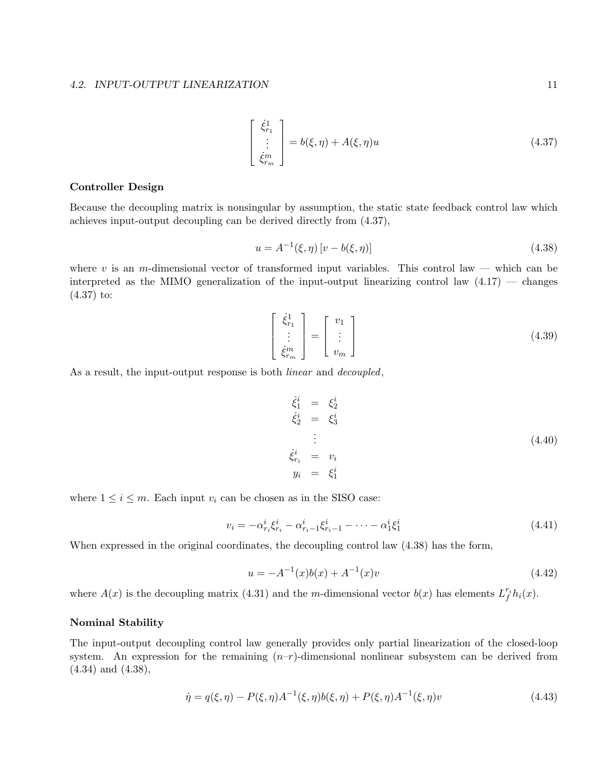$$
\begin{bmatrix} \dot{\xi}^1_{r_1} \\ \vdots \\ \dot{\xi}^m_{r_m} \end{bmatrix} = b(\xi, \eta) + A(\xi, \eta) u \tag{4.37}
$$

### Controller Design

Because the decoupling matrix is nonsingular by assumption, the static state feedback control law which achieves input-output decoupling can be derived directly from (4.37),

$$
u = A^{-1}(\xi, \eta) \left[ v - b(\xi, \eta) \right] \tag{4.38}
$$

where $v$ is an $m$-dimensional vector of transformed input variables. This control law — which can be interpreted as the MIMO generalization of the input-output linearizing control law (4.17) — changes (4.37) to:

$$
\begin{bmatrix} \dot{\xi}^1_{r_1} \\ \vdots \\ \dot{\xi}^m_{r_m} \end{bmatrix} = \begin{bmatrix} v_1 \\ \vdots \\ v_m \end{bmatrix} \tag{4.39}
$$

As a result, the input-output response is both *linear* and *decoupled*,

$$
\begin{aligned}
\dot{\xi}^i_1 &= \xi^i_2 \\
\dot{\xi}^i_2 &= \xi^i_3 \\
&\vdots \\
\dot{\xi}^i_{r_i} &= v_i \\
y_i &= \xi^i_1
\end{aligned} \tag{4.40}
$$

where $1 \leq i \leq m$. Each input $v_i$ can be chosen as in the SISO case:

$$
v_i = -\alpha^i_{r_i} \xi^i_{r_i} - \alpha^i_{r_i - 1} \xi^i_{r_i - 1} - \cdots - \alpha^i_1 \xi^i_1 \tag{4.41}
$$

When expressed in the original coordinates, the decoupling control law (4.38) has the form,

$$
u = -A^{-1}(x) b(x) + A^{-1}(x) v \tag{4.42}
$$

where $A(x)$ is the decoupling matrix (4.31) and the $m$-dimensional vector $b(x)$ has elements $L_f^{r_i} h_i(x)$.

### Nominal Stability

The input-output decoupling control law generally provides only partial linearization of the closed-loop system. An expression for the remaining $(n–r)$-dimensional nonlinear subsystem can be derived from (4.34) and (4.38),

$$
\dot{\eta} = q(\xi, \eta) - P(\xi, \eta) A^{-1}(\xi, \eta) b(\xi, \eta) + P(\xi, \eta) A^{-1}(\xi, \eta) v \tag{4.43}
$$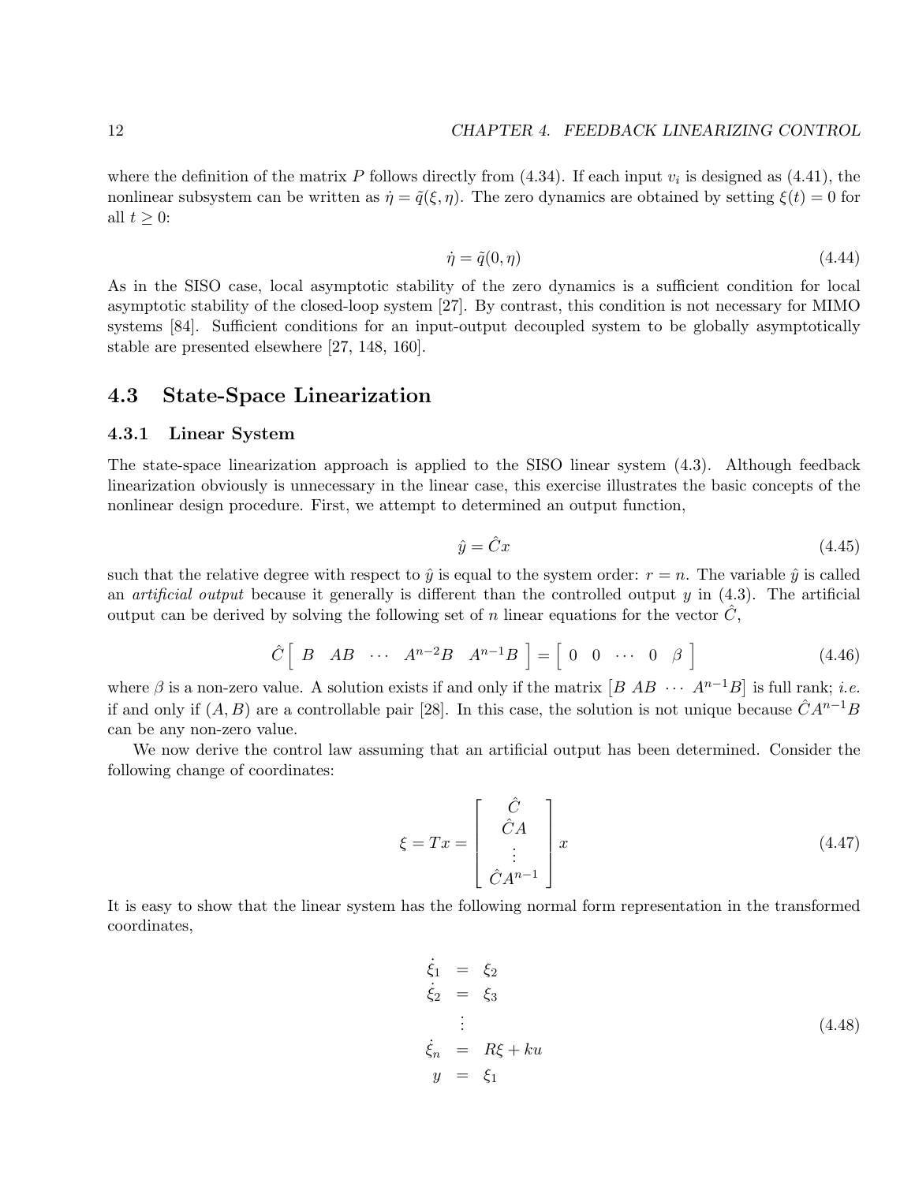where the definition of the matrix $P$ follows directly from (4.34). If each input $v_i$ is designed as (4.41), the nonlinear subsystem can be written as $\dot{\eta} = \tilde{q}(\xi, \eta)$. The zero dynamics are obtained by setting $\xi(t) = 0$ for all $t \geq 0$:

$$\dot{\eta} = \tilde{q}(0, \eta) \tag{4.44}$$

As in the SISO case, local asymptotic stability of the zero dynamics is a sufficient condition for local asymptotic stability of the closed-loop system [27]. By contrast, this condition is not necessary for MIMO systems [84]. Sufficient conditions for an input-output decoupled system to be globally asymptotically stable are presented elsewhere [27, 148, 160].

## 4.3 State-Space Linearization

### 4.3.1 Linear System

The state-space linearization approach is applied to the SISO linear system (4.3). Although feedback linearization obviously is unnecessary in the linear case, this exercise illustrates the basic concepts of the nonlinear design procedure. First, we attempt to determined an output function,

$$\hat{y} = \hat{C}x \tag{4.45}$$

such that the relative degree with respect to $\hat{y}$ is equal to the system order: $r = n$. The variable $\hat{y}$ is called an *artificial output* because it generally is different than the controlled output $y$ in (4.3). The artificial output can be derived by solving the following set of $n$ linear equations for the vector $\hat{C}$,

$$\hat{C} \begin{bmatrix} B & AB & \cdots & A^{n-2}B & A^{n-1}B \end{bmatrix} = \begin{bmatrix} 0 & 0 & \cdots & 0 & \beta \end{bmatrix} \tag{4.46}$$

where $\beta$ is a non-zero value. A solution exists if and only if the matrix $[B \ AB \ \cdots \ A^{n-1}B]$ is full rank; *i.e.* if and only if $(A, B)$ are a controllable pair [28]. In this case, the solution is not unique because $\hat{C}A^{n-1}B$ can be any non-zero value.

We now derive the control law assuming that an artificial output has been determined. Consider the following change of coordinates:

$$\xi = Tx = \begin{bmatrix} \hat{C} \\ \hat{C}A \\ \vdots \\ \hat{C}A^{n-1} \end{bmatrix} x \tag{4.47}$$

It is easy to show that the linear system has the following normal form representation in the transformed coordinates,

$$\begin{aligned} \dot{\xi}_1 &= \xi_2 \\ \dot{\xi}_2 &= \xi_3 \\ &\vdots \\ \dot{\xi}_n &= R\xi + ku \\ y &= \xi_1 \end{aligned} \tag{4.48}$$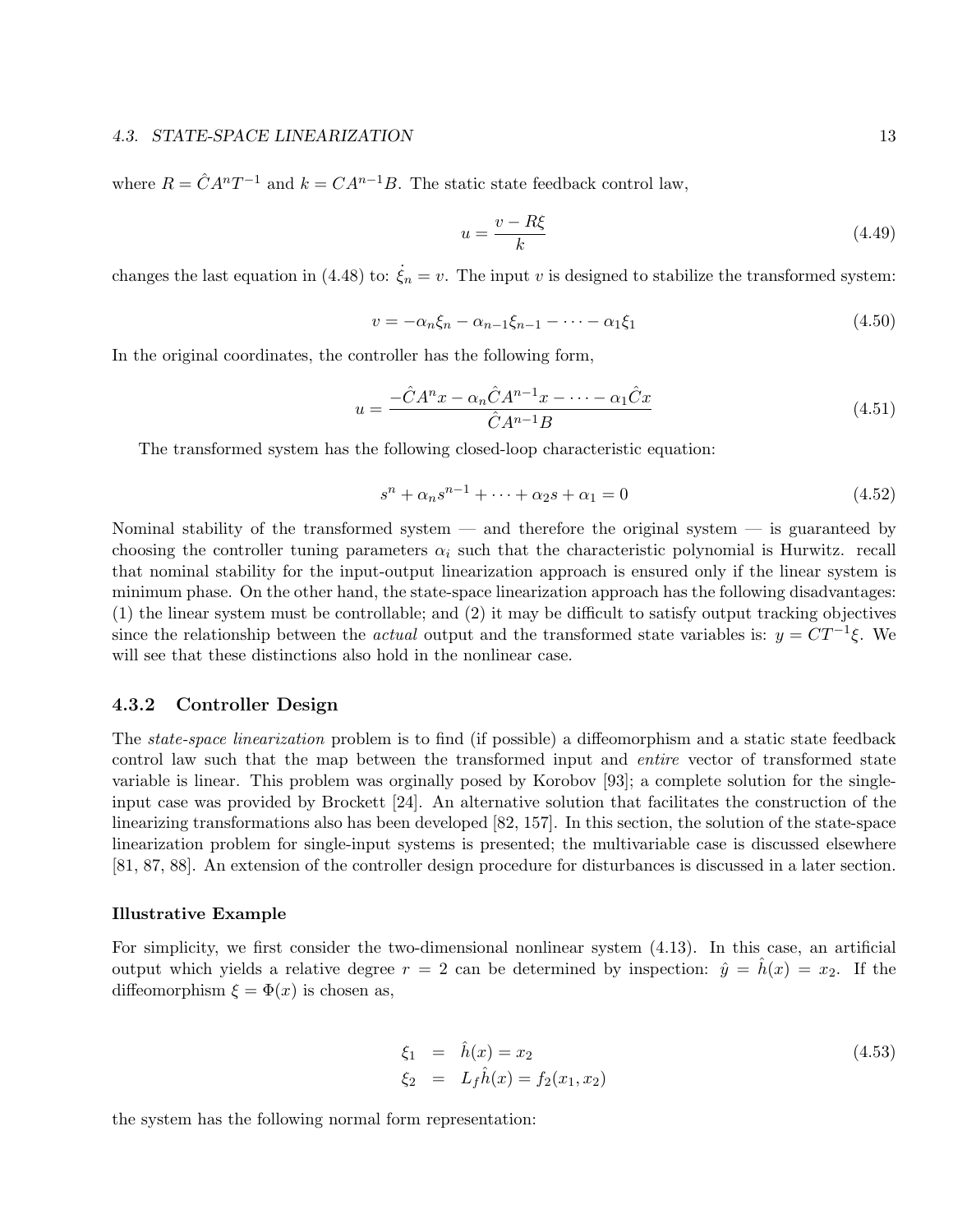where $R = \hat{C}A^n T^{-1}$ and $k = CA^{n-1}B$. The static state feedback control law,

$$u = \frac{v - R\xi}{k} \tag{4.49}$$

changes the last equation in (4.48) to: $\dot{\xi}_n = v$. The input $v$ is designed to stabilize the transformed system:

$$v = -\alpha_n \xi_n - \alpha_{n-1}\xi_{n-1} - \cdots - \alpha_1 \xi_1 \tag{4.50}$$

In the original coordinates, the controller has the following form,

$$u = \frac{-\hat{C}A^n x - \alpha_n \hat{C}A^{n-1}x - \cdots - \alpha_1 \hat{C}x}{\hat{C}A^{n-1}B} \tag{4.51}$$

The transformed system has the following closed-loop characteristic equation:

$$s^n + \alpha_n s^{n-1} + \cdots + \alpha_2 s + \alpha_1 = 0 \tag{4.52}$$

Nominal stability of the transformed system — and therefore the original system — is guaranteed by choosing the controller tuning parameters $\alpha_i$ such that the characteristic polynomial is Hurwitz. recall that nominal stability for the input-output linearization approach is ensured only if the linear system is minimum phase. On the other hand, the state-space linearization approach has the following disadvantages: (1) the linear system must be controllable; and (2) it may be difficult to satisfy output tracking objectives since the relationship between the *actual* output and the transformed state variables is: $y = CT^{-1}\xi$. We will see that these distinctions also hold in the nonlinear case.

### 4.3.2 Controller Design

The *state-space linearization* problem is to find (if possible) a diffeomorphism and a static state feedback control law such that the map between the transformed input and *entire* vector of transformed state variable is linear. This problem was orginally posed by Korobov [93]; a complete solution for the single-input case was provided by Brockett [24]. An alternative solution that facilitates the construction of the linearizing transformations also has been developed [82, 157]. In this section, the solution of the state-space linearization problem for single-input systems is presented; the multivariable case is discussed elsewhere [81, 87, 88]. An extension of the controller design procedure for disturbances is discussed in a later section.

#### Illustrative Example

For simplicity, we first consider the two-dimensional nonlinear system (4.13). In this case, an artificial output which yields a relative degree $r = 2$ can be determined by inspection: $\hat{y} = \hat{h}(x) = x_2$. If the diffeomorphism $\xi = \Phi(x)$ is chosen as,

$$\begin{aligned} \xi_1 &= \hat{h}(x) = x_2 \\ \xi_2 &= L_f \hat{h}(x) = f_2(x_1, x_2) \end{aligned} \tag{4.53}$$

the system has the following normal form representation: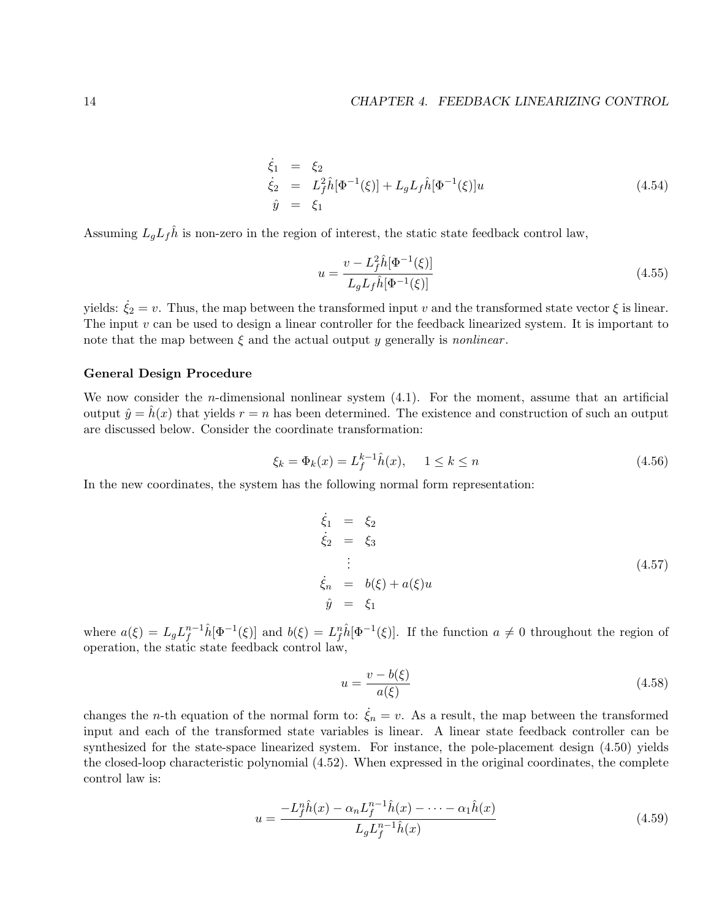$$
\begin{aligned}
\dot{\xi}_1 &= \xi_2 \\
\dot{\xi}_2 &= L_f^2 \hat{h}[\Phi^{-1}(\xi)] + L_g L_f \hat{h}[\Phi^{-1}(\xi)] u \\
\hat{y} &= \xi_1
\end{aligned}
\tag{4.54}
$$

Assuming $L_g L_f \hat{h}$ is non-zero in the region of interest, the static state feedback control law,

$$
u = \frac{v - L_f^2 \hat{h}[\Phi^{-1}(\xi)]}{L_g L_f \hat{h}[\Phi^{-1}(\xi)]}
\tag{4.55}
$$

yields: $\dot{\xi}_2 = v$. Thus, the map between the transformed input $v$ and the transformed state vector $\xi$ is linear. The input $v$ can be used to design a linear controller for the feedback linearized system. It is important to note that the map between $\xi$ and the actual output $y$ generally is *nonlinear*.

### General Design Procedure

We now consider the $n$-dimensional nonlinear system (4.1). For the moment, assume that an artificial output $\hat{y} = \hat{h}(x)$ that yields $r = n$ has been determined. The existence and construction of such an output are discussed below. Consider the coordinate transformation:

$$
\xi_k = \Phi_k(x) = L_f^{k-1} \hat{h}(x), \quad 1 \leq k \leq n
\tag{4.56}
$$

In the new coordinates, the system has the following normal form representation:

$$
\begin{aligned}
\dot{\xi}_1 &= \xi_2 \\
\dot{\xi}_2 &= \xi_3 \\
&\vdots \\
\dot{\xi}_n &= b(\xi) + a(\xi) u \\
\hat{y} &= \xi_1
\end{aligned}
\tag{4.57}
$$

where $a(\xi) = L_g L_f^{n-1} \hat{h}[\Phi^{-1}(\xi)]$ and $b(\xi) = L_f^n \hat{h}[\Phi^{-1}(\xi)]$. If the function $a \neq 0$ throughout the region of operation, the static state feedback control law,

$$
u = \frac{v - b(\xi)}{a(\xi)}
\tag{4.58}
$$

changes the $n$-th equation of the normal form to: $\dot{\xi}_n = v$. As a result, the map between the transformed input and each of the transformed state variables is linear. A linear state feedback controller can be synthesized for the state-space linearized system. For instance, the pole-placement design (4.50) yields the closed-loop characteristic polynomial (4.52). When expressed in the original coordinates, the complete control law is:

$$
u = \frac{-L_f^n \hat{h}(x) - \alpha_n L_f^{n-1} \hat{h}(x) - \cdots - \alpha_1 \hat{h}(x)}{L_g L_f^{n-1} \hat{h}(x)}
\tag{4.59}
$$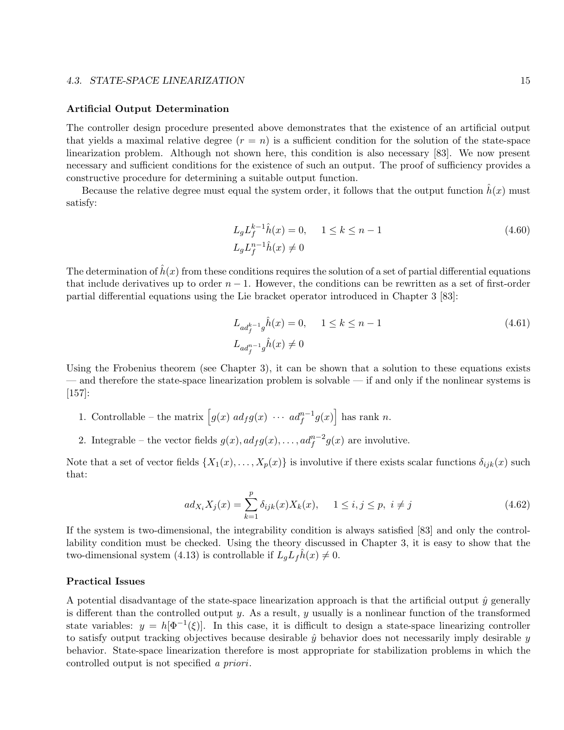### Artificial Output Determination

The controller design procedure presented above demonstrates that the existence of an artificial output that yields a maximal relative degree ($r = n$) is a sufficient condition for the solution of the state-space linearization problem. Although not shown here, this condition is also necessary [83]. We now present necessary and sufficient conditions for the existence of such an output. The proof of sufficiency provides a constructive procedure for determining a suitable output function.

Because the relative degree must equal the system order, it follows that the output function $\hat{h}(x)$ must satisfy:

$$
\begin{aligned}
L_g L_f^{k-1}\hat{h}(x) &= 0, \qquad 1 \leq k \leq n-1 \\
L_g L_f^{n-1}\hat{h}(x) &\neq 0
\end{aligned}
\tag{4.60}
$$

The determination of $\hat{h}(x)$ from these conditions requires the solution of a set of partial differential equations that include derivatives up to order $n-1$. However, the conditions can be rewritten as a set of first-order partial differential equations using the Lie bracket operator introduced in Chapter 3 [83]:

$$
\begin{aligned}
L_{ad_f^{k-1}g}\hat{h}(x) &= 0, \qquad 1 \leq k \leq n-1 \\
L_{ad_f^{n-1}g}\hat{h}(x) &\neq 0
\end{aligned}
\tag{4.61}
$$

Using the Frobenius theorem (see Chapter 3), it can be shown that a solution to these equations exists — and therefore the state-space linearization problem is solvable — if and only if the nonlinear systems is [157]:

1. Controllable – the matrix $\begin{bmatrix} g(x) & ad_f g(x) & \cdots & ad_f^{n-1}g(x) \end{bmatrix}$ has rank $n$.
2. Integrable – the vector fields $g(x), ad_f g(x), \ldots, ad_f^{n-2}g(x)$ are involutive.

Note that a set of vector fields $\{X_1(x), \ldots, X_p(x)\}$ is involutive if there exists scalar functions $\delta_{ijk}(x)$ such that:

$$
ad_{X_i}X_j(x) = \sum_{k=1}^{p} \delta_{ijk}(x)X_k(x), \qquad 1 \leq i,j \leq p, \; i \neq j \tag{4.62}
$$

If the system is two-dimensional, the integrability condition is always satisfied [83] and only the controllability condition must be checked. Using the theory discussed in Chapter 3, it is easy to show that the two-dimensional system (4.13) is controllable if $L_g L_f \hat{h}(x) \neq 0$.

### Practical Issues

A potential disadvantage of the state-space linearization approach is that the artificial output $\hat{y}$ generally is different than the controlled output $y$. As a result, $y$ usually is a nonlinear function of the transformed state variables: $y = h[\Phi^{-1}(\xi)]$. In this case, it is difficult to design a state-space linearizing controller to satisfy output tracking objectives because desirable $\hat{y}$ behavior does not necessarily imply desirable $y$ behavior. State-space linearization therefore is most appropriate for stabilization problems in which the controlled output is not specified *a priori*.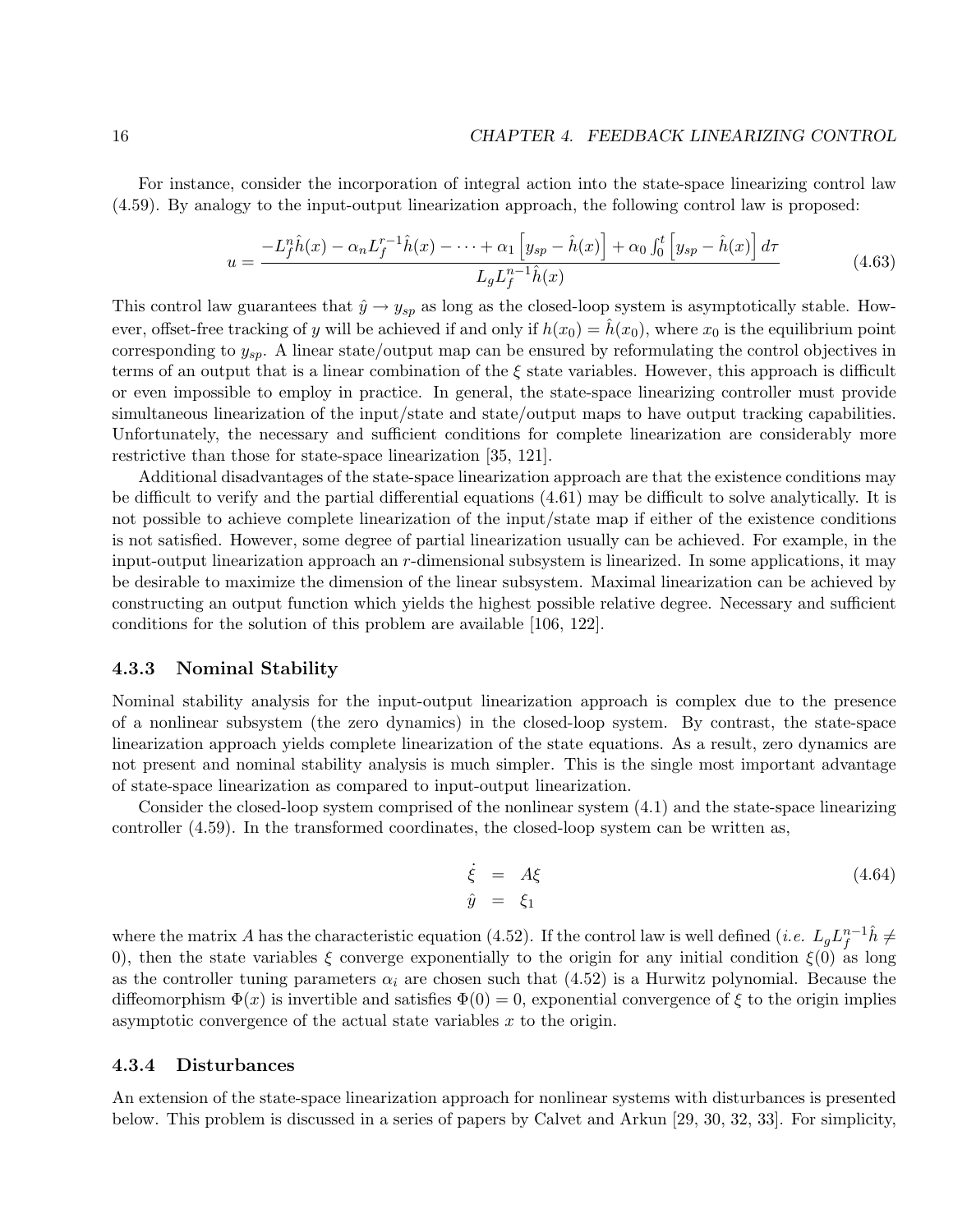For instance, consider the incorporation of integral action into the state-space linearizing control law (4.59). By analogy to the input-output linearization approach, the following control law is proposed:

$$u = \frac{-L_f^n \hat{h}(x) - \alpha_n L_f^{r-1} \hat{h}(x) - \cdots + \alpha_1 \left[ y_{sp} - \hat{h}(x) \right] + \alpha_0 \int_0^t \left[ y_{sp} - \hat{h}(x) \right] d\tau}{L_g L_f^{n-1} \hat{h}(x)} \tag{4.63}$$

This control law guarantees that $\hat{y} \to y_{sp}$ as long as the closed-loop system is asymptotically stable. However, offset-free tracking of $y$ will be achieved if and only if $h(x_0) = \hat{h}(x_0)$, where $x_0$ is the equilibrium point corresponding to $y_{sp}$. A linear state/output map can be ensured by reformulating the control objectives in terms of an output that is a linear combination of the $\xi$ state variables. However, this approach is difficult or even impossible to employ in practice. In general, the state-space linearizing controller must provide simultaneous linearization of the input/state and state/output maps to have output tracking capabilities. Unfortunately, the necessary and sufficient conditions for complete linearization are considerably more restrictive than those for state-space linearization [35, 121].

Additional disadvantages of the state-space linearization approach are that the existence conditions may be difficult to verify and the partial differential equations (4.61) may be difficult to solve analytically. It is not possible to achieve complete linearization of the input/state map if either of the existence conditions is not satisfied. However, some degree of partial linearization usually can be achieved. For example, in the input-output linearization approach an $r$-dimensional subsystem is linearized. In some applications, it may be desirable to maximize the dimension of the linear subsystem. Maximal linearization can be achieved by constructing an output function which yields the highest possible relative degree. Necessary and sufficient conditions for the solution of this problem are available [106, 122].

### 4.3.3 Nominal Stability

Nominal stability analysis for the input-output linearization approach is complex due to the presence of a nonlinear subsystem (the zero dynamics) in the closed-loop system. By contrast, the state-space linearization approach yields complete linearization of the state equations. As a result, zero dynamics are not present and nominal stability analysis is much simpler. This is the single most important advantage of state-space linearization as compared to input-output linearization.

Consider the closed-loop system comprised of the nonlinear system (4.1) and the state-space linearizing controller (4.59). In the transformed coordinates, the closed-loop system can be written as,

$$\begin{aligned} \dot{\xi} &= A\xi \\ \hat{y} &= \xi_1 \end{aligned} \tag{4.64}$$

where the matrix $A$ has the characteristic equation (4.52). If the control law is well defined (*i.e.* $L_g L_f^{n-1} \hat{h} \neq 0$), then the state variables $\xi$ converge exponentially to the origin for any initial condition $\xi(0)$ as long as the controller tuning parameters $\alpha_i$ are chosen such that (4.52) is a Hurwitz polynomial. Because the diffeomorphism $\Phi(x)$ is invertible and satisfies $\Phi(0) = 0$, exponential convergence of $\xi$ to the origin implies asymptotic convergence of the actual state variables $x$ to the origin.

### 4.3.4 Disturbances

An extension of the state-space linearization approach for nonlinear systems with disturbances is presented below. This problem is discussed in a series of papers by Calvet and Arkun [29, 30, 32, 33]. For simplicity,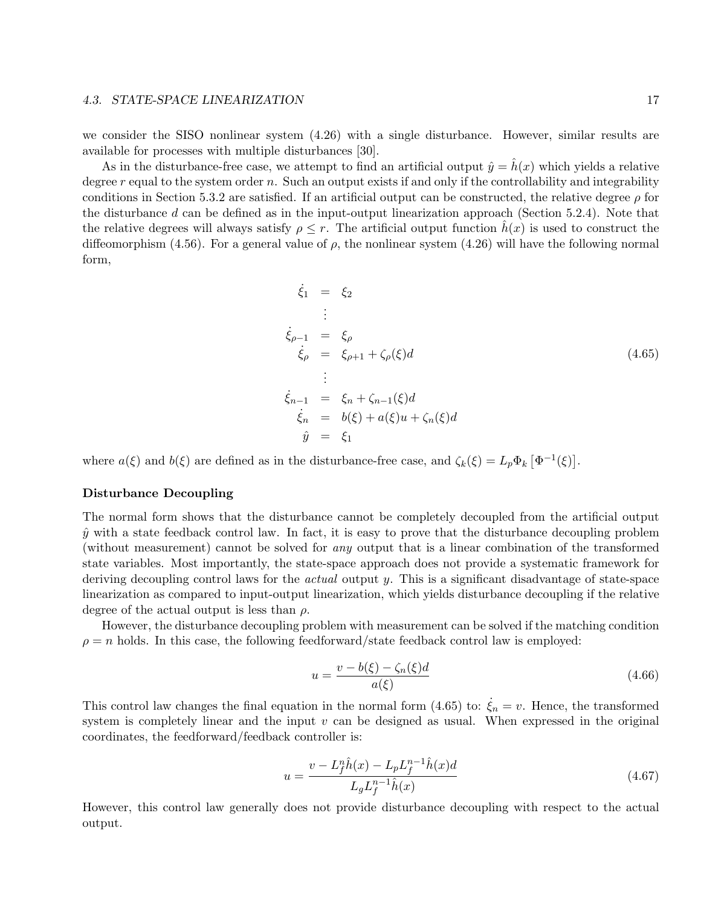we consider the SISO nonlinear system (4.26) with a single disturbance. However, similar results are available for processes with multiple disturbances [30].

As in the disturbance-free case, we attempt to find an artificial output $\hat{y} = \hat{h}(x)$ which yields a relative degree $r$ equal to the system order $n$. Such an output exists if and only if the controllability and integrability conditions in Section 5.3.2 are satisfied. If an artificial output can be constructed, the relative degree $\rho$ for the disturbance $d$ can be defined as in the input-output linearization approach (Section 5.2.4). Note that the relative degrees will always satisfy $\rho \leq r$. The artificial output function $\hat{h}(x)$ is used to construct the diffeomorphism (4.56). For a general value of $\rho$, the nonlinear system (4.26) will have the following normal form,

$$
\begin{aligned}
\dot{\xi}_1 &= \xi_2 \\
&\vdots \\
\dot{\xi}_{\rho-1} &= \xi_\rho \\
\dot{\xi}_\rho &= \xi_{\rho+1} + \zeta_\rho(\xi) d \\
&\vdots \\
\dot{\xi}_{n-1} &= \xi_n + \zeta_{n-1}(\xi) d \\
\dot{\xi}_n &= b(\xi) + a(\xi) u + \zeta_n(\xi) d \\
\hat{y} &= \xi_1
\end{aligned}
\tag{4.65}
$$

where $a(\xi)$ and $b(\xi)$ are defined as in the disturbance-free case, and $\zeta_k(\xi) = L_p \Phi_k \left[\Phi^{-1}(\xi)\right]$.

**Disturbance Decoupling**

The normal form shows that the disturbance cannot be completely decoupled from the artificial output $\hat{y}$ with a state feedback control law. In fact, it is easy to prove that the disturbance decoupling problem (without measurement) cannot be solved for *any* output that is a linear combination of the transformed state variables. Most importantly, the state-space approach does not provide a systematic framework for deriving decoupling control laws for the *actual* output $y$. This is a significant disadvantage of state-space linearization as compared to input-output linearization, which yields disturbance decoupling if the relative degree of the actual output is less than $\rho$.

However, the disturbance decoupling problem with measurement can be solved if the matching condition $\rho = n$ holds. In this case, the following feedforward/state feedback control law is employed:

$$
u = \frac{v - b(\xi) - \zeta_n(\xi) d}{a(\xi)} \tag{4.66}
$$

This control law changes the final equation in the normal form (4.65) to: $\dot{\xi}_n = v$. Hence, the transformed system is completely linear and the input $v$ can be designed as usual. When expressed in the original coordinates, the feedforward/feedback controller is:

$$
u = \frac{v - L_f^n \hat{h}(x) - L_p L_f^{n-1} \hat{h}(x) d}{L_g L_f^{n-1} \hat{h}(x)} \tag{4.67}
$$

However, this control law generally does not provide disturbance decoupling with respect to the actual output.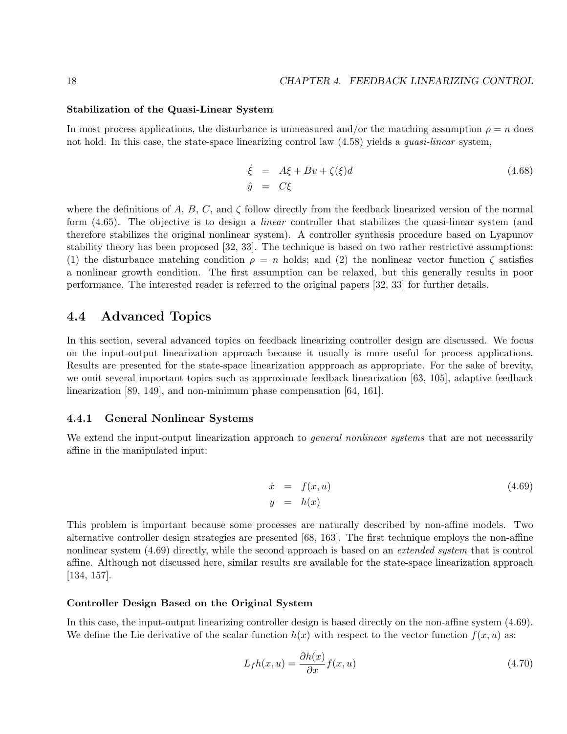**Stabilization of the Quasi-Linear System**

In most process applications, the disturbance is unmeasured and/or the matching assumption $\rho = n$ does not hold. In this case, the state-space linearizing control law (4.58) yields a *quasi-linear* system,

$$
\begin{aligned}
\dot{\xi} &= A\xi + Bv + \zeta(\xi)d \\
\hat{y} &= C\xi
\end{aligned}
\tag{4.68}
$$

where the definitions of $A$, $B$, $C$, and $\zeta$ follow directly from the feedback linearized version of the normal form (4.65). The objective is to design a *linear* controller that stabilizes the quasi-linear system (and therefore stabilizes the original nonlinear system). A controller synthesis procedure based on Lyapunov stability theory has been proposed [32, 33]. The technique is based on two rather restrictive assumptions: (1) the disturbance matching condition $\rho = n$ holds; and (2) the nonlinear vector function $\zeta$ satisfies a nonlinear growth condition. The first assumption can be relaxed, but this generally results in poor performance. The interested reader is referred to the original papers [32, 33] for further details.

## 4.4 Advanced Topics

In this section, several advanced topics on feedback linearizing controller design are discussed. We focus on the input-output linearization approach because it usually is more useful for process applications. Results are presented for the state-space linearization appproach as appropriate. For the sake of brevity, we omit several important topics such as approximate feedback linearization [63, 105], adaptive feedback linearization [89, 149], and non-minimum phase compensation [64, 161].

### 4.4.1 General Nonlinear Systems

We extend the input-output linearization approach to *general nonlinear systems* that are not necessarily affine in the manipulated input:

$$
\begin{aligned}
\dot{x} &= f(x, u) \\
y &= h(x)
\end{aligned}
\tag{4.69}
$$

This problem is important because some processes are naturally described by non-affine models. Two alternative controller design strategies are presented [68, 163]. The first technique employs the non-affine nonlinear system (4.69) directly, while the second approach is based on an *extended system* that is control affine. Although not discussed here, similar results are available for the state-space linearization approach [134, 157].

**Controller Design Based on the Original System**

In this case, the input-output linearizing controller design is based directly on the non-affine system (4.69). We define the Lie derivative of the scalar function $h(x)$ with respect to the vector function $f(x, u)$ as:

$$
L_f h(x, u) = \frac{\partial h(x)}{\partial x} f(x, u) \tag{4.70}
$$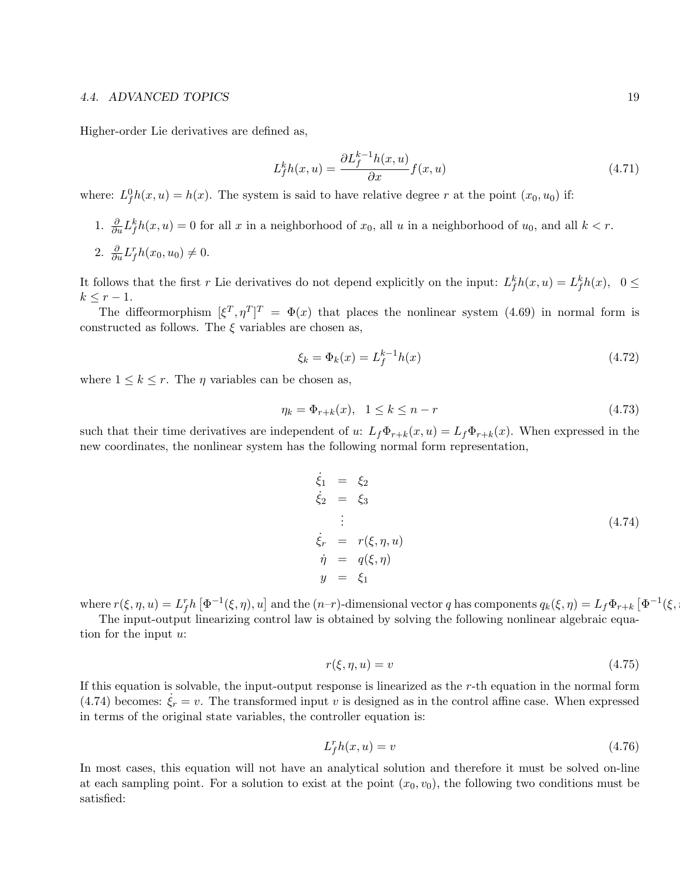Higher-order Lie derivatives are defined as,

$$L_f^k h(x,u) = \frac{\partial L_f^{k-1} h(x,u)}{\partial x} f(x,u) \tag{4.71}$$

where: $L_f^0 h(x,u) = h(x)$. The system is said to have relative degree $r$ at the point $(x_0, u_0)$ if:

1. $\frac{\partial}{\partial u} L_f^k h(x,u) = 0$ for all $x$ in a neighborhood of $x_0$, all $u$ in a neighborhood of $u_0$, and all $k < r$.
2. $\frac{\partial}{\partial u} L_f^r h(x_0, u_0) \neq 0$.

It follows that the first $r$ Lie derivatives do not depend explicitly on the input: $L_f^k h(x,u) = L_f^k h(x)$, $0 \leq k \leq r-1$.

The diffeormorphism $[\xi^T, \eta^T]^T = \Phi(x)$ that places the nonlinear system (4.69) in normal form is constructed as follows. The $\xi$ variables are chosen as,

$$\xi_k = \Phi_k(x) = L_f^{k-1} h(x) \tag{4.72}$$

where $1 \leq k \leq r$. The $\eta$ variables can be chosen as,

$$\eta_k = \Phi_{r+k}(x), \quad 1 \leq k \leq n-r \tag{4.73}$$

such that their time derivatives are independent of $u$: $L_f \Phi_{r+k}(x,u) = L_f \Phi_{r+k}(x)$. When expressed in the new coordinates, the nonlinear system has the following normal form representation,

$$\begin{aligned}
\dot{\xi}_1 &= \xi_2 \\
\dot{\xi}_2 &= \xi_3 \\
&\vdots \\
\dot{\xi}_r &= r(\xi, \eta, u) \\
\dot{\eta} &= q(\xi, \eta) \\
y &= \xi_1
\end{aligned} \tag{4.74}$$

where $r(\xi, \eta, u) = L_f^r h\left[\Phi^{-1}(\xi, \eta), u\right]$ and the $(n-r)$-dimensional vector $q$ has components $q_k(\xi, \eta) = L_f \Phi_{r+k}\left[\Phi^{-1}(\xi,\right.$

The input-output linearizing control law is obtained by solving the following nonlinear algebraic equation for the input $u$:

$$r(\xi, \eta, u) = v \tag{4.75}$$

If this equation is solvable, the input-output response is linearized as the $r$-th equation in the normal form (4.74) becomes: $\dot{\xi}_r = v$. The transformed input $v$ is designed as in the control affine case. When expressed in terms of the original state variables, the controller equation is:

$$L_f^r h(x,u) = v \tag{4.76}$$

In most cases, this equation will not have an analytical solution and therefore it must be solved on-line at each sampling point. For a solution to exist at the point $(x_0, v_0)$, the following two conditions must be satisfied: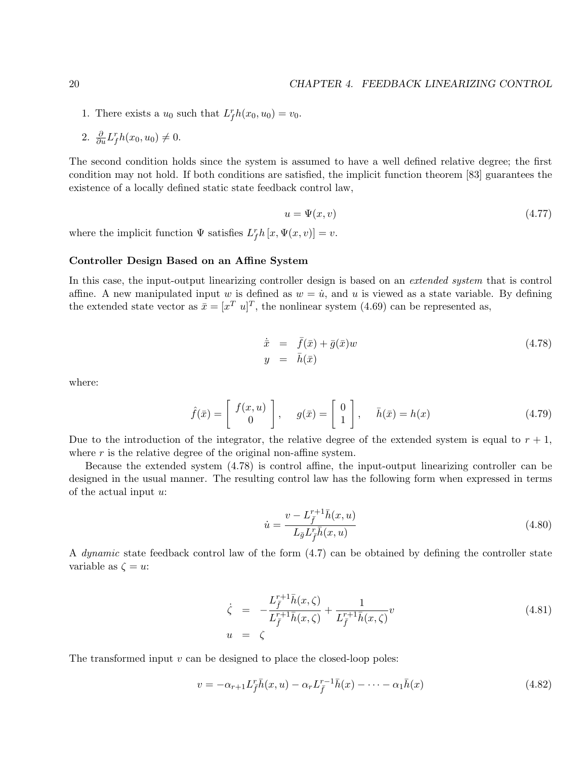1. There exists a $u_0$ such that $L_f^r h(x_0, u_0) = v_0$.
2. $\frac{\partial}{\partial u} L_f^r h(x_0, u_0) \neq 0$.

The second condition holds since the system is assumed to have a well defined relative degree; the first condition may not hold. If both conditions are satisfied, the implicit function theorem [83] guarantees the existence of a locally defined static state feedback control law,

$$u = \Psi(x, v) \tag{4.77}$$

where the implicit function $\Psi$ satisfies $L_f^r h\left[x, \Psi(x, v)\right] = v$.

**Controller Design Based on an Affine System**

In this case, the input-output linearizing controller design is based on an *extended system* that is control affine. A new manipulated input $w$ is defined as $w = \dot{u}$, and $u$ is viewed as a state variable. By defining the extended state vector as $\bar{x} = [x^T \ u]^T$, the nonlinear system (4.69) can be represented as,

$$\begin{aligned} \dot{\bar{x}} &= \bar{f}(\bar{x}) + \bar{g}(\bar{x}) w \\ y &= \bar{h}(\bar{x}) \end{aligned} \tag{4.78}$$

where:

$$\hat{f}(\bar{x}) = \begin{bmatrix} f(x, u) \\ 0 \end{bmatrix}, \quad g(\bar{x}) = \begin{bmatrix} 0 \\ 1 \end{bmatrix}, \quad \bar{h}(\bar{x}) = h(x) \tag{4.79}$$

Due to the introduction of the integrator, the relative degree of the extended system is equal to $r+1$, where $r$ is the relative degree of the original non-affine system.

Because the extended system (4.78) is control affine, the input-output linearizing controller can be designed in the usual manner. The resulting control law has the following form when expressed in terms of the actual input $u$:

$$\dot{u} = \frac{v - L_{\bar{f}}^{r+1} \bar{h}(x, u)}{L_{\bar{g}} L_{\bar{f}}^{r} \bar{h}(x, u)} \tag{4.80}$$

A *dynamic* state feedback control law of the form (4.7) can be obtained by defining the controller state variable as $\zeta = u$:

$$\begin{aligned} \dot{\zeta} &= -\frac{L_{\bar{f}}^{r+1} \bar{h}(x, \zeta)}{L_{\bar{f}}^{r+1} \bar{h}(x, \zeta)} + \frac{1}{L_{\bar{f}}^{r+1} \bar{h}(x, \zeta)} v \\ u &= \zeta \end{aligned} \tag{4.81}$$

The transformed input $v$ can be designed to place the closed-loop poles:

$$v = -\alpha_{r+1} L_{\bar{f}}^{r} \bar{h}(x, u) - \alpha_r L_{\bar{f}}^{r-1} \bar{h}(x) - \cdots - \alpha_1 \bar{h}(x) \tag{4.82}$$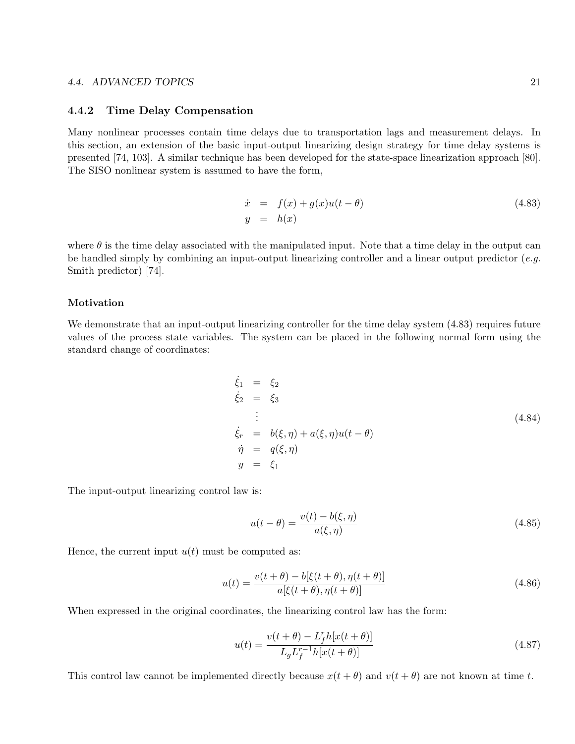### 4.4.2 Time Delay Compensation

Many nonlinear processes contain time delays due to transportation lags and measurement delays. In this section, an extension of the basic input-output linearizing design strategy for time delay systems is presented [74, 103]. A similar technique has been developed for the state-space linearization approach [80]. The SISO nonlinear system is assumed to have the form,

$$
\begin{aligned}
\dot{x} &= f(x) + g(x)u(t-\theta) \\
y &= h(x)
\end{aligned}
\tag{4.83}
$$

where $\theta$ is the time delay associated with the manipulated input. Note that a time delay in the output can be handled simply by combining an input-output linearizing controller and a linear output predictor (*e.g.* Smith predictor) [74].

#### Motivation

We demonstrate that an input-output linearizing controller for the time delay system (4.83) requires future values of the process state variables. The system can be placed in the following normal form using the standard change of coordinates:

$$
\begin{aligned}
\dot{\xi}_1 &= \xi_2 \\
\dot{\xi}_2 &= \xi_3 \\
&\vdots \\
\dot{\xi}_r &= b(\xi, \eta) + a(\xi, \eta)u(t-\theta) \\
\dot{\eta} &= q(\xi, \eta) \\
y &= \xi_1
\end{aligned}
\tag{4.84}
$$

The input-output linearizing control law is:

$$
u(t-\theta) = \frac{v(t) - b(\xi, \eta)}{a(\xi, \eta)}
\tag{4.85}
$$

Hence, the current input $u(t)$ must be computed as:

$$
u(t) = \frac{v(t+\theta) - b[\xi(t+\theta), \eta(t+\theta)]}{a[\xi(t+\theta), \eta(t+\theta)]}
\tag{4.86}
$$

When expressed in the original coordinates, the linearizing control law has the form:

$$
u(t) = \frac{v(t+\theta) - L_f^r h[x(t+\theta)]}{L_g L_f^{r-1} h[x(t+\theta)]}
\tag{4.87}
$$

This control law cannot be implemented directly because $x(t+\theta)$ and $v(t+\theta)$ are not known at time $t$.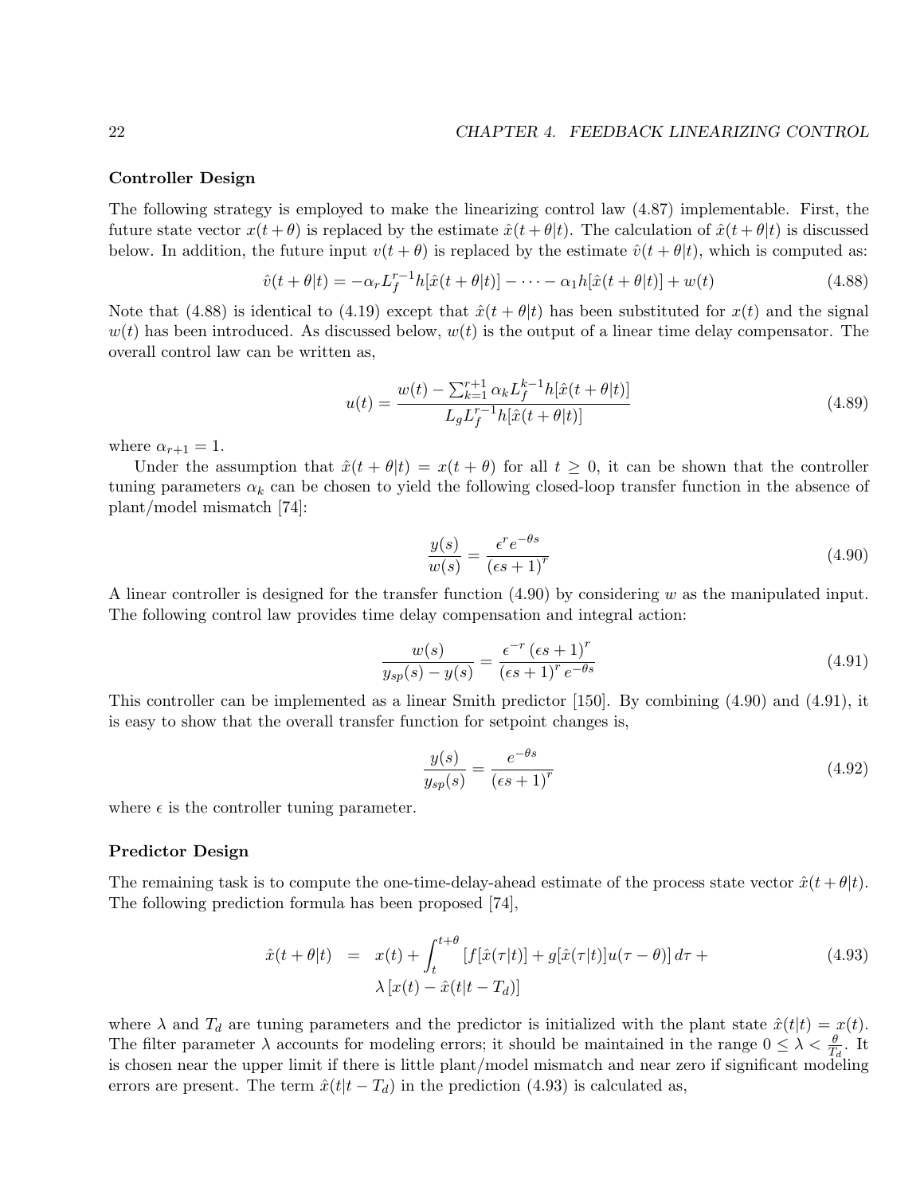**Controller Design**

The following strategy is employed to make the linearizing control law (4.87) implementable. First, the future state vector $x(t+\theta)$ is replaced by the estimate $\hat{x}(t+\theta|t)$. The calculation of $\hat{x}(t+\theta|t)$ is discussed below. In addition, the future input $v(t+\theta)$ is replaced by the estimate $\hat{v}(t+\theta|t)$, which is computed as:

$$\hat{v}(t+\theta|t) = -\alpha_r L_f^{r-1} h[\hat{x}(t+\theta|t)] - \cdots - \alpha_1 h[\hat{x}(t+\theta|t)] + w(t) \tag{4.88}$$

Note that (4.88) is identical to (4.19) except that $\hat{x}(t+\theta|t)$ has been substituted for $x(t)$ and the signal $w(t)$ has been introduced. As discussed below, $w(t)$ is the output of a linear time delay compensator. The overall control law can be written as,

$$u(t) = \frac{w(t) - \sum_{k=1}^{r+1} \alpha_k L_f^{k-1} h[\hat{x}(t+\theta|t)]}{L_g L_f^{r-1} h[\hat{x}(t+\theta|t)]} \tag{4.89}$$

where $\alpha_{r+1} = 1$.

Under the assumption that $\hat{x}(t+\theta|t) = x(t+\theta)$ for all $t \geq 0$, it can be shown that the controller tuning parameters $\alpha_k$ can be chosen to yield the following closed-loop transfer function in the absence of plant/model mismatch [74]:

$$\frac{y(s)}{w(s)} = \frac{\epsilon^r e^{-\theta s}}{(\epsilon s + 1)^r} \tag{4.90}$$

A linear controller is designed for the transfer function (4.90) by considering $w$ as the manipulated input. The following control law provides time delay compensation and integral action:

$$\frac{w(s)}{y_{sp}(s) - y(s)} = \frac{\epsilon^{-r} (\epsilon s + 1)^r}{(\epsilon s + 1)^r e^{-\theta s}} \tag{4.91}$$

This controller can be implemented as a linear Smith predictor [150]. By combining (4.90) and (4.91), it is easy to show that the overall transfer function for setpoint changes is,

$$\frac{y(s)}{y_{sp}(s)} = \frac{e^{-\theta s}}{(\epsilon s + 1)^r} \tag{4.92}$$

where $\epsilon$ is the controller tuning parameter.

**Predictor Design**

The remaining task is to compute the one-time-delay-ahead estimate of the process state vector $\hat{x}(t+\theta|t)$. The following prediction formula has been proposed [74],

$$\begin{aligned} \hat{x}(t+\theta|t) &= x(t) + \int_t^{t+\theta} \left[ f[\hat{x}(\tau|t)] + g[\hat{x}(\tau|t)] u(\tau - \theta) \right] d\tau + \\ & \quad \lambda \left[ x(t) - \hat{x}(t|t - T_d) \right] \end{aligned} \tag{4.93}$$

where $\lambda$ and $T_d$ are tuning parameters and the predictor is initialized with the plant state $\hat{x}(t|t) = x(t)$. The filter parameter $\lambda$ accounts for modeling errors; it should be maintained in the range $0 \leq \lambda < \frac{\theta}{T_d}$. It is chosen near the upper limit if there is little plant/model mismatch and near zero if significant modeling errors are present. The term $\hat{x}(t|t - T_d)$ in the prediction (4.93) is calculated as,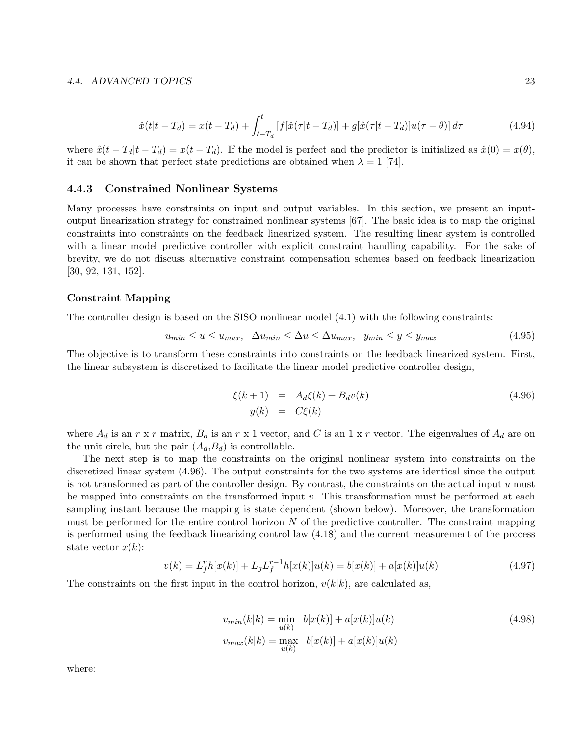$$\hat{x}(t|t-T_d) = x(t-T_d) + \int_{t-T_d}^{t} \left[ f[\hat{x}(\tau|t-T_d)] + g[\hat{x}(\tau|t-T_d)]u(\tau-\theta) \right] d\tau \tag{4.94}$$

where $\hat{x}(t-T_d|t-T_d) = x(t-T_d)$. If the model is perfect and the predictor is initialized as $\hat{x}(0) = x(\theta)$, it can be shown that perfect state predictions are obtained when $\lambda = 1$ [74].

### 4.4.3 Constrained Nonlinear Systems

Many processes have constraints on input and output variables. In this section, we present an input-output linearization strategy for constrained nonlinear systems [67]. The basic idea is to map the original constraints into constraints on the feedback linearized system. The resulting linear system is controlled with a linear model predictive controller with explicit constraint handling capability. For the sake of brevity, we do not discuss alternative constraint compensation schemes based on feedback linearization [30, 92, 131, 152].

#### Constraint Mapping

The controller design is based on the SISO nonlinear model (4.1) with the following constraints:

$$u_{min} \leq u \leq u_{max}, \quad \Delta u_{min} \leq \Delta u \leq \Delta u_{max}, \quad y_{min} \leq y \leq y_{max} \tag{4.95}$$

The objective is to transform these constraints into constraints on the feedback linearized system. First, the linear subsystem is discretized to facilitate the linear model predictive controller design,

$$\begin{aligned} \xi(k+1) &= A_d \xi(k) + B_d v(k) \\ y(k) &= C \xi(k) \end{aligned} \tag{4.96}$$

where $A_d$ is an $r$ x $r$ matrix, $B_d$ is an $r$ x 1 vector, and $C$ is an 1 x $r$ vector. The eigenvalues of $A_d$ are on the unit circle, but the pair ($A_d$,$B_d$) is controllable.

The next step is to map the constraints on the original nonlinear system into constraints on the discretized linear system (4.96). The output constraints for the two systems are identical since the output is not transformed as part of the controller design. By contrast, the constraints on the actual input $u$ must be mapped into constraints on the transformed input $v$. This transformation must be performed at each sampling instant because the mapping is state dependent (shown below). Moreover, the transformation must be performed for the entire control horizon $N$ of the predictive controller. The constraint mapping is performed using the feedback linearizing control law (4.18) and the current measurement of the process state vector $x(k)$:

$$v(k) = L_f^r h[x(k)] + L_g L_f^{r-1} h[x(k)] u(k) = b[x(k)] + a[x(k)] u(k) \tag{4.97}$$

The constraints on the first input in the control horizon, $v(k|k)$, are calculated as,

$$\begin{aligned} v_{min}(k|k) &= \min_{u(k)} \quad b[x(k)] + a[x(k)]u(k) \\ v_{max}(k|k) &= \max_{u(k)} \quad b[x(k)] + a[x(k)]u(k) \end{aligned} \tag{4.98}$$

where: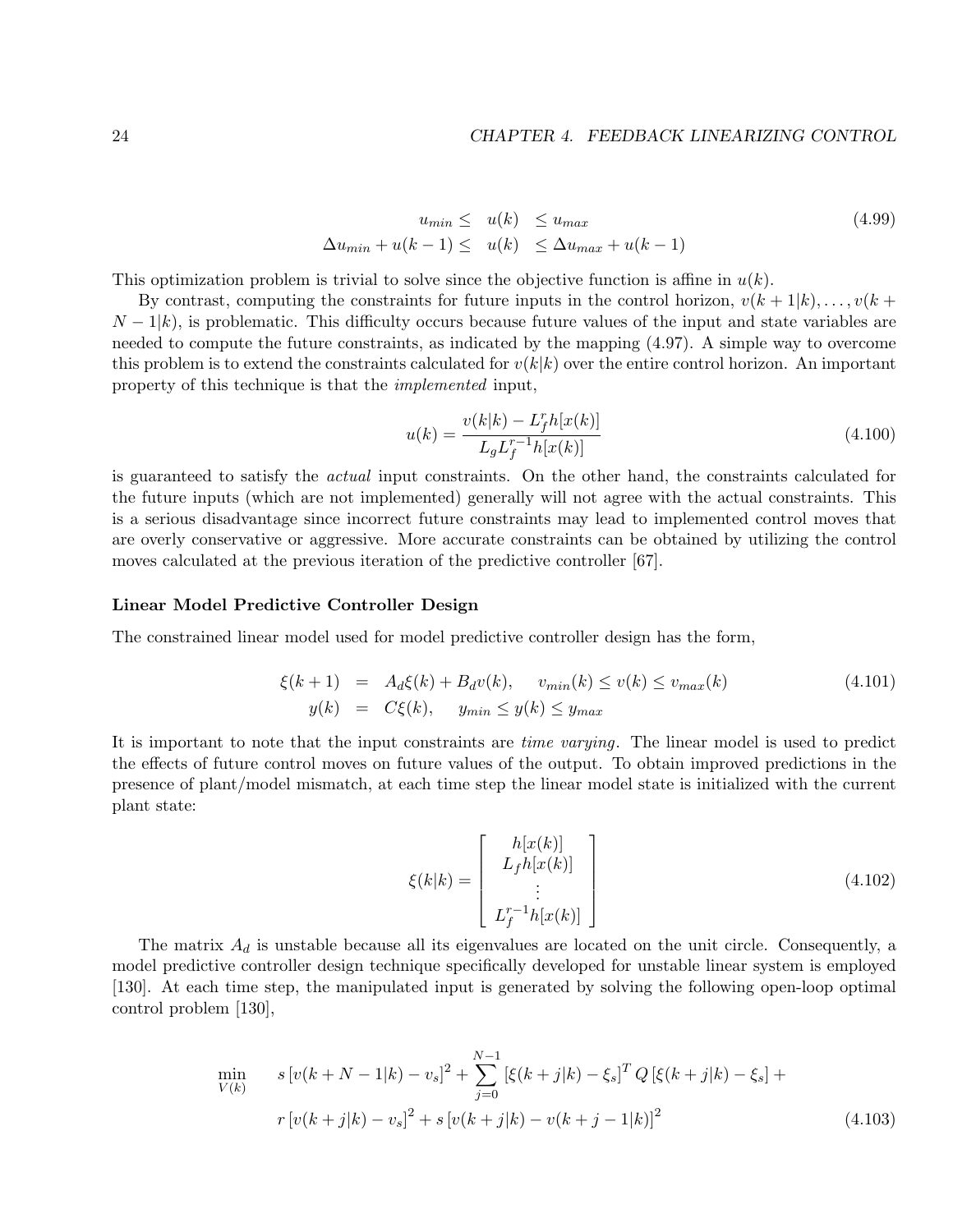$$
\begin{aligned}
u_{min} \leq \quad & u(k) \quad \leq u_{max} \\
\Delta u_{min} + u(k-1) \leq \quad & u(k) \quad \leq \Delta u_{max} + u(k-1)
\end{aligned}
\tag{4.99}
$$

This optimization problem is trivial to solve since the objective function is affine in $u(k)$.

By contrast, computing the constraints for future inputs in the control horizon, $v(k+1|k), \ldots, v(k+N-1|k)$, is problematic. This difficulty occurs because future values of the input and state variables are needed to compute the future constraints, as indicated by the mapping (4.97). A simple way to overcome this problem is to extend the constraints calculated for $v(k|k)$ over the entire control horizon. An important property of this technique is that the *implemented* input,

$$
u(k) = \frac{v(k|k) - L_f^r h[x(k)]}{L_g L_f^{r-1} h[x(k)]}
\tag{4.100}
$$

is guaranteed to satisfy the *actual* input constraints. On the other hand, the constraints calculated for the future inputs (which are not implemented) generally will not agree with the actual constraints. This is a serious disadvantage since incorrect future constraints may lead to implemented control moves that are overly conservative or aggressive. More accurate constraints can be obtained by utilizing the control moves calculated at the previous iteration of the predictive controller [67].

**Linear Model Predictive Controller Design**

The constrained linear model used for model predictive controller design has the form,

$$
\begin{aligned}
\xi(k+1) &= A_d \xi(k) + B_d v(k), \qquad v_{min}(k) \leq v(k) \leq v_{max}(k) \\
y(k) &= C\xi(k), \qquad y_{min} \leq y(k) \leq y_{max}
\end{aligned}
\tag{4.101}
$$

It is important to note that the input constraints are *time varying*. The linear model is used to predict the effects of future control moves on future values of the output. To obtain improved predictions in the presence of plant/model mismatch, at each time step the linear model state is initialized with the current plant state:

$$
\xi(k|k) = \begin{bmatrix} h[x(k)] \\ L_f h[x(k)] \\ \vdots \\ L_f^{r-1} h[x(k)] \end{bmatrix}
\tag{4.102}
$$

The matrix $A_d$ is unstable because all its eigenvalues are located on the unit circle. Consequently, a model predictive controller design technique specifically developed for unstable linear system is employed [130]. At each time step, the manipulated input is generated by solving the following open-loop optimal control problem [130],

$$
\begin{aligned}
\min_{V(k)} \quad & s\left[v(k+N-1|k) - v_s\right]^2 + \sum_{j=0}^{N-1} \left[\xi(k+j|k) - \xi_s\right]^T Q \left[\xi(k+j|k) - \xi_s\right] + \\
& r\left[v(k+j|k) - v_s\right]^2 + s\left[v(k+j|k) - v(k+j-1|k)\right]^2
\end{aligned}
\tag{4.103}
$$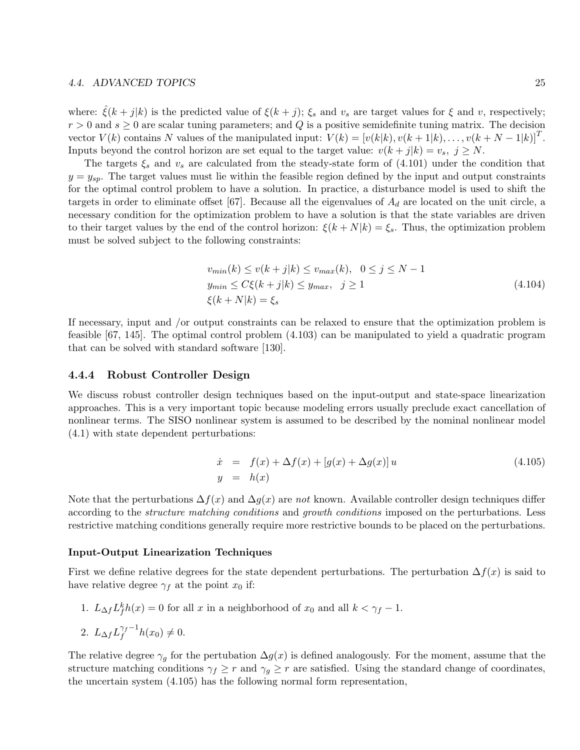where: $\hat{\xi}(k+j|k)$ is the predicted value of $\xi(k+j)$; $\xi_s$ and $v_s$ are target values for $\xi$ and $v$, respectively; $r > 0$ and $s \geq 0$ are scalar tuning parameters; and $Q$ is a positive semidefinite tuning matrix. The decision vector $V(k)$ contains $N$ values of the manipulated input: $V(k) = [v(k|k), v(k+1|k), \ldots, v(k+N-1|k)]^T$. Inputs beyond the control horizon are set equal to the target value: $v(k+j|k) = v_s,\ j \geq N$.

The targets $\xi_s$ and $v_s$ are calculated from the steady-state form of (4.101) under the condition that $y = y_{sp}$. The target values must lie within the feasible region defined by the input and output constraints for the optimal control problem to have a solution. In practice, a disturbance model is used to shift the targets in order to eliminate offset [67]. Because all the eigenvalues of $A_d$ are located on the unit circle, a necessary condition for the optimization problem to have a solution is that the state variables are driven to their target values by the end of the control horizon: $\xi(k+N|k) = \xi_s$. Thus, the optimization problem must be solved subject to the following constraints:

$$
\begin{aligned}
&v_{min}(k) \leq v(k+j|k) \leq v_{max}(k), \quad 0 \leq j \leq N-1 \\
&y_{min} \leq C\xi(k+j|k) \leq y_{max}, \quad j \geq 1 \\
&\xi(k+N|k) = \xi_s
\end{aligned}
\tag{4.104}
$$

If necessary, input and /or output constraints can be relaxed to ensure that the optimization problem is feasible [67, 145]. The optimal control problem (4.103) can be manipulated to yield a quadratic program that can be solved with standard software [130].

### 4.4.4 Robust Controller Design

We discuss robust controller design techniques based on the input-output and state-space linearization approaches. This is a very important topic because modeling errors usually preclude exact cancellation of nonlinear terms. The SISO nonlinear system is assumed to be described by the nominal nonlinear model (4.1) with state dependent perturbations:

$$
\begin{aligned}
\dot{x} &= f(x) + \Delta f(x) + [g(x) + \Delta g(x)]\, u \\
y &= h(x)
\end{aligned}
\tag{4.105}
$$

Note that the perturbations $\Delta f(x)$ and $\Delta g(x)$ are *not* known. Available controller design techniques differ according to the *structure matching conditions* and *growth conditions* imposed on the perturbations. Less restrictive matching conditions generally require more restrictive bounds to be placed on the perturbations.

#### Input-Output Linearization Techniques

First we define relative degrees for the state dependent perturbations. The perturbation $\Delta f(x)$ is said to have relative degree $\gamma_f$ at the point $x_0$ if:

1. $L_{\Delta f} L_f^k h(x) = 0$ for all $x$ in a neighborhood of $x_0$ and all $k < \gamma_f - 1$.
2. $L_{\Delta f} L_f^{\gamma_f - 1} h(x_0) \neq 0$.

The relative degree $\gamma_g$ for the pertubation $\Delta g(x)$ is defined analogously. For the moment, assume that the structure matching conditions $\gamma_f \geq r$ and $\gamma_g \geq r$ are satisfied. Using the standard change of coordinates, the uncertain system (4.105) has the following normal form representation,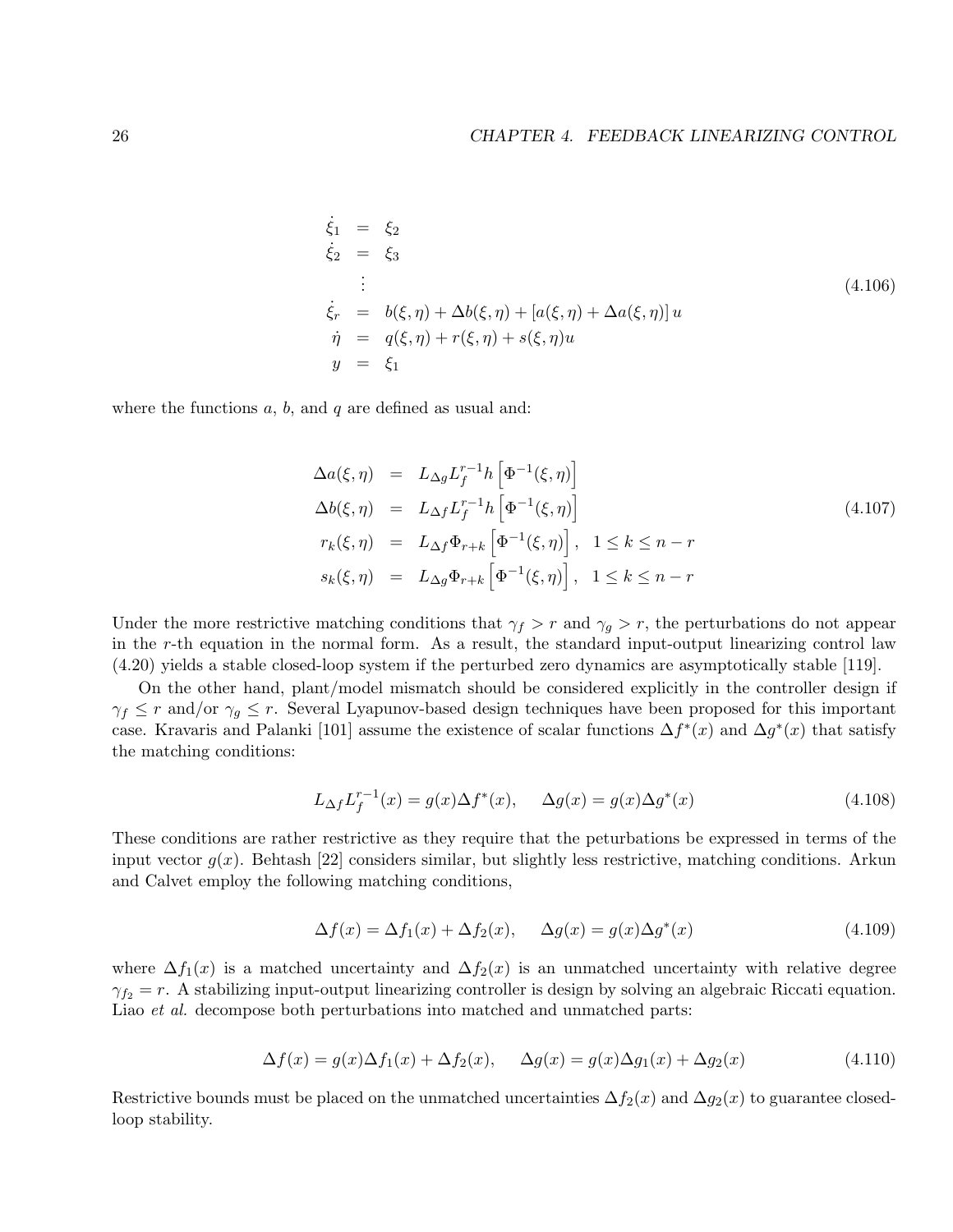$$
\begin{aligned}
\dot{\xi}_1 &= \xi_2 \\
\dot{\xi}_2 &= \xi_3 \\
&\vdots \\
\dot{\xi}_r &= b(\xi,\eta) + \Delta b(\xi,\eta) + [a(\xi,\eta) + \Delta a(\xi,\eta)]\, u \\
\dot{\eta} &= q(\xi,\eta) + r(\xi,\eta) + s(\xi,\eta)u \\
y &= \xi_1
\end{aligned}
\tag{4.106}
$$

where the functions $a$, $b$, and $q$ are defined as usual and:

$$
\begin{aligned}
\Delta a(\xi,\eta) &= L_{\Delta g} L_f^{r-1} h \left[\Phi^{-1}(\xi,\eta)\right] \\
\Delta b(\xi,\eta) &= L_{\Delta f} L_f^{r-1} h \left[\Phi^{-1}(\xi,\eta)\right] \\
r_k(\xi,\eta) &= L_{\Delta f} \Phi_{r+k} \left[\Phi^{-1}(\xi,\eta)\right], \quad 1 \le k \le n-r \\
s_k(\xi,\eta) &= L_{\Delta g} \Phi_{r+k} \left[\Phi^{-1}(\xi,\eta)\right], \quad 1 \le k \le n-r
\end{aligned}
\tag{4.107}
$$

Under the more restrictive matching conditions that $\gamma_f > r$ and $\gamma_g > r$, the perturbations do not appear in the $r$-th equation in the normal form. As a result, the standard input-output linearizing control law (4.20) yields a stable closed-loop system if the perturbed zero dynamics are asymptotically stable [119].

On the other hand, plant/model mismatch should be considered explicitly in the controller design if $\gamma_f \le r$ and/or $\gamma_g \le r$. Several Lyapunov-based design techniques have been proposed for this important case. Kravaris and Palanki [101] assume the existence of scalar functions $\Delta f^*(x)$ and $\Delta g^*(x)$ that satisfy the matching conditions:

$$
L_{\Delta f} L_f^{r-1}(x) = g(x)\Delta f^*(x), \qquad \Delta g(x) = g(x)\Delta g^*(x) \tag{4.108}
$$

These conditions are rather restrictive as they require that the peturbations be expressed in terms of the input vector $g(x)$. Behtash [22] considers similar, but slightly less restrictive, matching conditions. Arkun and Calvet employ the following matching conditions,

$$
\Delta f(x) = \Delta f_1(x) + \Delta f_2(x), \qquad \Delta g(x) = g(x)\Delta g^*(x) \tag{4.109}
$$

where $\Delta f_1(x)$ is a matched uncertainty and $\Delta f_2(x)$ is an unmatched uncertainty with relative degree $\gamma_{f_2} = r$. A stabilizing input-output linearizing controller is design by solving an algebraic Riccati equation. Liao *et al.* decompose both perturbations into matched and unmatched parts:

$$
\Delta f(x) = g(x)\Delta f_1(x) + \Delta f_2(x), \qquad \Delta g(x) = g(x)\Delta g_1(x) + \Delta g_2(x) \tag{4.110}
$$

Restrictive bounds must be placed on the unmatched uncertainties $\Delta f_2(x)$ and $\Delta g_2(x)$ to guarantee closed-loop stability.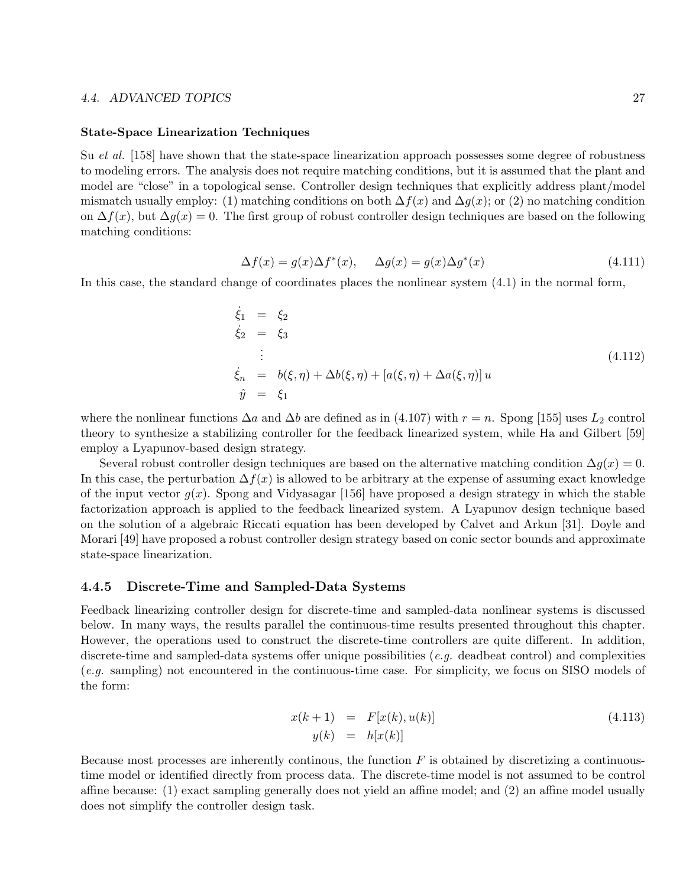**State-Space Linearization Techniques**

Su *et al.* [158] have shown that the state-space linearization approach possesses some degree of robustness to modeling errors. The analysis does not require matching conditions, but it is assumed that the plant and model are "close" in a topological sense. Controller design techniques that explicitly address plant/model mismatch usually employ: (1) matching conditions on both $\Delta f(x)$ and $\Delta g(x)$; or (2) no matching condition on $\Delta f(x)$, but $\Delta g(x) = 0$. The first group of robust controller design techniques are based on the following matching conditions:

$$\Delta f(x) = g(x)\Delta f^*(x), \qquad \Delta g(x) = g(x)\Delta g^*(x) \tag{4.111}$$

In this case, the standard change of coordinates places the nonlinear system (4.1) in the normal form,

$$\begin{aligned}
\dot{\xi}_1 &= \xi_2 \\
\dot{\xi}_2 &= \xi_3 \\
&\vdots \\
\dot{\xi}_n &= b(\xi,\eta) + \Delta b(\xi,\eta) + [a(\xi,\eta) + \Delta a(\xi,\eta)]\, u \\
\hat{y} &= \xi_1
\end{aligned} \tag{4.112}$$

where the nonlinear functions $\Delta a$ and $\Delta b$ are defined as in (4.107) with $r = n$. Spong [155] uses $L_2$ control theory to synthesize a stabilizing controller for the feedback linearized system, while Ha and Gilbert [59] employ a Lyapunov-based design strategy.

Several robust controller design techniques are based on the alternative matching condition $\Delta g(x) = 0$. In this case, the perturbation $\Delta f(x)$ is allowed to be arbitrary at the expense of assuming exact knowledge of the input vector $g(x)$. Spong and Vidyasagar [156] have proposed a design strategy in which the stable factorization approach is applied to the feedback linearized system. A Lyapunov design technique based on the solution of a algebraic Riccati equation has been developed by Calvet and Arkun [31]. Doyle and Morari [49] have proposed a robust controller design strategy based on conic sector bounds and approximate state-space linearization.

### 4.4.5 Discrete-Time and Sampled-Data Systems

Feedback linearizing controller design for discrete-time and sampled-data nonlinear systems is discussed below. In many ways, the results parallel the continuous-time results presented throughout this chapter. However, the operations used to construct the discrete-time controllers are quite different. In addition, discrete-time and sampled-data systems offer unique possibilities (*e.g.* deadbeat control) and complexities (*e.g.* sampling) not encountered in the continuous-time case. For simplicity, we focus on SISO models of the form:

$$\begin{aligned}
x(k+1) &= F[x(k), u(k)] \\
y(k) &= h[x(k)]
\end{aligned} \tag{4.113}$$

Because most processes are inherently continous, the function $F$ is obtained by discretizing a continuous-time model or identified directly from process data. The discrete-time model is not assumed to be control affine because: (1) exact sampling generally does not yield an affine model; and (2) an affine model usually does not simplify the controller design task.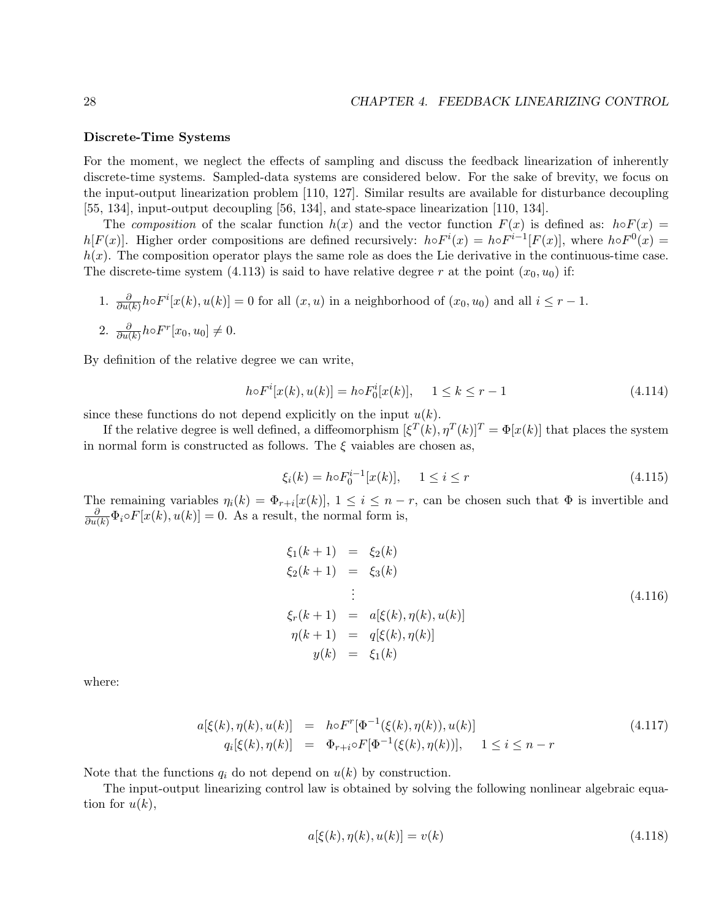### Discrete-Time Systems

For the moment, we neglect the effects of sampling and discuss the feedback linearization of inherently discrete-time systems. Sampled-data systems are considered below. For the sake of brevity, we focus on the input-output linearization problem [110, 127]. Similar results are available for disturbance decoupling [55, 134], input-output decoupling [56, 134], and state-space linearization [110, 134].

The *composition* of the scalar function $h(x)$ and the vector function $F(x)$ is defined as: $h \circ F(x) = h[F(x)]$. Higher order compositions are defined recursively: $h \circ F^i(x) = h \circ F^{i-1}[F(x)]$, where $h \circ F^0(x) = h(x)$. The composition operator plays the same role as does the Lie derivative in the continuous-time case. The discrete-time system (4.113) is said to have relative degree $r$ at the point $(x_0, u_0)$ if:

1. $\frac{\partial}{\partial u(k)} h \circ F^i[x(k), u(k)] = 0$ for all $(x, u)$ in a neighborhood of $(x_0, u_0)$ and all $i \leq r-1$.
2. $\frac{\partial}{\partial u(k)} h \circ F^r[x_0, u_0] \neq 0$.

By definition of the relative degree we can write,

$$h \circ F^i[x(k), u(k)] = h \circ F_0^i[x(k)], \quad 1 \leq k \leq r-1 \tag{4.114}$$

since these functions do not depend explicitly on the input $u(k)$.

If the relative degree is well defined, a diffeomorphism $[\xi^T(k), \eta^T(k)]^T = \Phi[x(k)]$ that places the system in normal form is constructed as follows. The $\xi$ vaiables are chosen as,

$$\xi_i(k) = h \circ F_0^{i-1}[x(k)], \quad 1 \leq i \leq r \tag{4.115}$$

The remaining variables $\eta_i(k) = \Phi_{r+i}[x(k)]$, $1 \leq i \leq n-r$, can be chosen such that $\Phi$ is invertible and $\frac{\partial}{\partial u(k)} \Phi_i \circ F[x(k), u(k)] = 0$. As a result, the normal form is,

$$\begin{aligned}
\xi_1(k+1) &= \xi_2(k) \\
\xi_2(k+1) &= \xi_3(k) \\
&\vdots \\
\xi_r(k+1) &= a[\xi(k), \eta(k), u(k)] \\
\eta(k+1) &= q[\xi(k), \eta(k)] \\
y(k) &= \xi_1(k)
\end{aligned} \tag{4.116}$$

where:

$$\begin{aligned}
a[\xi(k), \eta(k), u(k)] &= h \circ F^r[\Phi^{-1}(\xi(k), \eta(k)), u(k)] \\
q_i[\xi(k), \eta(k)] &= \Phi_{r+i} \circ F[\Phi^{-1}(\xi(k), \eta(k))], \quad 1 \leq i \leq n-r
\end{aligned} \tag{4.117}$$

Note that the functions $q_i$ do not depend on $u(k)$ by construction.

The input-output linearizing control law is obtained by solving the following nonlinear algebraic equation for $u(k)$,

$$a[\xi(k), \eta(k), u(k)] = v(k) \tag{4.118}$$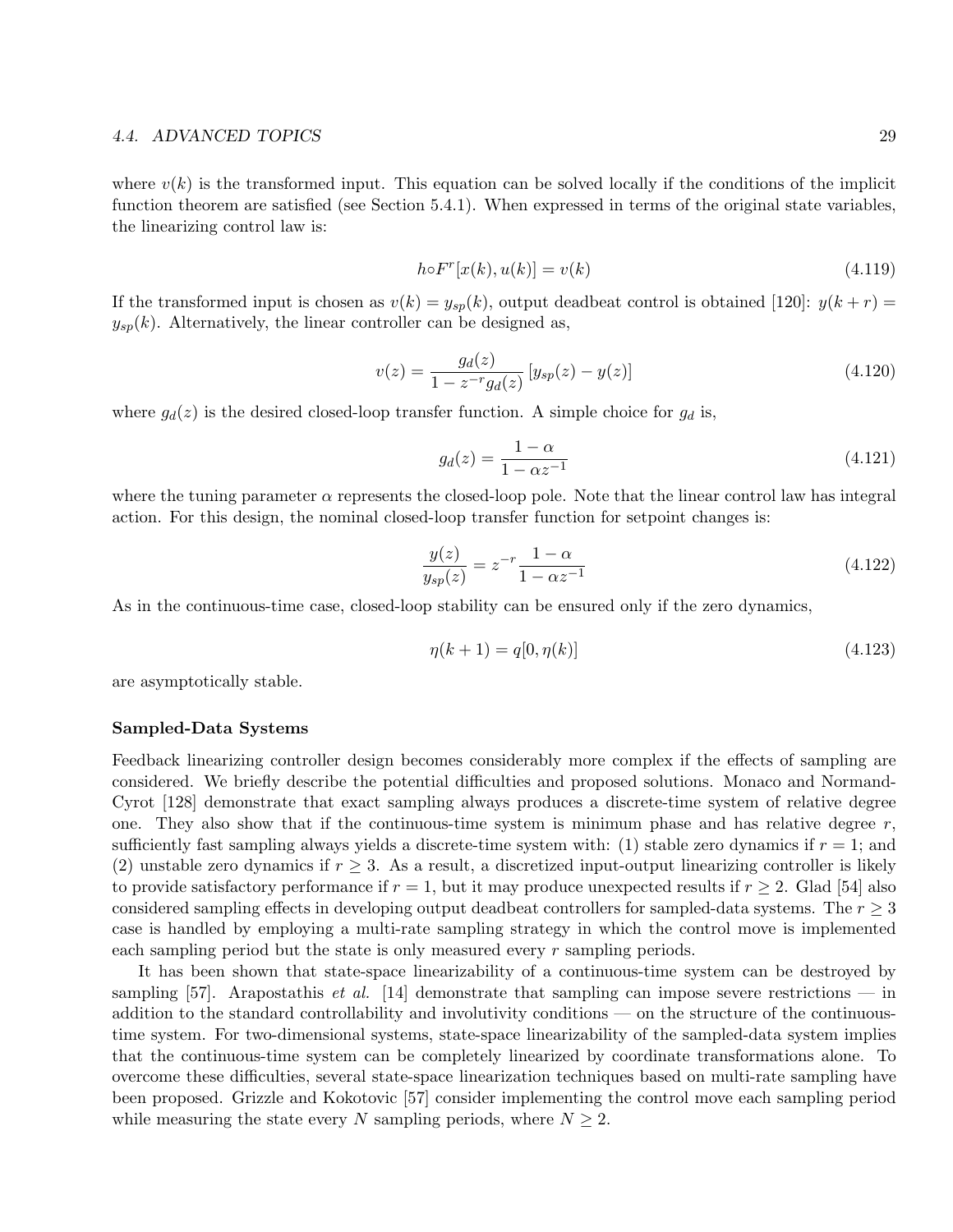where $v(k)$ is the transformed input. This equation can be solved locally if the conditions of the implicit function theorem are satisfied (see Section 5.4.1). When expressed in terms of the original state variables, the linearizing control law is:

$$h \circ F^r[x(k), u(k)] = v(k) \tag{4.119}$$

If the transformed input is chosen as $v(k) = y_{sp}(k)$, output deadbeat control is obtained [120]: $y(k+r) = y_{sp}(k)$. Alternatively, the linear controller can be designed as,

$$v(z) = \frac{g_d(z)}{1 - z^{-r} g_d(z)} \left[ y_{sp}(z) - y(z) \right] \tag{4.120}$$

where $g_d(z)$ is the desired closed-loop transfer function. A simple choice for $g_d$ is,

$$g_d(z) = \frac{1-\alpha}{1-\alpha z^{-1}} \tag{4.121}$$

where the tuning parameter $\alpha$ represents the closed-loop pole. Note that the linear control law has integral action. For this design, the nominal closed-loop transfer function for setpoint changes is:

$$\frac{y(z)}{y_{sp}(z)} = z^{-r} \frac{1-\alpha}{1-\alpha z^{-1}} \tag{4.122}$$

As in the continuous-time case, closed-loop stability can be ensured only if the zero dynamics,

$$\eta(k+1) = q[0, \eta(k)] \tag{4.123}$$

are asymptotically stable.

### Sampled-Data Systems

Feedback linearizing controller design becomes considerably more complex if the effects of sampling are considered. We briefly describe the potential difficulties and proposed solutions. Monaco and Normand-Cyrot [128] demonstrate that exact sampling always produces a discrete-time system of relative degree one. They also show that if the continuous-time system is minimum phase and has relative degree $r$, sufficiently fast sampling always yields a discrete-time system with: (1) stable zero dynamics if $r = 1$; and (2) unstable zero dynamics if $r \geq 3$. As a result, a discretized input-output linearizing controller is likely to provide satisfactory performance if $r = 1$, but it may produce unexpected results if $r \geq 2$. Glad [54] also considered sampling effects in developing output deadbeat controllers for sampled-data systems. The $r \geq 3$ case is handled by employing a multi-rate sampling strategy in which the control move is implemented each sampling period but the state is only measured every $r$ sampling periods.

It has been shown that state-space linearizability of a continuous-time system can be destroyed by sampling [57]. Arapostathis *et al.* [14] demonstrate that sampling can impose severe restrictions — in addition to the standard controllability and involutivity conditions — on the structure of the continuous-time system. For two-dimensional systems, state-space linearizability of the sampled-data system implies that the continuous-time system can be completely linearized by coordinate transformations alone. To overcome these difficulties, several state-space linearization techniques based on multi-rate sampling have been proposed. Grizzle and Kokotovic [57] consider implementing the control move each sampling period while measuring the state every $N$ sampling periods, where $N \geq 2$.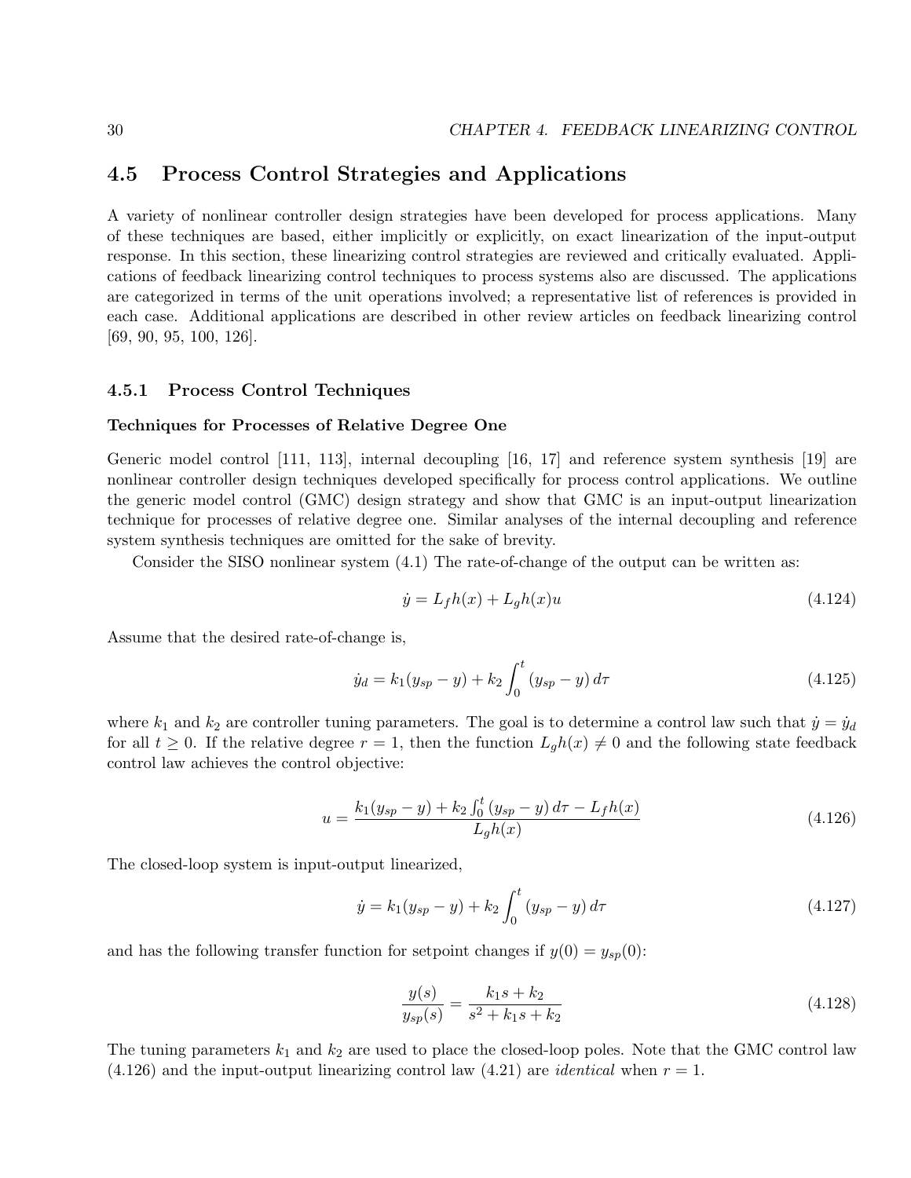## 4.5 Process Control Strategies and Applications

A variety of nonlinear controller design strategies have been developed for process applications. Many of these techniques are based, either implicitly or explicitly, on exact linearization of the input-output response. In this section, these linearizing control strategies are reviewed and critically evaluated. Applications of feedback linearizing control techniques to process systems also are discussed. The applications are categorized in terms of the unit operations involved; a representative list of references is provided in each case. Additional applications are described in other review articles on feedback linearizing control [69, 90, 95, 100, 126].

### 4.5.1 Process Control Techniques

**Techniques for Processes of Relative Degree One**

Generic model control [111, 113], internal decoupling [16, 17] and reference system synthesis [19] are nonlinear controller design techniques developed specifically for process control applications. We outline the generic model control (GMC) design strategy and show that GMC is an input-output linearization technique for processes of relative degree one. Similar analyses of the internal decoupling and reference system synthesis techniques are omitted for the sake of brevity.

Consider the SISO nonlinear system (4.1) The rate-of-change of the output can be written as:

$$\dot{y} = L_f h(x) + L_g h(x) u \tag{4.124}$$

Assume that the desired rate-of-change is,

$$\dot{y}_d = k_1(y_{sp} - y) + k_2 \int_0^t (y_{sp} - y)\, d\tau \tag{4.125}$$

where $k_1$ and $k_2$ are controller tuning parameters. The goal is to determine a control law such that $\dot{y} = \dot{y}_d$ for all $t \geq 0$. If the relative degree $r = 1$, then the function $L_g h(x) \neq 0$ and the following state feedback control law achieves the control objective:

$$u = \frac{k_1(y_{sp} - y) + k_2 \int_0^t (y_{sp} - y)\, d\tau - L_f h(x)}{L_g h(x)} \tag{4.126}$$

The closed-loop system is input-output linearized,

$$\dot{y} = k_1(y_{sp} - y) + k_2 \int_0^t (y_{sp} - y)\, d\tau \tag{4.127}$$

and has the following transfer function for setpoint changes if $y(0) = y_{sp}(0)$:

$$\frac{y(s)}{y_{sp}(s)} = \frac{k_1 s + k_2}{s^2 + k_1 s + k_2} \tag{4.128}$$

The tuning parameters $k_1$ and $k_2$ are used to place the closed-loop poles. Note that the GMC control law (4.126) and the input-output linearizing control law (4.21) are *identical* when $r = 1$.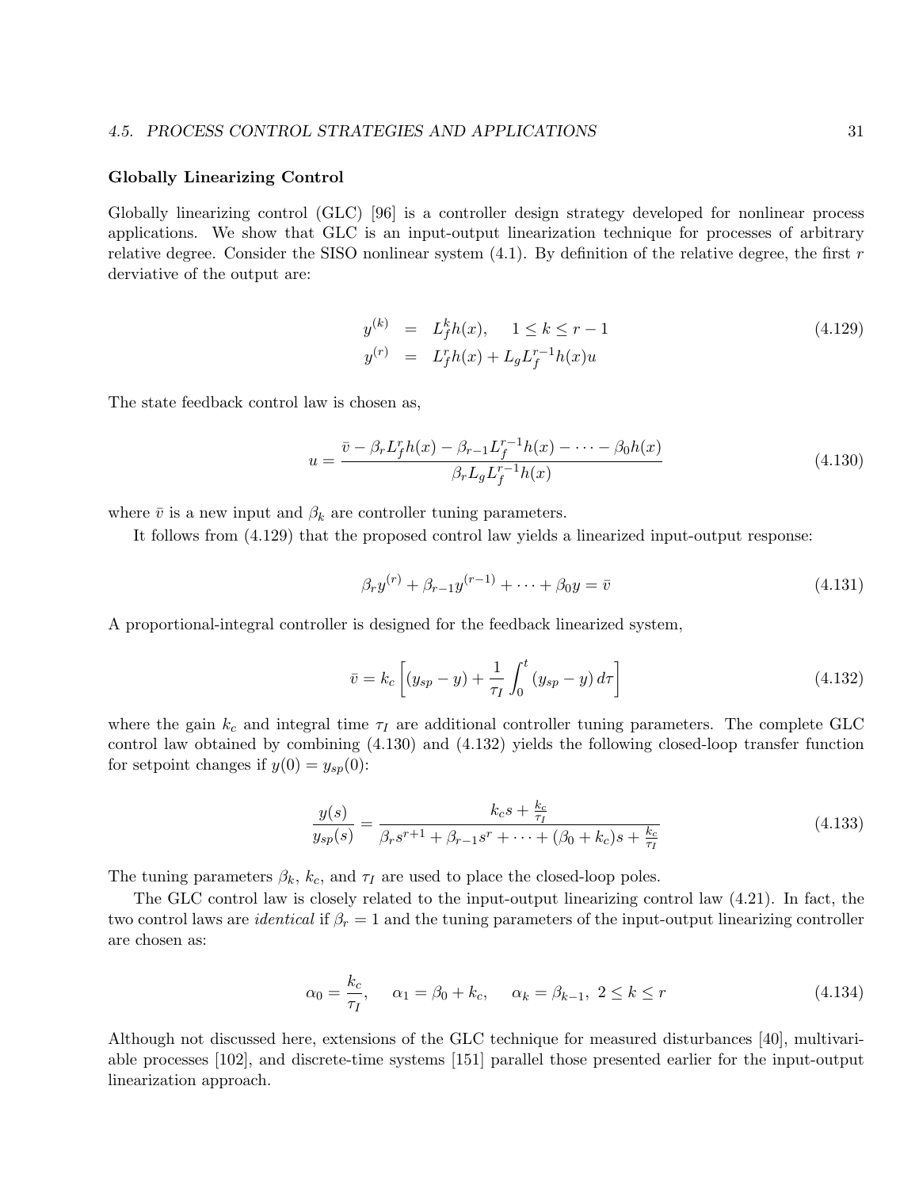### Globally Linearizing Control

Globally linearizing control (GLC) [96] is a controller design strategy developed for nonlinear process applications. We show that GLC is an input-output linearization technique for processes of arbitrary relative degree. Consider the SISO nonlinear system (4.1). By definition of the relative degree, the first $r$ derviative of the output are:

$$
\begin{aligned}
y^{(k)} &= L_f^k h(x), \quad 1 \le k \le r-1 \\
y^{(r)} &= L_f^r h(x) + L_g L_f^{r-1} h(x) u
\end{aligned}
\tag{4.129}
$$

The state feedback control law is chosen as,

$$
u = \frac{\bar{v} - \beta_r L_f^r h(x) - \beta_{r-1} L_f^{r-1} h(x) - \cdots - \beta_0 h(x)}{\beta_r L_g L_f^{r-1} h(x)}
\tag{4.130}
$$

where $\bar{v}$ is a new input and $\beta_k$ are controller tuning parameters.

It follows from (4.129) that the proposed control law yields a linearized input-output response:

$$
\beta_r y^{(r)} + \beta_{r-1} y^{(r-1)} + \cdots + \beta_0 y = \bar{v}
\tag{4.131}
$$

A proportional-integral controller is designed for the feedback linearized system,

$$
\bar{v} = k_c \left[ (y_{sp} - y) + \frac{1}{\tau_I} \int_0^t (y_{sp} - y)\, d\tau \right]
\tag{4.132}
$$

where the gain $k_c$ and integral time $\tau_I$ are additional controller tuning parameters. The complete GLC control law obtained by combining (4.130) and (4.132) yields the following closed-loop transfer function for setpoint changes if $y(0) = y_{sp}(0)$:

$$
\frac{y(s)}{y_{sp}(s)} = \frac{k_c s + \frac{k_c}{\tau_I}}{\beta_r s^{r+1} + \beta_{r-1} s^r + \cdots + (\beta_0 + k_c) s + \frac{k_c}{\tau_I}}
\tag{4.133}
$$

The tuning parameters $\beta_k$, $k_c$, and $\tau_I$ are used to place the closed-loop poles.

The GLC control law is closely related to the input-output linearizing control law (4.21). In fact, the two control laws are *identical* if $\beta_r = 1$ and the tuning parameters of the input-output linearizing controller are chosen as:

$$
\alpha_0 = \frac{k_c}{\tau_I}, \quad \alpha_1 = \beta_0 + k_c, \quad \alpha_k = \beta_{k-1},\ 2 \le k \le r
\tag{4.134}
$$

Although not discussed here, extensions of the GLC technique for measured disturbances [40], multivariable processes [102], and discrete-time systems [151] parallel those presented earlier for the input-output linearization approach.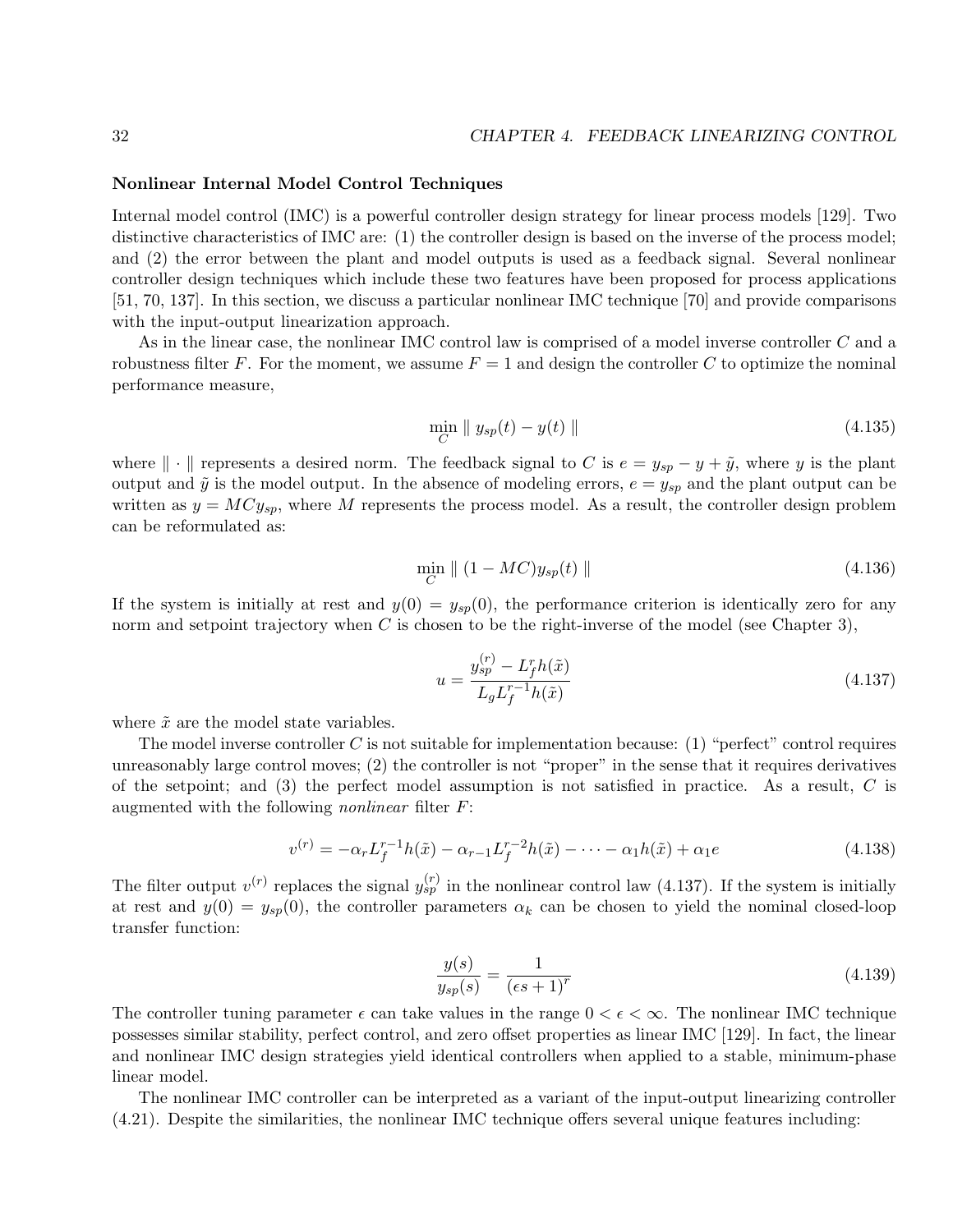**Nonlinear Internal Model Control Techniques**

Internal model control (IMC) is a powerful controller design strategy for linear process models [129]. Two distinctive characteristics of IMC are: (1) the controller design is based on the inverse of the process model; and (2) the error between the plant and model outputs is used as a feedback signal. Several nonlinear controller design techniques which include these two features have been proposed for process applications [51, 70, 137]. In this section, we discuss a particular nonlinear IMC technique [70] and provide comparisons with the input-output linearization approach.

As in the linear case, the nonlinear IMC control law is comprised of a model inverse controller $C$ and a robustness filter $F$. For the moment, we assume $F = 1$ and design the controller $C$ to optimize the nominal performance measure,

$$\min_{C} \parallel y_{sp}(t) - y(t) \parallel \tag{4.135}$$

where $\parallel \cdot \parallel$ represents a desired norm. The feedback signal to $C$ is $e = y_{sp} - y + \tilde{y}$, where $y$ is the plant output and $\tilde{y}$ is the model output. In the absence of modeling errors, $e = y_{sp}$ and the plant output can be written as $y = MCy_{sp}$, where $M$ represents the process model. As a result, the controller design problem can be reformulated as:

$$\min_{C} \parallel (1 - MC)y_{sp}(t) \parallel \tag{4.136}$$

If the system is initially at rest and $y(0) = y_{sp}(0)$, the performance criterion is identically zero for any norm and setpoint trajectory when $C$ is chosen to be the right-inverse of the model (see Chapter 3),

$$u = \frac{y_{sp}^{(r)} - L_f^r h(\tilde{x})}{L_g L_f^{r-1} h(\tilde{x})} \tag{4.137}$$

where $\tilde{x}$ are the model state variables.

The model inverse controller $C$ is not suitable for implementation because: (1) "perfect" control requires unreasonably large control moves; (2) the controller is not "proper" in the sense that it requires derivatives of the setpoint; and (3) the perfect model assumption is not satisfied in practice. As a result, $C$ is augmented with the following *nonlinear* filter $F$:

$$v^{(r)} = -\alpha_r L_f^{r-1} h(\tilde{x}) - \alpha_{r-1} L_f^{r-2} h(\tilde{x}) - \cdots - \alpha_1 h(\tilde{x}) + \alpha_1 e \tag{4.138}$$

The filter output $v^{(r)}$ replaces the signal $y_{sp}^{(r)}$ in the nonlinear control law (4.137). If the system is initially at rest and $y(0) = y_{sp}(0)$, the controller parameters $\alpha_k$ can be chosen to yield the nominal closed-loop transfer function:

$$\frac{y(s)}{y_{sp}(s)} = \frac{1}{(\epsilon s + 1)^r} \tag{4.139}$$

The controller tuning parameter $\epsilon$ can take values in the range $0 < \epsilon < \infty$. The nonlinear IMC technique possesses similar stability, perfect control, and zero offset properties as linear IMC [129]. In fact, the linear and nonlinear IMC design strategies yield identical controllers when applied to a stable, minimum-phase linear model.

The nonlinear IMC controller can be interpreted as a variant of the input-output linearizing controller (4.21). Despite the similarities, the nonlinear IMC technique offers several unique features including: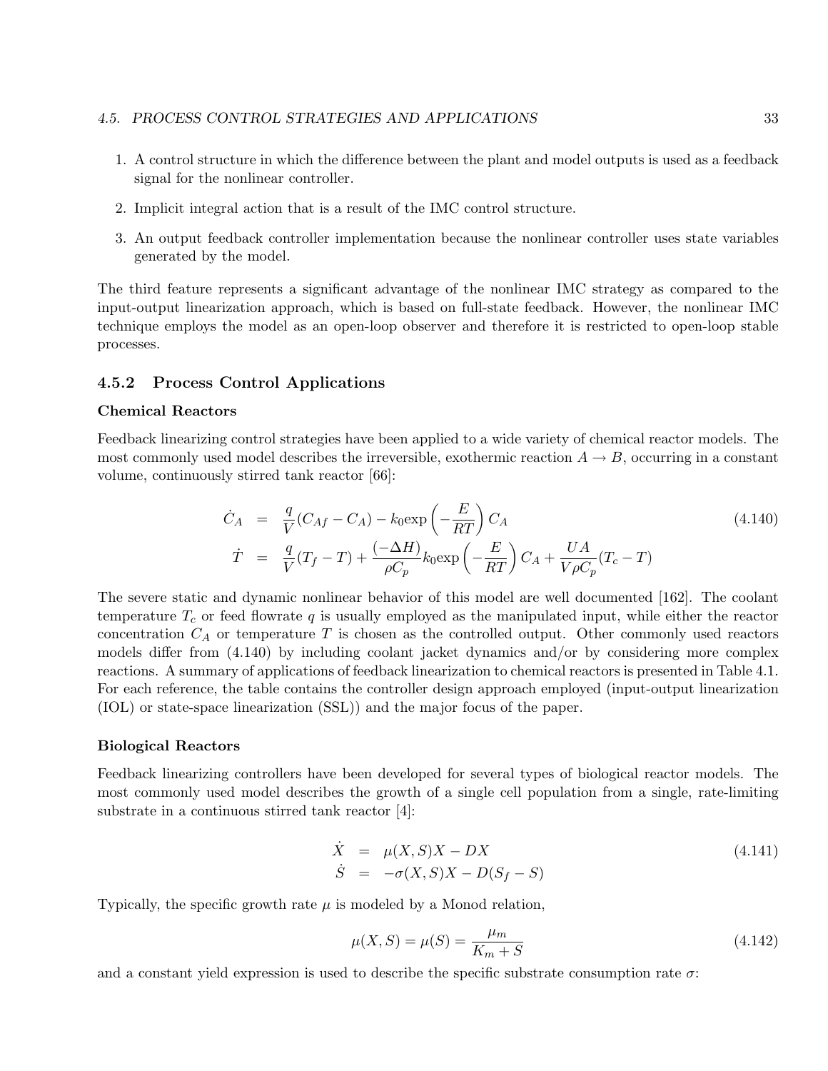1. A control structure in which the difference between the plant and model outputs is used as a feedback signal for the nonlinear controller.

2. Implicit integral action that is a result of the IMC control structure.

3. An output feedback controller implementation because the nonlinear controller uses state variables generated by the model.

The third feature represents a significant advantage of the nonlinear IMC strategy as compared to the input-output linearization approach, which is based on full-state feedback. However, the nonlinear IMC technique employs the model as an open-loop observer and therefore it is restricted to open-loop stable processes.

### 4.5.2 Process Control Applications

**Chemical Reactors**

Feedback linearizing control strategies have been applied to a wide variety of chemical reactor models. The most commonly used model describes the irreversible, exothermic reaction $A \rightarrow B$, occurring in a constant volume, continuously stirred tank reactor [66]:

$$
\begin{aligned}
\dot{C}_A &= \frac{q}{V}(C_{Af} - C_A) - k_0 \exp\left(-\frac{E}{RT}\right) C_A \\
\dot{T} &= \frac{q}{V}(T_f - T) + \frac{(-\Delta H)}{\rho C_p} k_0 \exp\left(-\frac{E}{RT}\right) C_A + \frac{UA}{V \rho C_p}(T_c - T)
\end{aligned}
\tag{4.140}
$$

The severe static and dynamic nonlinear behavior of this model are well documented [162]. The coolant temperature $T_c$ or feed flowrate $q$ is usually employed as the manipulated input, while either the reactor concentration $C_A$ or temperature $T$ is chosen as the controlled output. Other commonly used reactors models differ from (4.140) by including coolant jacket dynamics and/or by considering more complex reactions. A summary of applications of feedback linearization to chemical reactors is presented in Table 4.1. For each reference, the table contains the controller design approach employed (input-output linearization (IOL) or state-space linearization (SSL)) and the major focus of the paper.

**Biological Reactors**

Feedback linearizing controllers have been developed for several types of biological reactor models. The most commonly used model describes the growth of a single cell population from a single, rate-limiting substrate in a continuous stirred tank reactor [4]:

$$
\begin{aligned}
\dot{X} &= \mu(X, S)X - DX \\
\dot{S} &= -\sigma(X, S)X - D(S_f - S)
\end{aligned}
\tag{4.141}
$$

Typically, the specific growth rate $\mu$ is modeled by a Monod relation,

$$
\mu(X, S) = \mu(S) = \frac{\mu_m}{K_m + S}
\tag{4.142}
$$

and a constant yield expression is used to describe the specific substrate consumption rate $\sigma$: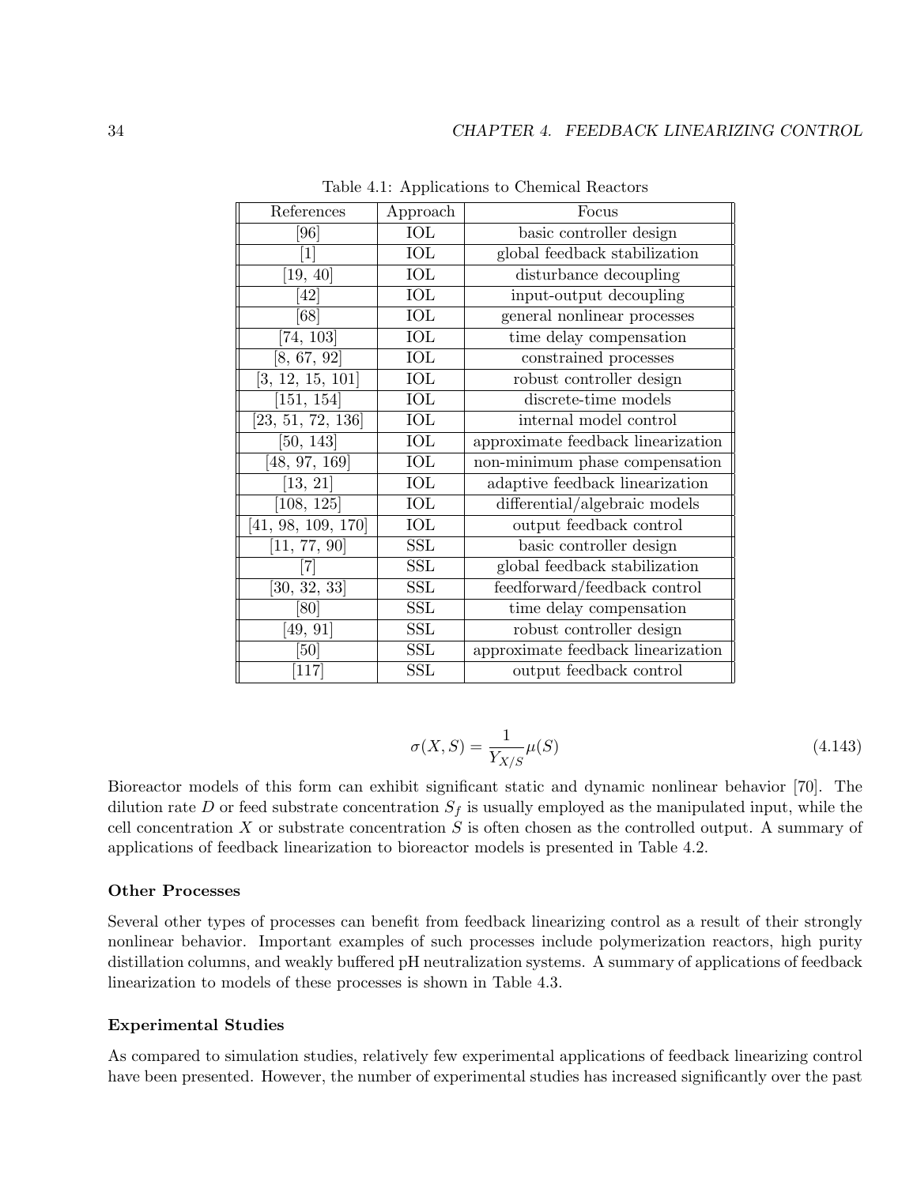Table 4.1: Applications to Chemical Reactors

| References | Approach | Focus |
| --- | --- | --- |
| [96] | IOL | basic controller design |
| [1] | IOL | global feedback stabilization |
| [19, 40] | IOL | disturbance decoupling |
| [42] | IOL | input-output decoupling |
| [68] | IOL | general nonlinear processes |
| [74, 103] | IOL | time delay compensation |
| [8, 67, 92] | IOL | constrained processes |
| [3, 12, 15, 101] | IOL | robust controller design |
| [151, 154] | IOL | discrete-time models |
| [23, 51, 72, 136] | IOL | internal model control |
| [50, 143] | IOL | approximate feedback linearization |
| [48, 97, 169] | IOL | non-minimum phase compensation |
| [13, 21] | IOL | adaptive feedback linearization |
| [108, 125] | IOL | differential/algebraic models |
| [41, 98, 109, 170] | IOL | output feedback control |
| [11, 77, 90] | SSL | basic controller design |
| [7] | SSL | global feedback stabilization |
| [30, 32, 33] | SSL | feedforward/feedback control |
| [80] | SSL | time delay compensation |
| [49, 91] | SSL | robust controller design |
| [50] | SSL | approximate feedback linearization |
| [117] | SSL | output feedback control |

$$\sigma(X, S) = \frac{1}{Y_{X/S}} \mu(S) \tag{4.143}$$

Bioreactor models of this form can exhibit significant static and dynamic nonlinear behavior [70]. The dilution rate $D$ or feed substrate concentration $S_f$ is usually employed as the manipulated input, while the cell concentration $X$ or substrate concentration $S$ is often chosen as the controlled output. A summary of applications of feedback linearization to bioreactor models is presented in Table 4.2.

**Other Processes**

Several other types of processes can benefit from feedback linearizing control as a result of their strongly nonlinear behavior. Important examples of such processes include polymerization reactors, high purity distillation columns, and weakly buffered pH neutralization systems. A summary of applications of feedback linearization to models of these processes is shown in Table 4.3.

**Experimental Studies**

As compared to simulation studies, relatively few experimental applications of feedback linearizing control have been presented. However, the number of experimental studies has increased significantly over the past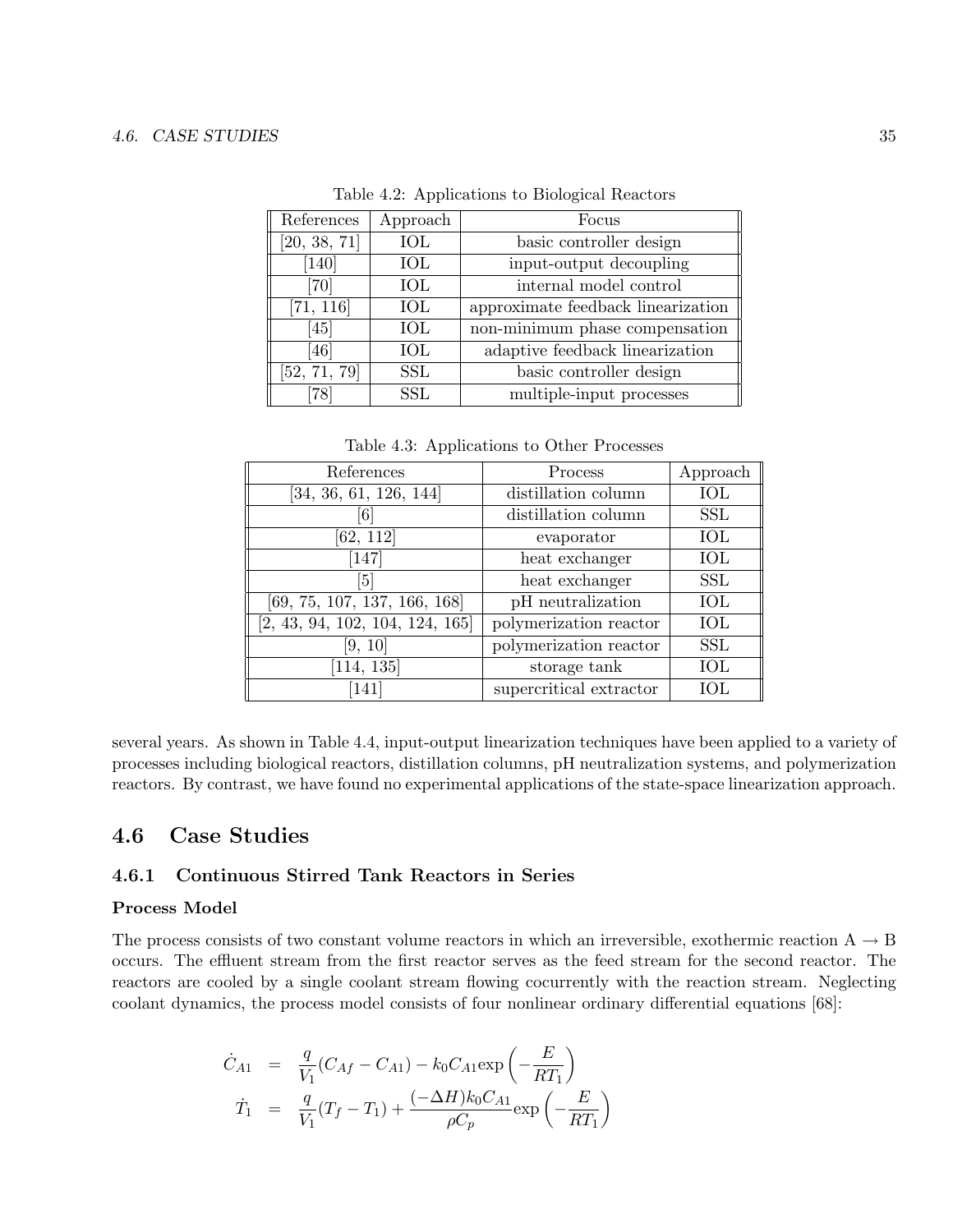Table 4.2: Applications to Biological Reactors

| References | Approach | Focus |
|---|---|---|
| [20, 38, 71] | IOL | basic controller design |
| [140] | IOL | input-output decoupling |
| [70] | IOL | internal model control |
| [71, 116] | IOL | approximate feedback linearization |
| [45] | IOL | non-minimum phase compensation |
| [46] | IOL | adaptive feedback linearization |
| [52, 71, 79] | SSL | basic controller design |
| [78] | SSL | multiple-input processes |

Table 4.3: Applications to Other Processes

| References | Process | Approach |
|---|---|---|
| [34, 36, 61, 126, 144] | distillation column | IOL |
| [6] | distillation column | SSL |
| [62, 112] | evaporator | IOL |
| [147] | heat exchanger | IOL |
| [5] | heat exchanger | SSL |
| [69, 75, 107, 137, 166, 168] | pH neutralization | IOL |
| [2, 43, 94, 102, 104, 124, 165] | polymerization reactor | IOL |
| [9, 10] | polymerization reactor | SSL |
| [114, 135] | storage tank | IOL |
| [141] | supercritical extractor | IOL |

several years. As shown in Table 4.4, input-output linearization techniques have been applied to a variety of processes including biological reactors, distillation columns, pH neutralization systems, and polymerization reactors. By contrast, we have found no experimental applications of the state-space linearization approach.

## 4.6 Case Studies

### 4.6.1 Continuous Stirred Tank Reactors in Series

#### Process Model

The process consists of two constant volume reactors in which an irreversible, exothermic reaction A → B occurs. The effluent stream from the first reactor serves as the feed stream for the second reactor. The reactors are cooled by a single coolant stream flowing cocurrently with the reaction stream. Neglecting coolant dynamics, the process model consists of four nonlinear ordinary differential equations [68]:

$$
\begin{aligned}
\dot{C}_{A1} &= \frac{q}{V_1}(C_{Af} - C_{A1}) - k_0 C_{A1} \exp\left(-\frac{E}{RT_1}\right) \\
\dot{T}_1 &= \frac{q}{V_1}(T_f - T_1) + \frac{(-\Delta H) k_0 C_{A1}}{\rho C_p} \exp\left(-\frac{E}{RT_1}\right)
\end{aligned}
$$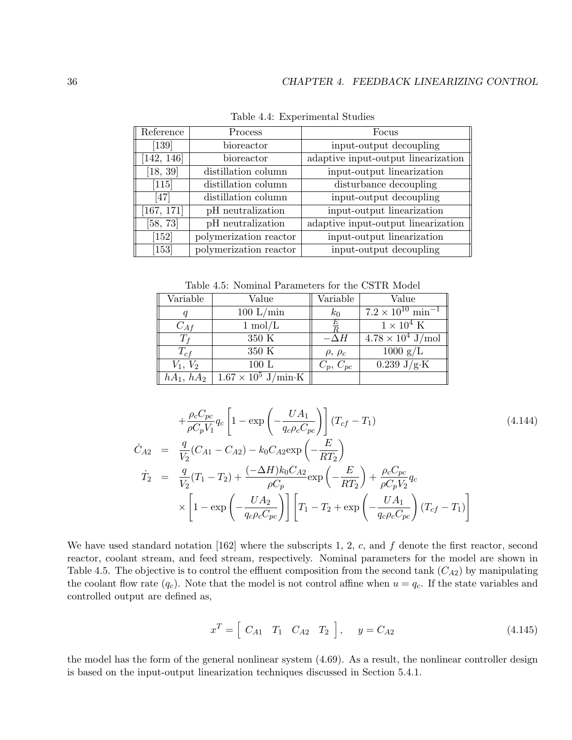Table 4.4: Experimental Studies

| Reference | Process | Focus |
|---|---|---|
| [139] | bioreactor | input-output decoupling |
| [142, 146] | bioreactor | adaptive input-output linearization |
| [18, 39] | distillation column | input-output linearization |
| [115] | distillation column | disturbance decoupling |
| [47] | distillation column | input-output decoupling |
| [167, 171] | pH neutralization | input-output linearization |
| [58, 73] | pH neutralization | adaptive input-output linearization |
| [152] | polymerization reactor | input-output linearization |
| [153] | polymerization reactor | input-output decoupling |

Table 4.5: Nominal Parameters for the CSTR Model

| Variable | Value | Variable | Value |
|---|---|---|---|
| $q$ | 100 L/min | $k_0$ | $7.2 \times 10^{10}$ min$^{-1}$ |
| $C_{Af}$ | 1 mol/L | $\frac{E}{R}$ | $1 \times 10^4$ K |
| $T_f$ | 350 K | $-\Delta H$ | $4.78 \times 10^4$ J/mol |
| $T_{cf}$ | 350 K | $\rho,\ \rho_c$ | 1000 g/L |
| $V_1,\ V_2$ | 100 L | $C_p,\ C_{pc}$ | 0.239 J/g·K |
| $hA_1,\ hA_2$ | $1.67 \times 10^5$ J/min·K | | |

$$
\begin{aligned}
& +\frac{\rho_c C_{pc}}{\rho C_p V_1} q_c \left[1 - \exp\left(-\frac{UA_1}{q_c \rho_c C_{pc}}\right)\right](T_{cf} - T_1) \qquad (4.144) \\
\dot{C}_{A2} &= \frac{q}{V_2}(C_{A1} - C_{A2}) - k_0 C_{A2} \exp\left(-\frac{E}{RT_2}\right) \\
\dot{T}_2 &= \frac{q}{V_2}(T_1 - T_2) + \frac{(-\Delta H) k_0 C_{A2}}{\rho C_p} \exp\left(-\frac{E}{RT_2}\right) + \frac{\rho_c C_{pc}}{\rho C_p V_2} q_c \\
& \times \left[1 - \exp\left(-\frac{UA_2}{q_c \rho_c C_{pc}}\right)\right]\left[T_1 - T_2 + \exp\left(-\frac{UA_1}{q_c \rho_c C_{pc}}\right)(T_{cf} - T_1)\right]
\end{aligned}
$$

We have used standard notation [162] where the subscripts 1, 2, $c$, and $f$ denote the first reactor, second reactor, coolant stream, and feed stream, respectively. Nominal parameters for the model are shown in Table 4.5. The objective is to control the effluent composition from the second tank ($C_{A2}$) by manipulating the coolant flow rate ($q_c$). Note that the model is not control affine when $u = q_c$. If the state variables and controlled output are defined as,

$$
x^T = \begin{bmatrix} C_{A1} & T_1 & C_{A2} & T_2 \end{bmatrix}, \quad y = C_{A2} \qquad (4.145)
$$

the model has the form of the general nonlinear system (4.69). As a result, the nonlinear controller design is based on the input-output linearization techniques discussed in Section 5.4.1.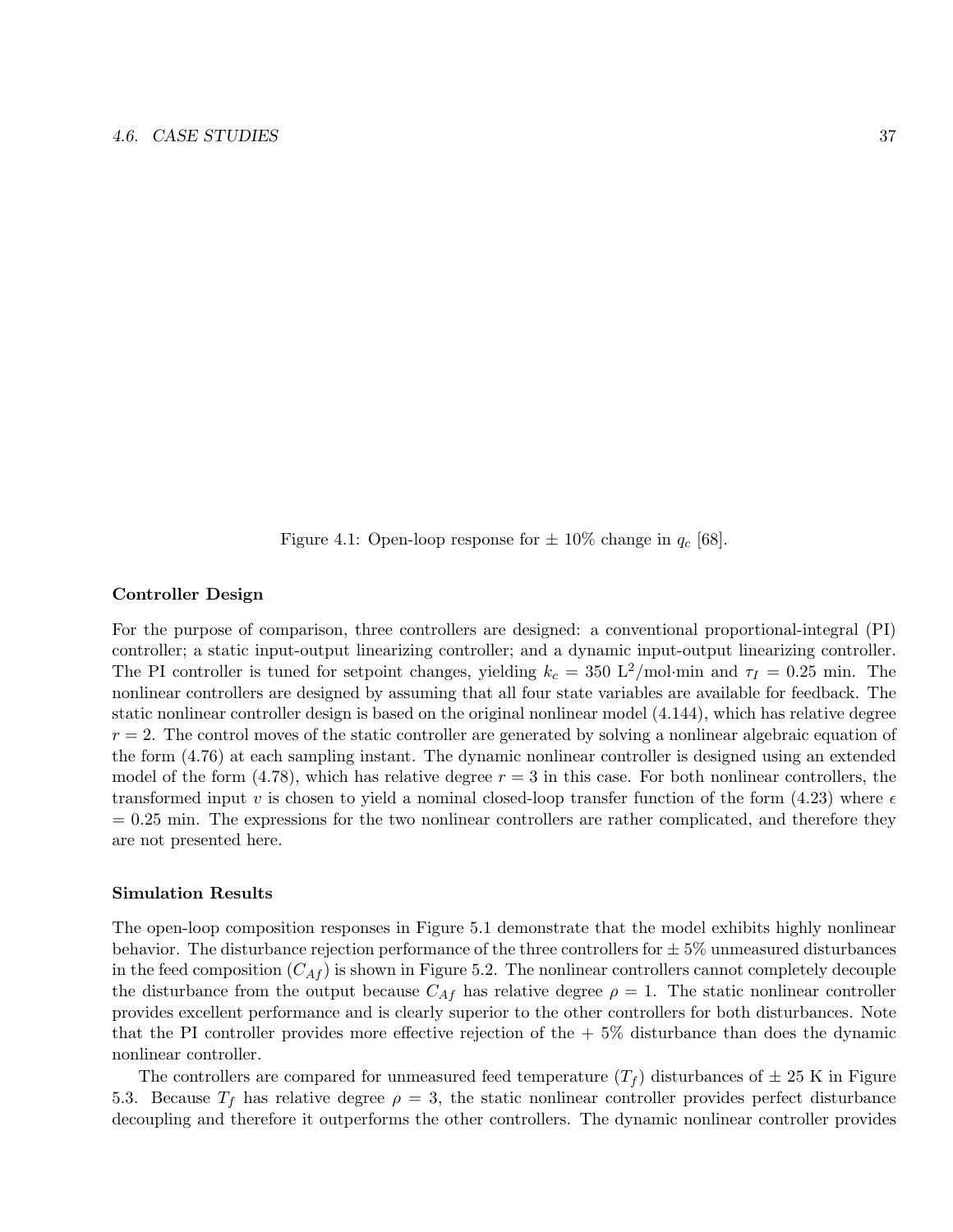Figure 4.1: Open-loop response for ± 10% change in $q_c$ [68].

### Controller Design

For the purpose of comparison, three controllers are designed: a conventional proportional-integral (PI) controller; a static input-output linearizing controller; and a dynamic input-output linearizing controller. The PI controller is tuned for setpoint changes, yielding $k_c$ = 350 $L^2$/mol·min and $\tau_I$ = 0.25 min. The nonlinear controllers are designed by assuming that all four state variables are available for feedback. The static nonlinear controller design is based on the original nonlinear model (4.144), which has relative degree $r = 2$. The control moves of the static controller are generated by solving a nonlinear algebraic equation of the form (4.76) at each sampling instant. The dynamic nonlinear controller is designed using an extended model of the form (4.78), which has relative degree $r = 3$ in this case. For both nonlinear controllers, the transformed input $v$ is chosen to yield a nominal closed-loop transfer function of the form (4.23) where $\epsilon$ = 0.25 min. The expressions for the two nonlinear controllers are rather complicated, and therefore they are not presented here.

### Simulation Results

The open-loop composition responses in Figure 5.1 demonstrate that the model exhibits highly nonlinear behavior. The disturbance rejection performance of the three controllers for ± 5% unmeasured disturbances in the feed composition ($C_{Af}$) is shown in Figure 5.2. The nonlinear controllers cannot completely decouple the disturbance from the output because $C_{Af}$ has relative degree $\rho = 1$. The static nonlinear controller provides excellent performance and is clearly superior to the other controllers for both disturbances. Note that the PI controller provides more effective rejection of the + 5% disturbance than does the dynamic nonlinear controller.

The controllers are compared for unmeasured feed temperature ($T_f$) disturbances of ± 25 K in Figure 5.3. Because $T_f$ has relative degree $\rho = 3$, the static nonlinear controller provides perfect disturbance decoupling and therefore it outperforms the other controllers. The dynamic nonlinear controller provides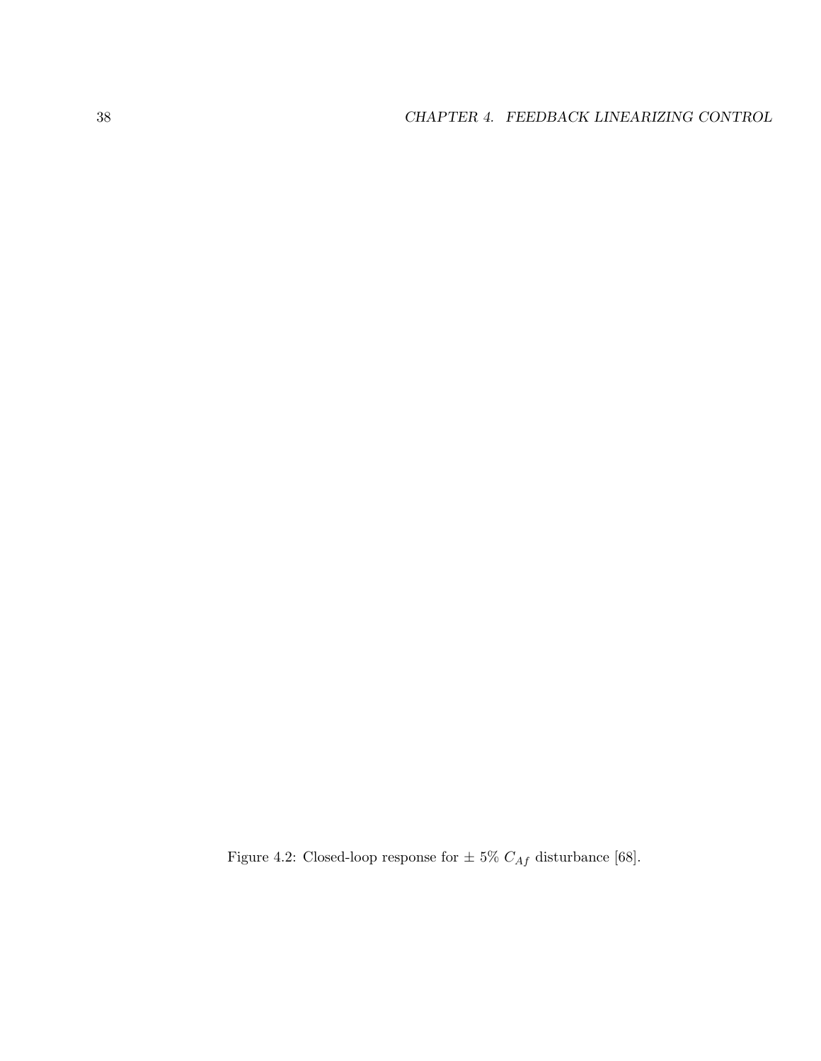Figure 4.2: Closed-loop response for $\pm$ 5% $C_{Af}$ disturbance [68].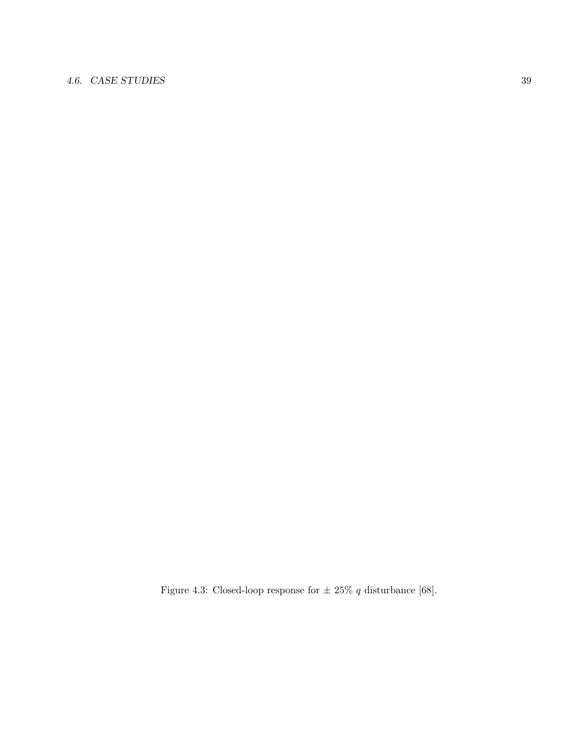Figure 4.3: Closed-loop response for ± 25% $q$ disturbance [68].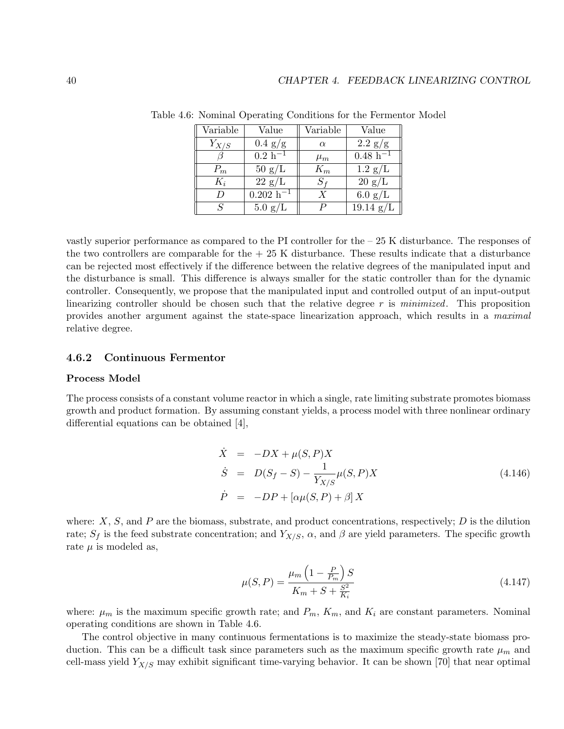Table 4.6: Nominal Operating Conditions for the Fermentor Model

| Variable | Value | Variable | Value |
|---|---|---|---|
| $Y_{X/S}$ | 0.4 g/g | $\alpha$ | 2.2 g/g |
| $\beta$ | 0.2 $\text{h}^{-1}$ | $\mu_m$ | 0.48 $\text{h}^{-1}$ |
| $P_m$ | 50 g/L | $K_m$ | 1.2 g/L |
| $K_i$ | 22 g/L | $S_f$ | 20 g/L |
| $D$ | 0.202 $\text{h}^{-1}$ | $X$ | 6.0 g/L |
| $S$ | 5.0 g/L | $P$ | 19.14 g/L |

vastly superior performance as compared to the PI controller for the – 25 K disturbance. The responses of the two controllers are comparable for the + 25 K disturbance. These results indicate that a disturbance can be rejected most effectively if the difference between the relative degrees of the manipulated input and the disturbance is small. This difference is always smaller for the static controller than for the dynamic controller. Consequently, we propose that the manipulated input and controlled output of an input-output linearizing controller should be chosen such that the relative degree $r$ is *minimized*. This proposition provides another argument against the state-space linearization approach, which results in a *maximal* relative degree.

### 4.6.2 Continuous Fermentor

#### Process Model

The process consists of a constant volume reactor in which a single, rate limiting substrate promotes biomass growth and product formation. By assuming constant yields, a process model with three nonlinear ordinary differential equations can be obtained [4],

$$
\begin{aligned}
\dot{X} &= -DX + \mu(S, P)X \\
\dot{S} &= D(S_f - S) - \frac{1}{Y_{X/S}}\mu(S, P)X \\
\dot{P} &= -DP + [\alpha\mu(S, P) + \beta]\,X
\end{aligned}
\tag{4.146}
$$

where: $X$, $S$, and $P$ are the biomass, substrate, and product concentrations, respectively; $D$ is the dilution rate; $S_f$ is the feed substrate concentration; and $Y_{X/S}$, $\alpha$, and $\beta$ are yield parameters. The specific growth rate $\mu$ is modeled as,

$$
\mu(S, P) = \frac{\mu_m \left(1 - \frac{P}{P_m}\right) S}{K_m + S + \frac{S^2}{K_i}}
\tag{4.147}
$$

where: $\mu_m$ is the maximum specific growth rate; and $P_m$, $K_m$, and $K_i$ are constant parameters. Nominal operating conditions are shown in Table 4.6.

The control objective in many continuous fermentations is to maximize the steady-state biomass production. This can be a difficult task since parameters such as the maximum specific growth rate $\mu_m$ and cell-mass yield $Y_{X/S}$ may exhibit significant time-varying behavior. It can be shown [70] that near optimal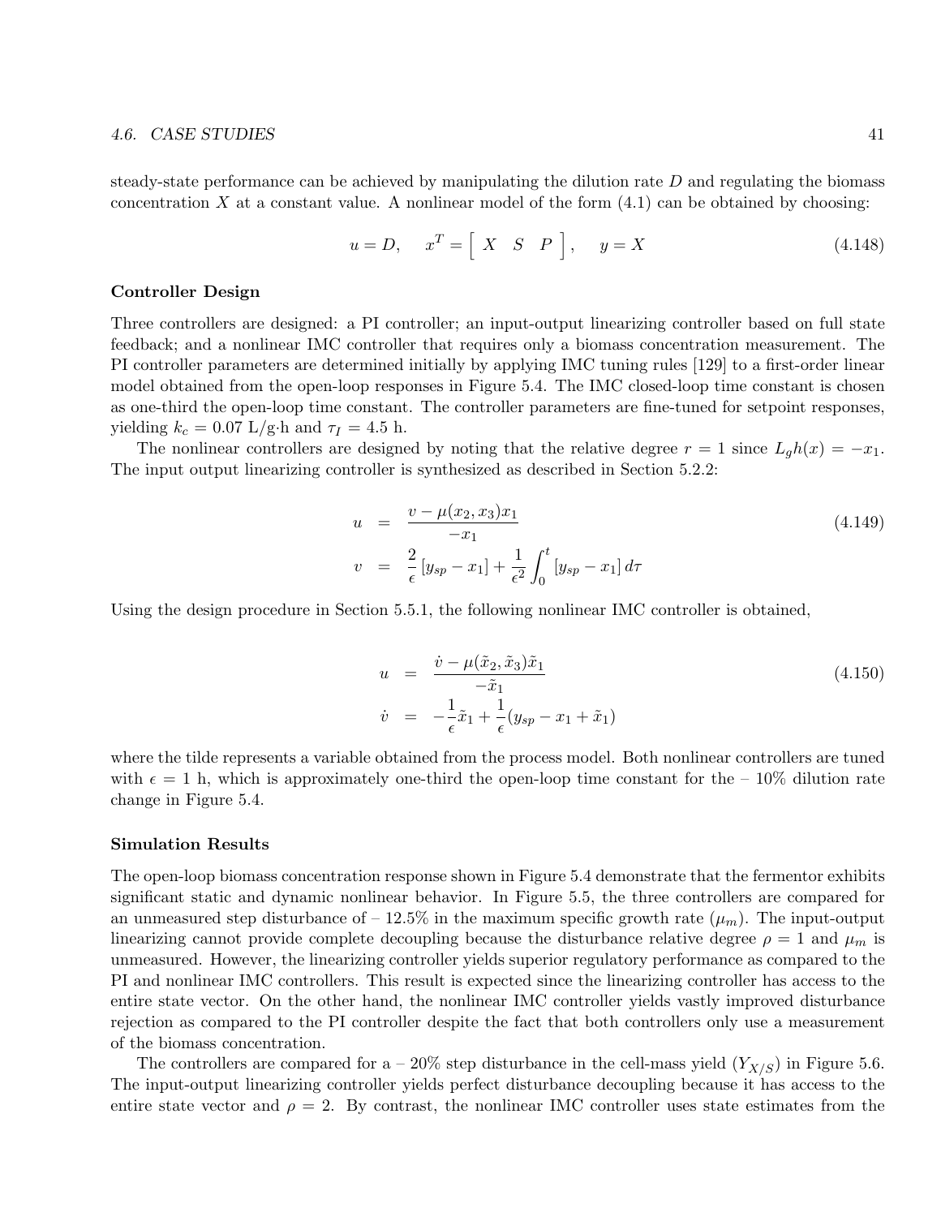steady-state performance can be achieved by manipulating the dilution rate $D$ and regulating the biomass concentration $X$ at a constant value. A nonlinear model of the form (4.1) can be obtained by choosing:

$$u = D, \quad x^T = \begin{bmatrix} X & S & P \end{bmatrix}, \quad y = X \tag{4.148}$$

### Controller Design

Three controllers are designed: a PI controller; an input-output linearizing controller based on full state feedback; and a nonlinear IMC controller that requires only a biomass concentration measurement. The PI controller parameters are determined initially by applying IMC tuning rules [129] to a first-order linear model obtained from the open-loop responses in Figure 5.4. The IMC closed-loop time constant is chosen as one-third the open-loop time constant. The controller parameters are fine-tuned for setpoint responses, yielding $k_c = 0.07$ L/g·h and $\tau_I = 4.5$ h.

The nonlinear controllers are designed by noting that the relative degree $r = 1$ since $L_g h(x) = -x_1$. The input output linearizing controller is synthesized as described in Section 5.2.2:

$$\begin{aligned} u &= \frac{v - \mu(x_2, x_3)x_1}{-x_1} \\ v &= \frac{2}{\epsilon}\left[y_{sp} - x_1\right] + \frac{1}{\epsilon^2}\int_0^t \left[y_{sp} - x_1\right] d\tau \end{aligned} \tag{4.149}$$

Using the design procedure in Section 5.5.1, the following nonlinear IMC controller is obtained,

$$\begin{aligned} u &= \frac{\dot{v} - \mu(\tilde{x}_2, \tilde{x}_3)\tilde{x}_1}{-\tilde{x}_1} \\ \dot{v} &= -\frac{1}{\epsilon}\tilde{x}_1 + \frac{1}{\epsilon}(y_{sp} - x_1 + \tilde{x}_1) \end{aligned} \tag{4.150}$$

where the tilde represents a variable obtained from the process model. Both nonlinear controllers are tuned with $\epsilon = 1$ h, which is approximately one-third the open-loop time constant for the – 10% dilution rate change in Figure 5.4.

### Simulation Results

The open-loop biomass concentration response shown in Figure 5.4 demonstrate that the fermentor exhibits significant static and dynamic nonlinear behavior. In Figure 5.5, the three controllers are compared for an unmeasured step disturbance of – 12.5% in the maximum specific growth rate ($\mu_m$). The input-output linearizing cannot provide complete decoupling because the disturbance relative degree $\rho = 1$ and $\mu_m$ is unmeasured. However, the linearizing controller yields superior regulatory performance as compared to the PI and nonlinear IMC controllers. This result is expected since the linearizing controller has access to the entire state vector. On the other hand, the nonlinear IMC controller yields vastly improved disturbance rejection as compared to the PI controller despite the fact that both controllers only use a measurement of the biomass concentration.

The controllers are compared for a – 20% step disturbance in the cell-mass yield ($Y_{X/S}$) in Figure 5.6. The input-output linearizing controller yields perfect disturbance decoupling because it has access to the entire state vector and $\rho = 2$. By contrast, the nonlinear IMC controller uses state estimates from the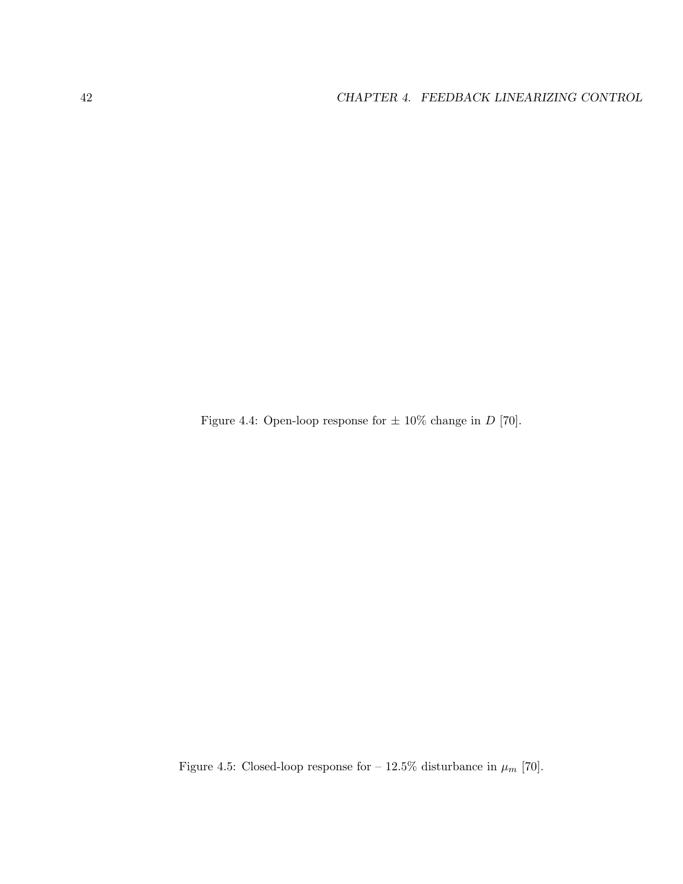Figure 4.4: Open-loop response for ± 10% change in $D$ [70].

Figure 4.5: Closed-loop response for – 12.5% disturbance in $\mu_m$ [70].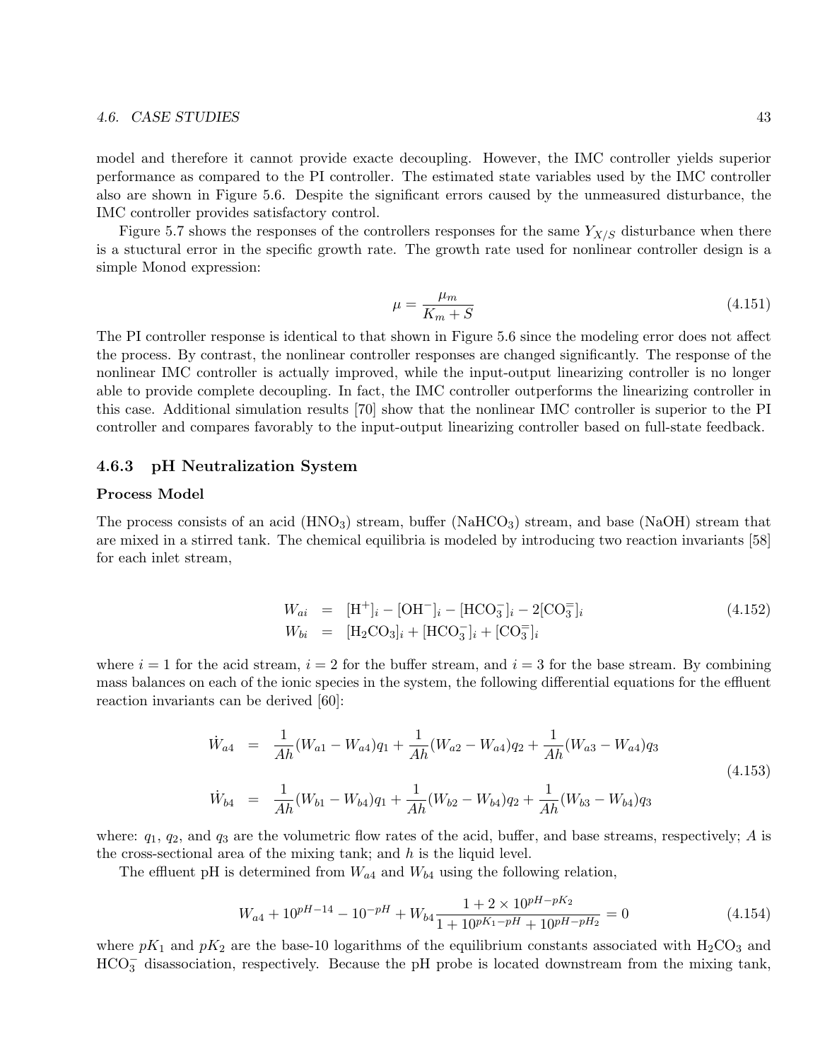model and therefore it cannot provide exacte decoupling. However, the IMC controller yields superior performance as compared to the PI controller. The estimated state variables used by the IMC controller also are shown in Figure 5.6. Despite the significant errors caused by the unmeasured disturbance, the IMC controller provides satisfactory control.

Figure 5.7 shows the responses of the controllers responses for the same $Y_{X/S}$ disturbance when there is a stuctural error in the specific growth rate. The growth rate used for nonlinear controller design is a simple Monod expression:

$$\mu = \frac{\mu_m}{K_m + S} \tag{4.151}$$

The PI controller response is identical to that shown in Figure 5.6 since the modeling error does not affect the process. By contrast, the nonlinear controller responses are changed significantly. The response of the nonlinear IMC controller is actually improved, while the input-output linearizing controller is no longer able to provide complete decoupling. In fact, the IMC controller outperforms the linearizing controller in this case. Additional simulation results [70] show that the nonlinear IMC controller is superior to the PI controller and compares favorably to the input-output linearizing controller based on full-state feedback.

### 4.6.3 pH Neutralization System

**Process Model**

The process consists of an acid ($HNO_3$) stream, buffer ($NaHCO_3$) stream, and base (NaOH) stream that are mixed in a stirred tank. The chemical equilibria is modeled by introducing two reaction invariants [58] for each inlet stream,

$$\begin{aligned} W_{ai} &= [\mathrm{H}^+]_i - [\mathrm{OH}^-]_i - [\mathrm{HCO}_3^-]_i - 2[\mathrm{CO}_3^=]_i \\ W_{bi} &= [\mathrm{H}_2\mathrm{CO}_3]_i + [\mathrm{HCO}_3^-]_i + [\mathrm{CO}_3^=]_i \end{aligned} \tag{4.152}$$

where $i = 1$ for the acid stream, $i = 2$ for the buffer stream, and $i = 3$ for the base stream. By combining mass balances on each of the ionic species in the system, the following differential equations for the effluent reaction invariants can be derived [60]:

$$\begin{aligned} \dot{W}_{a4} &= \frac{1}{Ah}(W_{a1} - W_{a4})q_1 + \frac{1}{Ah}(W_{a2} - W_{a4})q_2 + \frac{1}{Ah}(W_{a3} - W_{a4})q_3 \\ \dot{W}_{b4} &= \frac{1}{Ah}(W_{b1} - W_{b4})q_1 + \frac{1}{Ah}(W_{b2} - W_{b4})q_2 + \frac{1}{Ah}(W_{b3} - W_{b4})q_3 \end{aligned} \tag{4.153}$$

where: $q_1$, $q_2$, and $q_3$ are the volumetric flow rates of the acid, buffer, and base streams, respectively; $A$ is the cross-sectional area of the mixing tank; and $h$ is the liquid level.

The effluent pH is determined from $W_{a4}$ and $W_{b4}$ using the following relation,

$$W_{a4} + 10^{pH-14} - 10^{-pH} + W_{b4}\frac{1 + 2 \times 10^{pH-pK_2}}{1 + 10^{pK_1-pH} + 10^{pH-pH_2}} = 0 \tag{4.154}$$

where $pK_1$ and $pK_2$ are the base-10 logarithms of the equilibrium constants associated with $H_2CO_3$ and $HCO_3^-$ disassociation, respectively. Because the pH probe is located downstream from the mixing tank,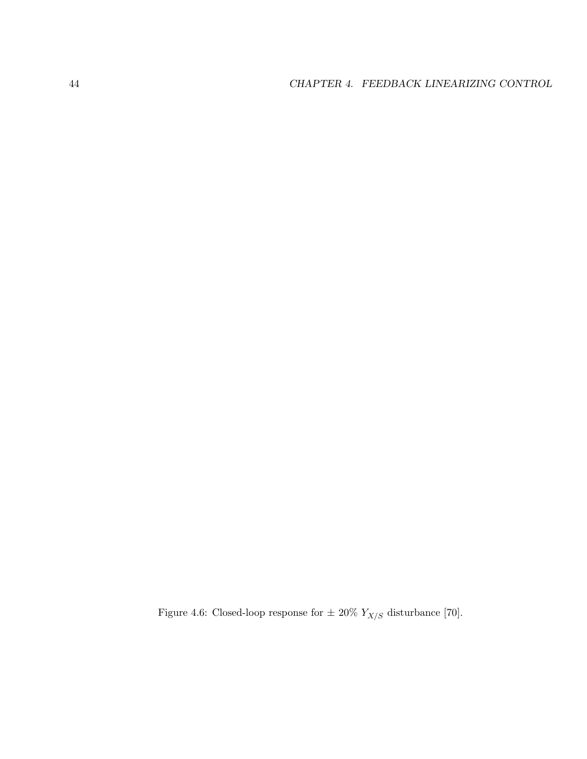Figure 4.6: Closed-loop response for $\pm$ 20% $Y_{X/S}$ disturbance [70].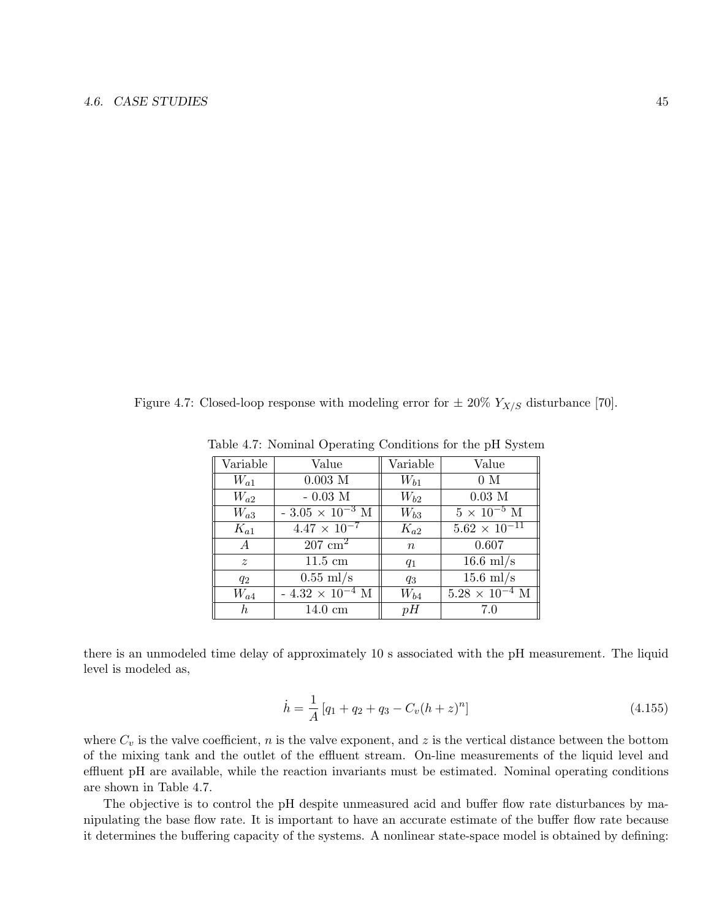Figure 4.7: Closed-loop response with modeling error for $\pm$ 20% $Y_{X/S}$ disturbance [70].

Table 4.7: Nominal Operating Conditions for the pH System

| Variable | Value | Variable | Value |
|---|---|---|---|
| $W_{a1}$ | 0.003 M | $W_{b1}$ | 0 M |
| $W_{a2}$ | - 0.03 M | $W_{b2}$ | 0.03 M |
| $W_{a3}$ | - $3.05 \times 10^{-3}$ M | $W_{b3}$ | $5 \times 10^{-5}$ M |
| $K_{a1}$ | $4.47 \times 10^{-7}$ | $K_{a2}$ | $5.62 \times 10^{-11}$ |
| $A$ | 207 $\text{cm}^2$ | $n$ | 0.607 |
| $z$ | 11.5 cm | $q_1$ | 16.6 ml/s |
| $q_2$ | 0.55 ml/s | $q_3$ | 15.6 ml/s |
| $W_{a4}$ | - $4.32 \times 10^{-4}$ M | $W_{b4}$ | $5.28 \times 10^{-4}$ M |
| $h$ | 14.0 cm | $pH$ | 7.0 |

there is an unmodeled time delay of approximately 10 s associated with the pH measurement. The liquid level is modeled as,

$$\dot{h} = \frac{1}{A}\left[q_1 + q_2 + q_3 - C_v(h+z)^n\right] \tag{4.155}$$

where $C_v$ is the valve coefficient, $n$ is the valve exponent, and $z$ is the vertical distance between the bottom of the mixing tank and the outlet of the effluent stream. On-line measurements of the liquid level and effluent pH are available, while the reaction invariants must be estimated. Nominal operating conditions are shown in Table 4.7.

The objective is to control the pH despite unmeasured acid and buffer flow rate disturbances by manipulating the base flow rate. It is important to have an accurate estimate of the buffer flow rate because it determines the buffering capacity of the systems. A nonlinear state-space model is obtained by defining: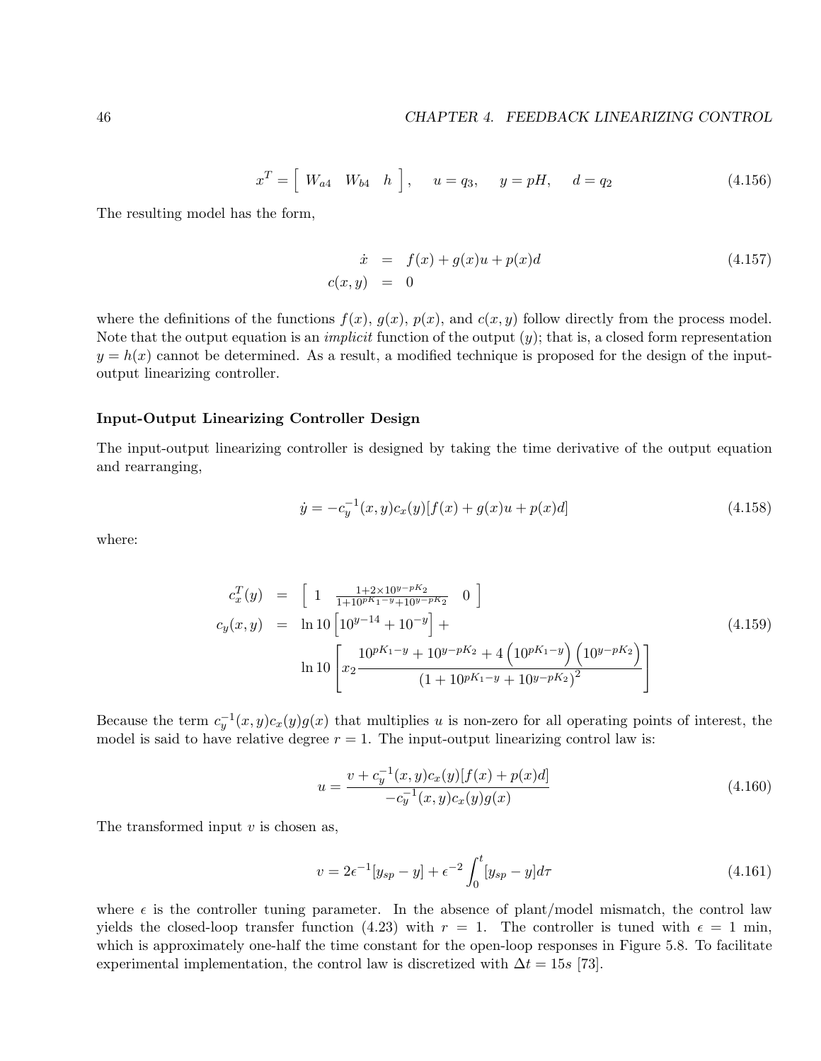$$x^T = \left[ \begin{array}{ccc} W_{a4} & W_{b4} & h \end{array} \right], \quad u = q_3, \quad y = pH, \quad d = q_2 \tag{4.156}$$

The resulting model has the form,

$$\begin{aligned} \dot{x} &= f(x) + g(x)u + p(x)d \\ c(x, y) &= 0 \end{aligned} \tag{4.157}$$

where the definitions of the functions $f(x)$, $g(x)$, $p(x)$, and $c(x, y)$ follow directly from the process model. Note that the output equation is an *implicit* function of the output ($y$); that is, a closed form representation $y = h(x)$ cannot be determined. As a result, a modified technique is proposed for the design of the input-output linearizing controller.

### Input-Output Linearizing Controller Design

The input-output linearizing controller is designed by taking the time derivative of the output equation and rearranging,

$$\dot{y} = -c_y^{-1}(x, y)c_x(y)[f(x) + g(x)u + p(x)d] \tag{4.158}$$

where:

$$\begin{aligned} c_x^T(y) &= \left[ \begin{array}{ccc} 1 & \frac{1+2\times 10^{y-pK_2}}{1+10^{pK_1-y}+10^{y-pK_2}} & 0 \end{array} \right] \\ c_y(x, y) &= \ln 10 \left[ 10^{y-14} + 10^{-y} \right] + \\ & \quad \ln 10 \left[ x_2 \frac{10^{pK_1-y} + 10^{y-pK_2} + 4\left(10^{pK_1-y}\right)\left(10^{y-pK_2}\right)}{\left(1 + 10^{pK_1-y} + 10^{y-pK_2}\right)^2} \right] \end{aligned} \tag{4.159}$$

Because the term $c_y^{-1}(x, y)c_x(y)g(x)$ that multiplies $u$ is non-zero for all operating points of interest, the model is said to have relative degree $r = 1$. The input-output linearizing control law is:

$$u = \frac{v + c_y^{-1}(x, y)c_x(y)[f(x) + p(x)d]}{-c_y^{-1}(x, y)c_x(y)g(x)} \tag{4.160}$$

The transformed input $v$ is chosen as,

$$v = 2\epsilon^{-1}[y_{sp} - y] + \epsilon^{-2} \int_0^t [y_{sp} - y] d\tau \tag{4.161}$$

where $\epsilon$ is the controller tuning parameter. In the absence of plant/model mismatch, the control law yields the closed-loop transfer function (4.23) with $r = 1$. The controller is tuned with $\epsilon = 1$ min, which is approximately one-half the time constant for the open-loop responses in Figure 5.8. To facilitate experimental implementation, the control law is discretized with $\Delta t = 15s$ [73].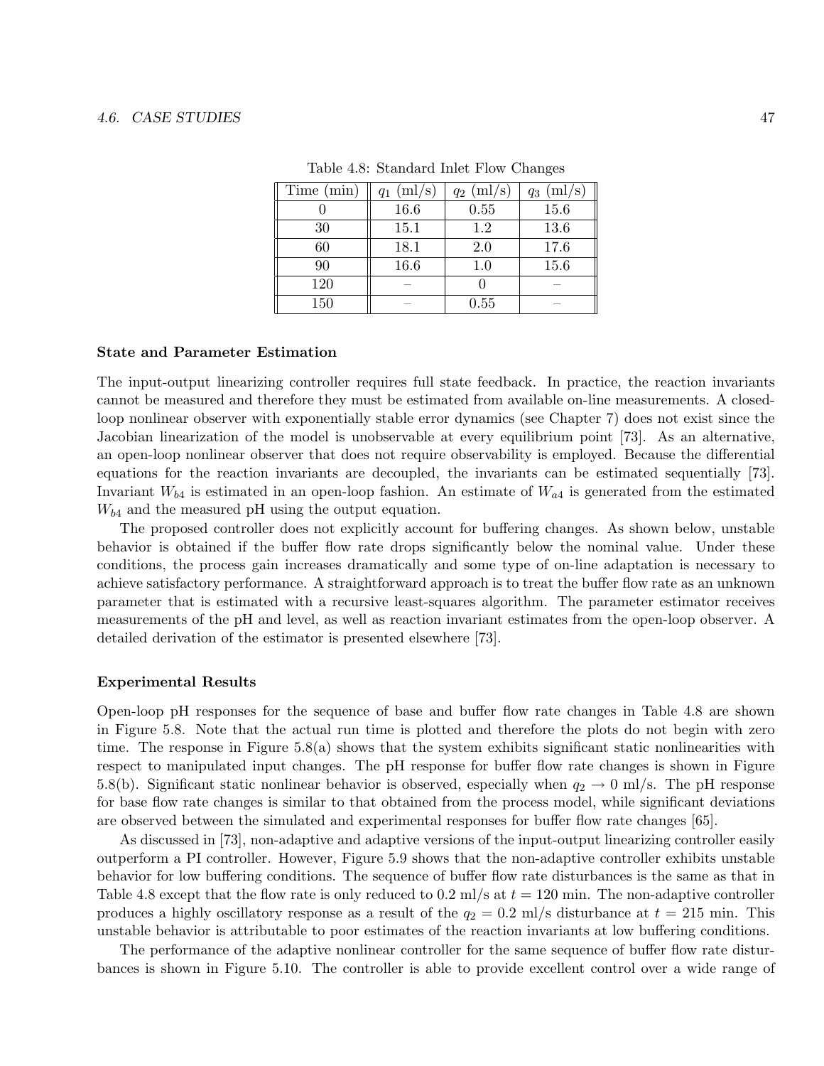Table 4.8: Standard Inlet Flow Changes

| Time (min) | $q_1$ (ml/s) | $q_2$ (ml/s) | $q_3$ (ml/s) |
|---|---|---|---|
| 0 | 16.6 | 0.55 | 15.6 |
| 30 | 15.1 | 1.2 | 13.6 |
| 60 | 18.1 | 2.0 | 17.6 |
| 90 | 16.6 | 1.0 | 15.6 |
| 120 | – | 0 | – |
| 150 | – | 0.55 | – |

### State and Parameter Estimation

The input-output linearizing controller requires full state feedback. In practice, the reaction invariants cannot be measured and therefore they must be estimated from available on-line measurements. A closed-loop nonlinear observer with exponentially stable error dynamics (see Chapter 7) does not exist since the Jacobian linearization of the model is unobservable at every equilibrium point [73]. As an alternative, an open-loop nonlinear observer that does not require observability is employed. Because the differential equations for the reaction invariants are decoupled, the invariants can be estimated sequentially [73]. Invariant $W_{b4}$ is estimated in an open-loop fashion. An estimate of $W_{a4}$ is generated from the estimated $W_{b4}$ and the measured pH using the output equation.

The proposed controller does not explicitly account for buffering changes. As shown below, unstable behavior is obtained if the buffer flow rate drops significantly below the nominal value. Under these conditions, the process gain increases dramatically and some type of on-line adaptation is necessary to achieve satisfactory performance. A straightforward approach is to treat the buffer flow rate as an unknown parameter that is estimated with a recursive least-squares algorithm. The parameter estimator receives measurements of the pH and level, as well as reaction invariant estimates from the open-loop observer. A detailed derivation of the estimator is presented elsewhere [73].

### Experimental Results

Open-loop pH responses for the sequence of base and buffer flow rate changes in Table 4.8 are shown in Figure 5.8. Note that the actual run time is plotted and therefore the plots do not begin with zero time. The response in Figure 5.8(a) shows that the system exhibits significant static nonlinearities with respect to manipulated input changes. The pH response for buffer flow rate changes is shown in Figure 5.8(b). Significant static nonlinear behavior is observed, especially when $q_2 \rightarrow 0$ ml/s. The pH response for base flow rate changes is similar to that obtained from the process model, while significant deviations are observed between the simulated and experimental responses for buffer flow rate changes [65].

As discussed in [73], non-adaptive and adaptive versions of the input-output linearizing controller easily outperform a PI controller. However, Figure 5.9 shows that the non-adaptive controller exhibits unstable behavior for low buffering conditions. The sequence of buffer flow rate disturbances is the same as that in Table 4.8 except that the flow rate is only reduced to 0.2 ml/s at $t = 120$ min. The non-adaptive controller produces a highly oscillatory response as a result of the $q_2 = 0.2$ ml/s disturbance at $t = 215$ min. This unstable behavior is attributable to poor estimates of the reaction invariants at low buffering conditions.

The performance of the adaptive nonlinear controller for the same sequence of buffer flow rate disturbances is shown in Figure 5.10. The controller is able to provide excellent control over a wide range of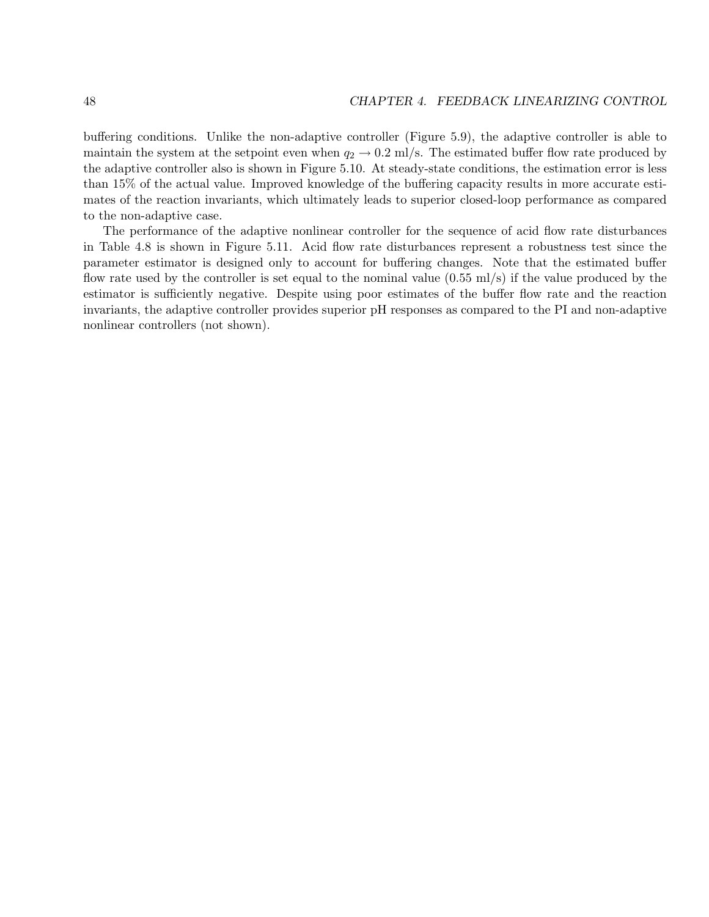buffering conditions. Unlike the non-adaptive controller (Figure 5.9), the adaptive controller is able to maintain the system at the setpoint even when $q_2 \to 0.2$ ml/s. The estimated buffer flow rate produced by the adaptive controller also is shown in Figure 5.10. At steady-state conditions, the estimation error is less than 15% of the actual value. Improved knowledge of the buffering capacity results in more accurate estimates of the reaction invariants, which ultimately leads to superior closed-loop performance as compared to the non-adaptive case.

The performance of the adaptive nonlinear controller for the sequence of acid flow rate disturbances in Table 4.8 is shown in Figure 5.11. Acid flow rate disturbances represent a robustness test since the parameter estimator is designed only to account for buffering changes. Note that the estimated buffer flow rate used by the controller is set equal to the nominal value (0.55 ml/s) if the value produced by the estimator is sufficiently negative. Despite using poor estimates of the buffer flow rate and the reaction invariants, the adaptive controller provides superior pH responses as compared to the PI and non-adaptive nonlinear controllers (not shown).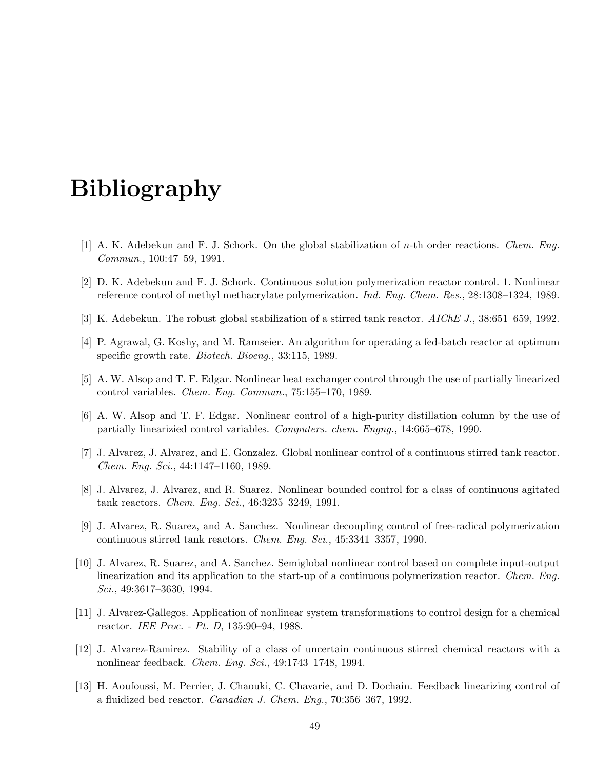# Bibliography

[1] A. K. Adebekun and F. J. Schork. On the global stabilization of $n$-th order reactions. *Chem. Eng. Commun.*, 100:47–59, 1991.

[2] D. K. Adebekun and F. J. Schork. Continuous solution polymerization reactor control. 1. Nonlinear reference control of methyl methacrylate polymerization. *Ind. Eng. Chem. Res.*, 28:1308–1324, 1989.

[3] K. Adebekun. The robust global stabilization of a stirred tank reactor. *AIChE J.*, 38:651–659, 1992.

[4] P. Agrawal, G. Koshy, and M. Ramseier. An algorithm for operating a fed-batch reactor at optimum specific growth rate. *Biotech. Bioeng.*, 33:115, 1989.

[5] A. W. Alsop and T. F. Edgar. Nonlinear heat exchanger control through the use of partially linearized control variables. *Chem. Eng. Commun.*, 75:155–170, 1989.

[6] A. W. Alsop and T. F. Edgar. Nonlinear control of a high-purity distillation column by the use of partially linearizied control variables. *Computers. chem. Engng.*, 14:665–678, 1990.

[7] J. Alvarez, J. Alvarez, and E. Gonzalez. Global nonlinear control of a continuous stirred tank reactor. *Chem. Eng. Sci.*, 44:1147–1160, 1989.

[8] J. Alvarez, J. Alvarez, and R. Suarez. Nonlinear bounded control for a class of continuous agitated tank reactors. *Chem. Eng. Sci.*, 46:3235–3249, 1991.

[9] J. Alvarez, R. Suarez, and A. Sanchez. Nonlinear decoupling control of free-radical polymerization continuous stirred tank reactors. *Chem. Eng. Sci.*, 45:3341–3357, 1990.

[10] J. Alvarez, R. Suarez, and A. Sanchez. Semiglobal nonlinear control based on complete input-output linearization and its application to the start-up of a continuous polymerization reactor. *Chem. Eng. Sci.*, 49:3617–3630, 1994.

[11] J. Alvarez-Gallegos. Application of nonlinear system transformations to control design for a chemical reactor. *IEE Proc. - Pt. D*, 135:90–94, 1988.

[12] J. Alvarez-Ramirez. Stability of a class of uncertain continuous stirred chemical reactors with a nonlinear feedback. *Chem. Eng. Sci.*, 49:1743–1748, 1994.

[13] H. Aoufoussi, M. Perrier, J. Chaouki, C. Chavarie, and D. Dochain. Feedback linearizing control of a fluidized bed reactor. *Canadian J. Chem. Eng.*, 70:356–367, 1992.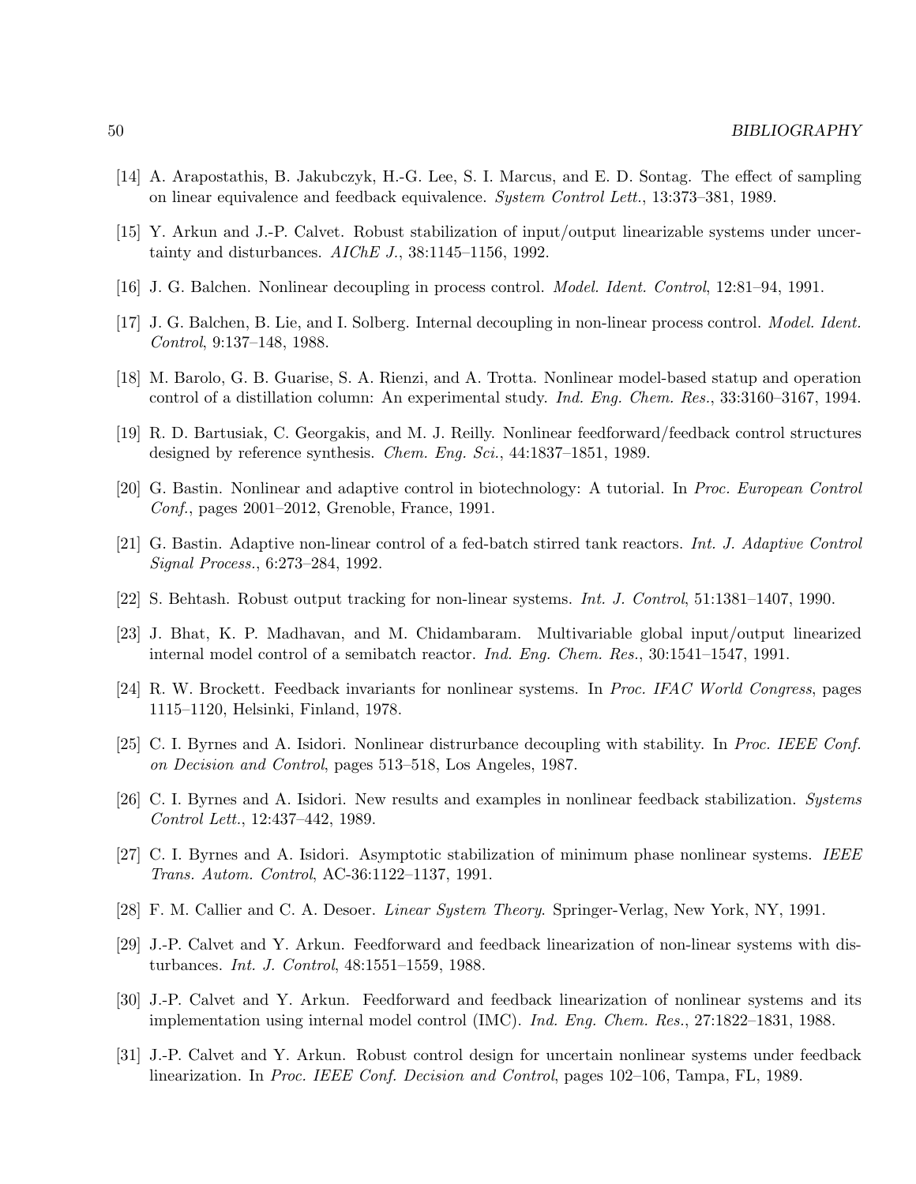[14] A. Arapostathis, B. Jakubczyk, H.-G. Lee, S. I. Marcus, and E. D. Sontag. The effect of sampling on linear equivalence and feedback equivalence. *System Control Lett.*, 13:373–381, 1989.

[15] Y. Arkun and J.-P. Calvet. Robust stabilization of input/output linearizable systems under uncertainty and disturbances. *AIChE J.*, 38:1145–1156, 1992.

[16] J. G. Balchen. Nonlinear decoupling in process control. *Model. Ident. Control*, 12:81–94, 1991.

[17] J. G. Balchen, B. Lie, and I. Solberg. Internal decoupling in non-linear process control. *Model. Ident. Control*, 9:137–148, 1988.

[18] M. Barolo, G. B. Guarise, S. A. Rienzi, and A. Trotta. Nonlinear model-based statup and operation control of a distillation column: An experimental study. *Ind. Eng. Chem. Res.*, 33:3160–3167, 1994.

[19] R. D. Bartusiak, C. Georgakis, and M. J. Reilly. Nonlinear feedforward/feedback control structures designed by reference synthesis. *Chem. Eng. Sci.*, 44:1837–1851, 1989.

[20] G. Bastin. Nonlinear and adaptive control in biotechnology: A tutorial. In *Proc. European Control Conf.*, pages 2001–2012, Grenoble, France, 1991.

[21] G. Bastin. Adaptive non-linear control of a fed-batch stirred tank reactors. *Int. J. Adaptive Control Signal Process.*, 6:273–284, 1992.

[22] S. Behtash. Robust output tracking for non-linear systems. *Int. J. Control*, 51:1381–1407, 1990.

[23] J. Bhat, K. P. Madhavan, and M. Chidambaram. Multivariable global input/output linearized internal model control of a semibatch reactor. *Ind. Eng. Chem. Res.*, 30:1541–1547, 1991.

[24] R. W. Brockett. Feedback invariants for nonlinear systems. In *Proc. IFAC World Congress*, pages 1115–1120, Helsinki, Finland, 1978.

[25] C. I. Byrnes and A. Isidori. Nonlinear distrurbance decoupling with stability. In *Proc. IEEE Conf. on Decision and Control*, pages 513–518, Los Angeles, 1987.

[26] C. I. Byrnes and A. Isidori. New results and examples in nonlinear feedback stabilization. *Systems Control Lett.*, 12:437–442, 1989.

[27] C. I. Byrnes and A. Isidori. Asymptotic stabilization of minimum phase nonlinear systems. *IEEE Trans. Autom. Control*, AC-36:1122–1137, 1991.

[28] F. M. Callier and C. A. Desoer. *Linear System Theory*. Springer-Verlag, New York, NY, 1991.

[29] J.-P. Calvet and Y. Arkun. Feedforward and feedback linearization of non-linear systems with disturbances. *Int. J. Control*, 48:1551–1559, 1988.

[30] J.-P. Calvet and Y. Arkun. Feedforward and feedback linearization of nonlinear systems and its implementation using internal model control (IMC). *Ind. Eng. Chem. Res.*, 27:1822–1831, 1988.

[31] J.-P. Calvet and Y. Arkun. Robust control design for uncertain nonlinear systems under feedback linearization. In *Proc. IEEE Conf. Decision and Control*, pages 102–106, Tampa, FL, 1989.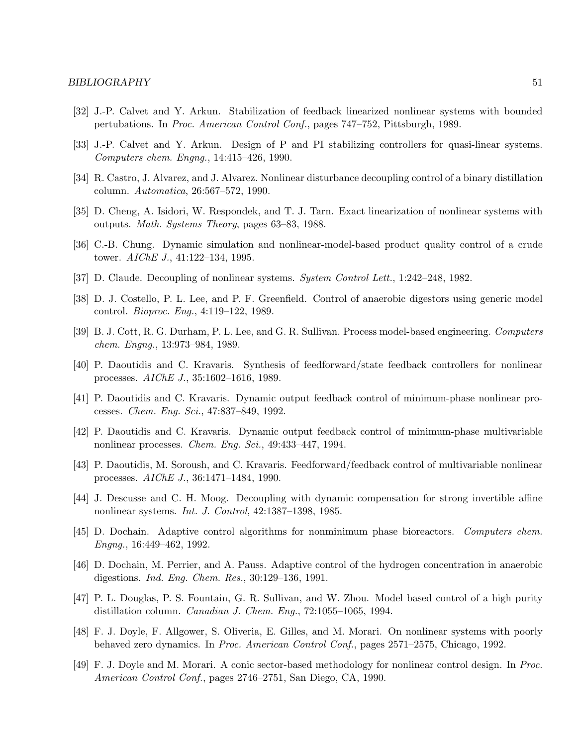[32] J.-P. Calvet and Y. Arkun. Stabilization of feedback linearized nonlinear systems with bounded pertubations. In *Proc. American Control Conf.*, pages 747–752, Pittsburgh, 1989.

[33] J.-P. Calvet and Y. Arkun. Design of P and PI stabilizing controllers for quasi-linear systems. *Computers chem. Engng.*, 14:415–426, 1990.

[34] R. Castro, J. Alvarez, and J. Alvarez. Nonlinear disturbance decoupling control of a binary distillation column. *Automatica*, 26:567–572, 1990.

[35] D. Cheng, A. Isidori, W. Respondek, and T. J. Tarn. Exact linearization of nonlinear systems with outputs. *Math. Systems Theory*, pages 63–83, 1988.

[36] C.-B. Chung. Dynamic simulation and nonlinear-model-based product quality control of a crude tower. *AIChE J.*, 41:122–134, 1995.

[37] D. Claude. Decoupling of nonlinear systems. *System Control Lett.*, 1:242–248, 1982.

[38] D. J. Costello, P. L. Lee, and P. F. Greenfield. Control of anaerobic digestors using generic model control. *Bioproc. Eng.*, 4:119–122, 1989.

[39] B. J. Cott, R. G. Durham, P. L. Lee, and G. R. Sullivan. Process model-based engineering. *Computers chem. Engng.*, 13:973–984, 1989.

[40] P. Daoutidis and C. Kravaris. Synthesis of feedforward/state feedback controllers for nonlinear processes. *AIChE J.*, 35:1602–1616, 1989.

[41] P. Daoutidis and C. Kravaris. Dynamic output feedback control of minimum-phase nonlinear processes. *Chem. Eng. Sci.*, 47:837–849, 1992.

[42] P. Daoutidis and C. Kravaris. Dynamic output feedback control of minimum-phase multivariable nonlinear processes. *Chem. Eng. Sci.*, 49:433–447, 1994.

[43] P. Daoutidis, M. Soroush, and C. Kravaris. Feedforward/feedback control of multivariable nonlinear processes. *AIChE J.*, 36:1471–1484, 1990.

[44] J. Descusse and C. H. Moog. Decoupling with dynamic compensation for strong invertible affine nonlinear systems. *Int. J. Control*, 42:1387–1398, 1985.

[45] D. Dochain. Adaptive control algorithms for nonminimum phase bioreactors. *Computers chem. Engng.*, 16:449–462, 1992.

[46] D. Dochain, M. Perrier, and A. Pauss. Adaptive control of the hydrogen concentration in anaerobic digestions. *Ind. Eng. Chem. Res.*, 30:129–136, 1991.

[47] P. L. Douglas, P. S. Fountain, G. R. Sullivan, and W. Zhou. Model based control of a high purity distillation column. *Canadian J. Chem. Eng.*, 72:1055–1065, 1994.

[48] F. J. Doyle, F. Allgower, S. Oliveria, E. Gilles, and M. Morari. On nonlinear systems with poorly behaved zero dynamics. In *Proc. American Control Conf.*, pages 2571–2575, Chicago, 1992.

[49] F. J. Doyle and M. Morari. A conic sector-based methodology for nonlinear control design. In *Proc. American Control Conf.*, pages 2746–2751, San Diego, CA, 1990.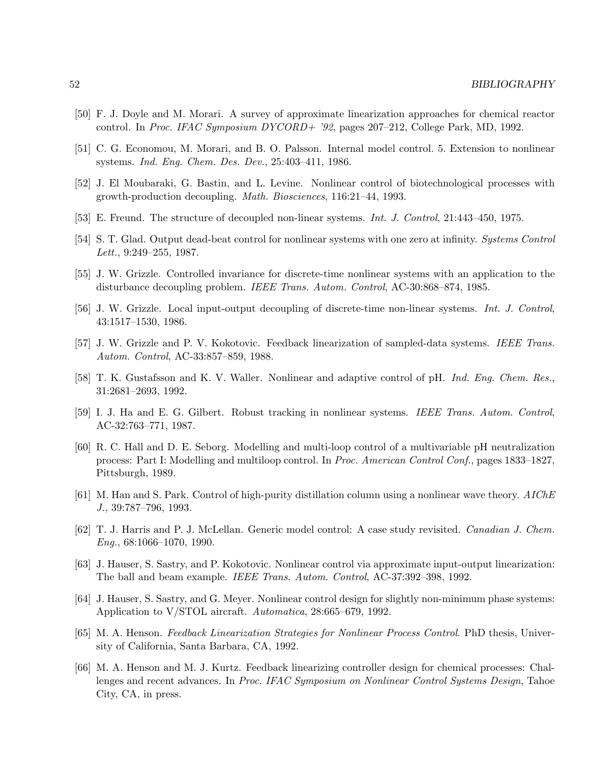[50] F. J. Doyle and M. Morari. A survey of approximate linearization approaches for chemical reactor control. In *Proc. IFAC Symposium DYCORD+ '92*, pages 207–212, College Park, MD, 1992.

[51] C. G. Economou, M. Morari, and B. O. Palsson. Internal model control. 5. Extension to nonlinear systems. *Ind. Eng. Chem. Des. Dev.*, 25:403–411, 1986.

[52] J. El Moubaraki, G. Bastin, and L. Levine. Nonlinear control of biotechnological processes with growth-production decoupling. *Math. Biosciences*, 116:21–44, 1993.

[53] E. Freund. The structure of decoupled non-linear systems. *Int. J. Control*, 21:443–450, 1975.

[54] S. T. Glad. Output dead-beat control for nonlinear systems with one zero at infinity. *Systems Control Lett.*, 9:249–255, 1987.

[55] J. W. Grizzle. Controlled invariance for discrete-time nonlinear systems with an application to the disturbance decoupling problem. *IEEE Trans. Autom. Control*, AC-30:868–874, 1985.

[56] J. W. Grizzle. Local input-output decoupling of discrete-time non-linear systems. *Int. J. Control*, 43:1517–1530, 1986.

[57] J. W. Grizzle and P. V. Kokotovic. Feedback linearization of sampled-data systems. *IEEE Trans. Autom. Control*, AC-33:857–859, 1988.

[58] T. K. Gustafsson and K. V. Waller. Nonlinear and adaptive control of pH. *Ind. Eng. Chem. Res.*, 31:2681–2693, 1992.

[59] I. J. Ha and E. G. Gilbert. Robust tracking in nonlinear systems. *IEEE Trans. Autom. Control*, AC-32:763–771, 1987.

[60] R. C. Hall and D. E. Seborg. Modelling and multi-loop control of a multivariable pH neutralization process: Part I: Modelling and multiloop control. In *Proc. American Control Conf.*, pages 1833–1827, Pittsburgh, 1989.

[61] M. Han and S. Park. Control of high-purity distillation column using a nonlinear wave theory. *AIChE J.*, 39:787–796, 1993.

[62] T. J. Harris and P. J. McLellan. Generic model control: A case study revisited. *Canadian J. Chem. Eng.*, 68:1066–1070, 1990.

[63] J. Hauser, S. Sastry, and P. Kokotovic. Nonlinear control via approximate input-output linearization: The ball and beam example. *IEEE Trans. Autom. Control*, AC-37:392–398, 1992.

[64] J. Hauser, S. Sastry, and G. Meyer. Nonlinear control design for slightly non-minimum phase systems: Application to V/STOL aircraft. *Automatica*, 28:665–679, 1992.

[65] M. A. Henson. *Feedback Linearization Strategies for Nonlinear Process Control*. PhD thesis, University of California, Santa Barbara, CA, 1992.

[66] M. A. Henson and M. J. Kurtz. Feedback linearizing controller design for chemical processes: Challenges and recent advances. In *Proc. IFAC Symposium on Nonlinear Control Systems Design*, Tahoe City, CA, in press.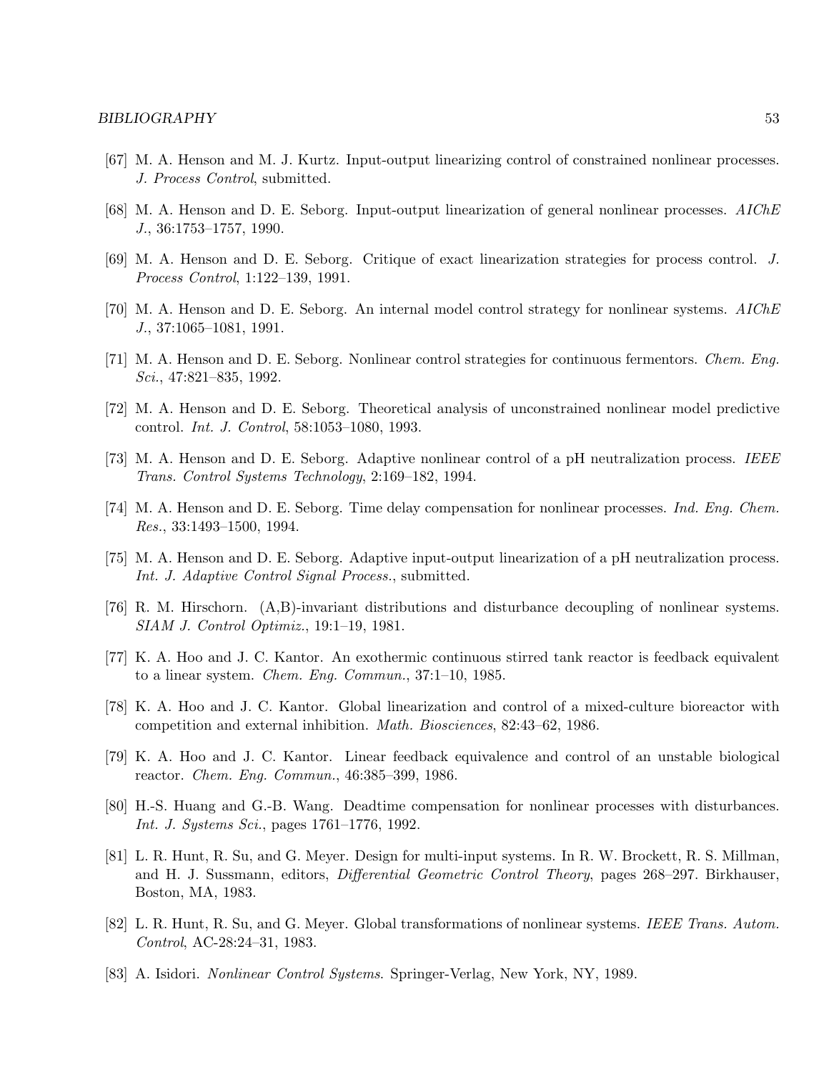[67] M. A. Henson and M. J. Kurtz. Input-output linearizing control of constrained nonlinear processes. *J. Process Control*, submitted.

[68] M. A. Henson and D. E. Seborg. Input-output linearization of general nonlinear processes. *AIChE J.*, 36:1753–1757, 1990.

[69] M. A. Henson and D. E. Seborg. Critique of exact linearization strategies for process control. *J. Process Control*, 1:122–139, 1991.

[70] M. A. Henson and D. E. Seborg. An internal model control strategy for nonlinear systems. *AIChE J.*, 37:1065–1081, 1991.

[71] M. A. Henson and D. E. Seborg. Nonlinear control strategies for continuous fermentors. *Chem. Eng. Sci.*, 47:821–835, 1992.

[72] M. A. Henson and D. E. Seborg. Theoretical analysis of unconstrained nonlinear model predictive control. *Int. J. Control*, 58:1053–1080, 1993.

[73] M. A. Henson and D. E. Seborg. Adaptive nonlinear control of a pH neutralization process. *IEEE Trans. Control Systems Technology*, 2:169–182, 1994.

[74] M. A. Henson and D. E. Seborg. Time delay compensation for nonlinear processes. *Ind. Eng. Chem. Res.*, 33:1493–1500, 1994.

[75] M. A. Henson and D. E. Seborg. Adaptive input-output linearization of a pH neutralization process. *Int. J. Adaptive Control Signal Process.*, submitted.

[76] R. M. Hirschorn. (A,B)-invariant distributions and disturbance decoupling of nonlinear systems. *SIAM J. Control Optimiz.*, 19:1–19, 1981.

[77] K. A. Hoo and J. C. Kantor. An exothermic continuous stirred tank reactor is feedback equivalent to a linear system. *Chem. Eng. Commun.*, 37:1–10, 1985.

[78] K. A. Hoo and J. C. Kantor. Global linearization and control of a mixed-culture bioreactor with competition and external inhibition. *Math. Biosciences*, 82:43–62, 1986.

[79] K. A. Hoo and J. C. Kantor. Linear feedback equivalence and control of an unstable biological reactor. *Chem. Eng. Commun.*, 46:385–399, 1986.

[80] H.-S. Huang and G.-B. Wang. Deadtime compensation for nonlinear processes with disturbances. *Int. J. Systems Sci.*, pages 1761–1776, 1992.

[81] L. R. Hunt, R. Su, and G. Meyer. Design for multi-input systems. In R. W. Brockett, R. S. Millman, and H. J. Sussmann, editors, *Differential Geometric Control Theory*, pages 268–297. Birkhauser, Boston, MA, 1983.

[82] L. R. Hunt, R. Su, and G. Meyer. Global transformations of nonlinear systems. *IEEE Trans. Autom. Control*, AC-28:24–31, 1983.

[83] A. Isidori. *Nonlinear Control Systems*. Springer-Verlag, New York, NY, 1989.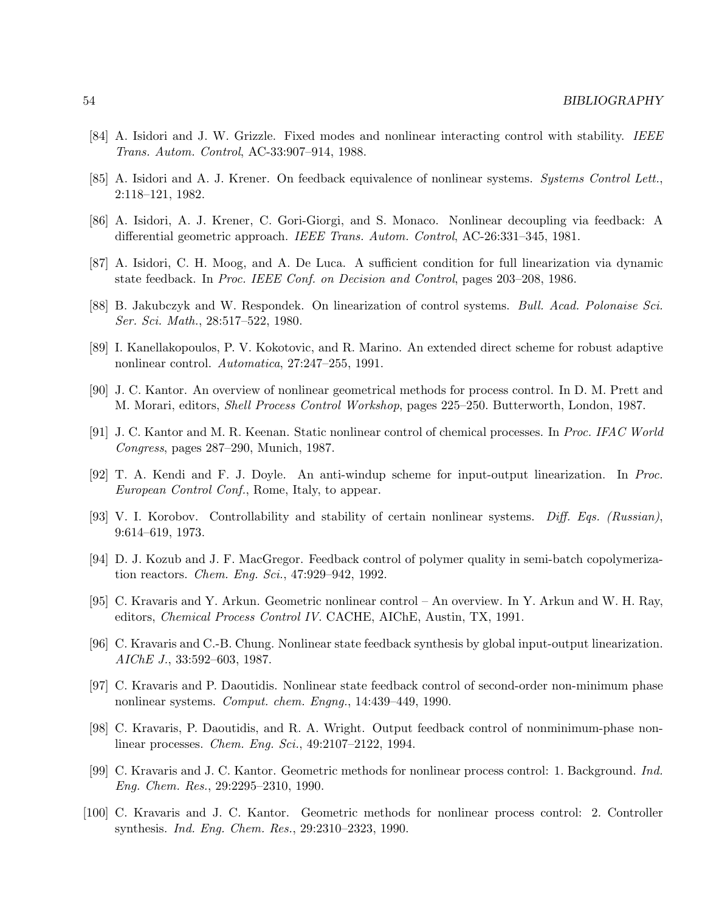[84] A. Isidori and J. W. Grizzle. Fixed modes and nonlinear interacting control with stability. *IEEE Trans. Autom. Control*, AC-33:907–914, 1988.

[85] A. Isidori and A. J. Krener. On feedback equivalence of nonlinear systems. *Systems Control Lett.*, 2:118–121, 1982.

[86] A. Isidori, A. J. Krener, C. Gori-Giorgi, and S. Monaco. Nonlinear decoupling via feedback: A differential geometric approach. *IEEE Trans. Autom. Control*, AC-26:331–345, 1981.

[87] A. Isidori, C. H. Moog, and A. De Luca. A sufficient condition for full linearization via dynamic state feedback. In *Proc. IEEE Conf. on Decision and Control*, pages 203–208, 1986.

[88] B. Jakubczyk and W. Respondek. On linearization of control systems. *Bull. Acad. Polonaise Sci. Ser. Sci. Math.*, 28:517–522, 1980.

[89] I. Kanellakopoulos, P. V. Kokotovic, and R. Marino. An extended direct scheme for robust adaptive nonlinear control. *Automatica*, 27:247–255, 1991.

[90] J. C. Kantor. An overview of nonlinear geometrical methods for process control. In D. M. Prett and M. Morari, editors, *Shell Process Control Workshop*, pages 225–250. Butterworth, London, 1987.

[91] J. C. Kantor and M. R. Keenan. Static nonlinear control of chemical processes. In *Proc. IFAC World Congress*, pages 287–290, Munich, 1987.

[92] T. A. Kendi and F. J. Doyle. An anti-windup scheme for input-output linearization. In *Proc. European Control Conf.*, Rome, Italy, to appear.

[93] V. I. Korobov. Controllability and stability of certain nonlinear systems. *Diff. Eqs. (Russian)*, 9:614–619, 1973.

[94] D. J. Kozub and J. F. MacGregor. Feedback control of polymer quality in semi-batch copolymerization reactors. *Chem. Eng. Sci.*, 47:929–942, 1992.

[95] C. Kravaris and Y. Arkun. Geometric nonlinear control – An overview. In Y. Arkun and W. H. Ray, editors, *Chemical Process Control IV*. CACHE, AIChE, Austin, TX, 1991.

[96] C. Kravaris and C.-B. Chung. Nonlinear state feedback synthesis by global input-output linearization. *AIChE J.*, 33:592–603, 1987.

[97] C. Kravaris and P. Daoutidis. Nonlinear state feedback control of second-order non-minimum phase nonlinear systems. *Comput. chem. Engng.*, 14:439–449, 1990.

[98] C. Kravaris, P. Daoutidis, and R. A. Wright. Output feedback control of nonminimum-phase nonlinear processes. *Chem. Eng. Sci.*, 49:2107–2122, 1994.

[99] C. Kravaris and J. C. Kantor. Geometric methods for nonlinear process control: 1. Background. *Ind. Eng. Chem. Res.*, 29:2295–2310, 1990.

[100] C. Kravaris and J. C. Kantor. Geometric methods for nonlinear process control: 2. Controller synthesis. *Ind. Eng. Chem. Res.*, 29:2310–2323, 1990.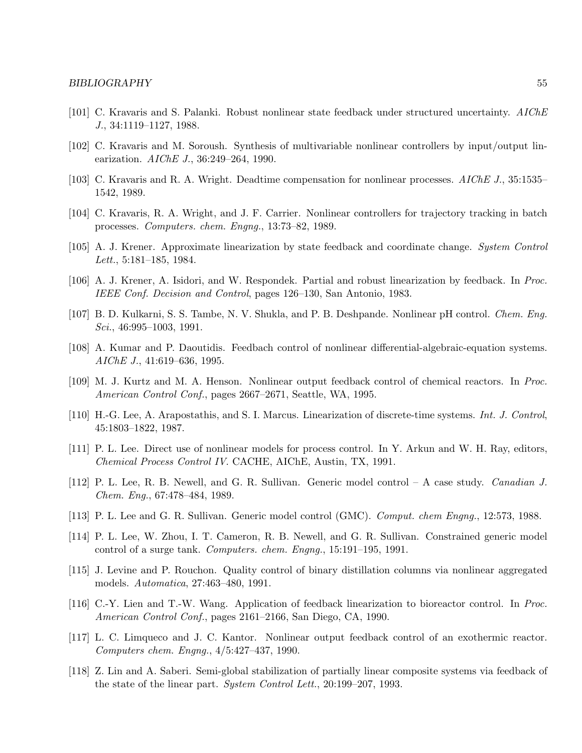[101] C. Kravaris and S. Palanki. Robust nonlinear state feedback under structured uncertainty. *AIChE J.*, 34:1119–1127, 1988.

[102] C. Kravaris and M. Soroush. Synthesis of multivariable nonlinear controllers by input/output linearization. *AIChE J.*, 36:249–264, 1990.

[103] C. Kravaris and R. A. Wright. Deadtime compensation for nonlinear processes. *AIChE J.*, 35:1535–1542, 1989.

[104] C. Kravaris, R. A. Wright, and J. F. Carrier. Nonlinear controllers for trajectory tracking in batch processes. *Computers. chem. Engng.*, 13:73–82, 1989.

[105] A. J. Krener. Approximate linearization by state feedback and coordinate change. *System Control Lett.*, 5:181–185, 1984.

[106] A. J. Krener, A. Isidori, and W. Respondek. Partial and robust linearization by feedback. In *Proc. IEEE Conf. Decision and Control*, pages 126–130, San Antonio, 1983.

[107] B. D. Kulkarni, S. S. Tambe, N. V. Shukla, and P. B. Deshpande. Nonlinear pH control. *Chem. Eng. Sci.*, 46:995–1003, 1991.

[108] A. Kumar and P. Daoutidis. Feedbach control of nonlinear differential-algebraic-equation systems. *AIChE J.*, 41:619–636, 1995.

[109] M. J. Kurtz and M. A. Henson. Nonlinear output feedback control of chemical reactors. In *Proc. American Control Conf.*, pages 2667–2671, Seattle, WA, 1995.

[110] H.-G. Lee, A. Arapostathis, and S. I. Marcus. Linearization of discrete-time systems. *Int. J. Control*, 45:1803–1822, 1987.

[111] P. L. Lee. Direct use of nonlinear models for process control. In Y. Arkun and W. H. Ray, editors, *Chemical Process Control IV*. CACHE, AIChE, Austin, TX, 1991.

[112] P. L. Lee, R. B. Newell, and G. R. Sullivan. Generic model control – A case study. *Canadian J. Chem. Eng.*, 67:478–484, 1989.

[113] P. L. Lee and G. R. Sullivan. Generic model control (GMC). *Comput. chem Engng.*, 12:573, 1988.

[114] P. L. Lee, W. Zhou, I. T. Cameron, R. B. Newell, and G. R. Sullivan. Constrained generic model control of a surge tank. *Computers. chem. Engng.*, 15:191–195, 1991.

[115] J. Levine and P. Rouchon. Quality control of binary distillation columns via nonlinear aggregated models. *Automatica*, 27:463–480, 1991.

[116] C.-Y. Lien and T.-W. Wang. Application of feedback linearization to bioreactor control. In *Proc. American Control Conf.*, pages 2161–2166, San Diego, CA, 1990.

[117] L. C. Limqueco and J. C. Kantor. Nonlinear output feedback control of an exothermic reactor. *Computers chem. Engng.*, 4/5:427–437, 1990.

[118] Z. Lin and A. Saberi. Semi-global stabilization of partially linear composite systems via feedback of the state of the linear part. *System Control Lett.*, 20:199–207, 1993.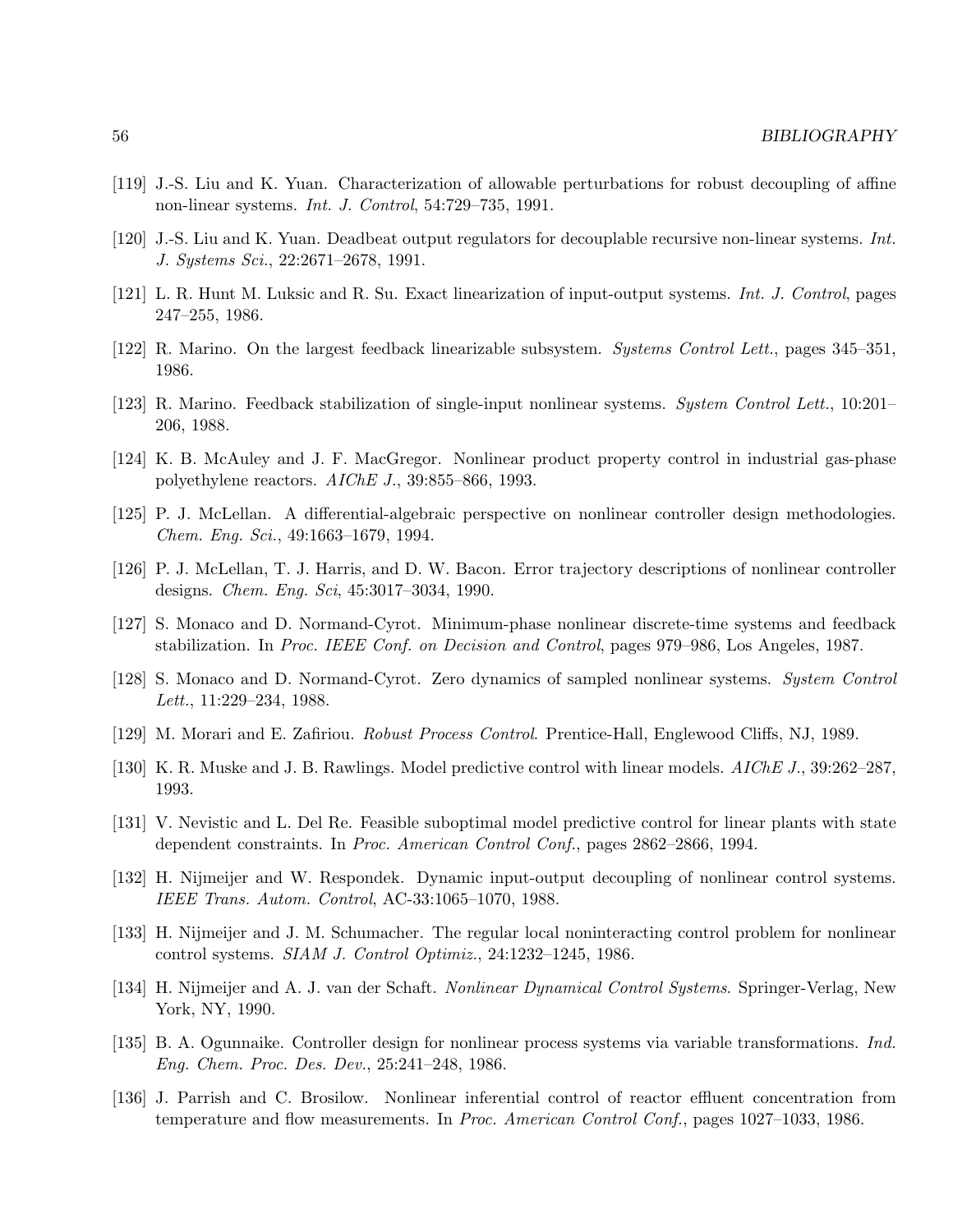[119] J.-S. Liu and K. Yuan. Characterization of allowable perturbations for robust decoupling of affine non-linear systems. *Int. J. Control*, 54:729–735, 1991.

[120] J.-S. Liu and K. Yuan. Deadbeat output regulators for decouplable recursive non-linear systems. *Int. J. Systems Sci.*, 22:2671–2678, 1991.

[121] L. R. Hunt M. Luksic and R. Su. Exact linearization of input-output systems. *Int. J. Control*, pages 247–255, 1986.

[122] R. Marino. On the largest feedback linearizable subsystem. *Systems Control Lett.*, pages 345–351, 1986.

[123] R. Marino. Feedback stabilization of single-input nonlinear systems. *System Control Lett.*, 10:201–206, 1988.

[124] K. B. McAuley and J. F. MacGregor. Nonlinear product property control in industrial gas-phase polyethylene reactors. *AIChE J.*, 39:855–866, 1993.

[125] P. J. McLellan. A differential-algebraic perspective on nonlinear controller design methodologies. *Chem. Eng. Sci.*, 49:1663–1679, 1994.

[126] P. J. McLellan, T. J. Harris, and D. W. Bacon. Error trajectory descriptions of nonlinear controller designs. *Chem. Eng. Sci*, 45:3017–3034, 1990.

[127] S. Monaco and D. Normand-Cyrot. Minimum-phase nonlinear discrete-time systems and feedback stabilization. In *Proc. IEEE Conf. on Decision and Control*, pages 979–986, Los Angeles, 1987.

[128] S. Monaco and D. Normand-Cyrot. Zero dynamics of sampled nonlinear systems. *System Control Lett.*, 11:229–234, 1988.

[129] M. Morari and E. Zafiriou. *Robust Process Control*. Prentice-Hall, Englewood Cliffs, NJ, 1989.

[130] K. R. Muske and J. B. Rawlings. Model predictive control with linear models. *AIChE J.*, 39:262–287, 1993.

[131] V. Nevistic and L. Del Re. Feasible suboptimal model predictive control for linear plants with state dependent constraints. In *Proc. American Control Conf.*, pages 2862–2866, 1994.

[132] H. Nijmeijer and W. Respondek. Dynamic input-output decoupling of nonlinear control systems. *IEEE Trans. Autom. Control*, AC-33:1065–1070, 1988.

[133] H. Nijmeijer and J. M. Schumacher. The regular local noninteracting control problem for nonlinear control systems. *SIAM J. Control Optimiz.*, 24:1232–1245, 1986.

[134] H. Nijmeijer and A. J. van der Schaft. *Nonlinear Dynamical Control Systems*. Springer-Verlag, New York, NY, 1990.

[135] B. A. Ogunnaike. Controller design for nonlinear process systems via variable transformations. *Ind. Eng. Chem. Proc. Des. Dev.*, 25:241–248, 1986.

[136] J. Parrish and C. Brosilow. Nonlinear inferential control of reactor effluent concentration from temperature and flow measurements. In *Proc. American Control Conf.*, pages 1027–1033, 1986.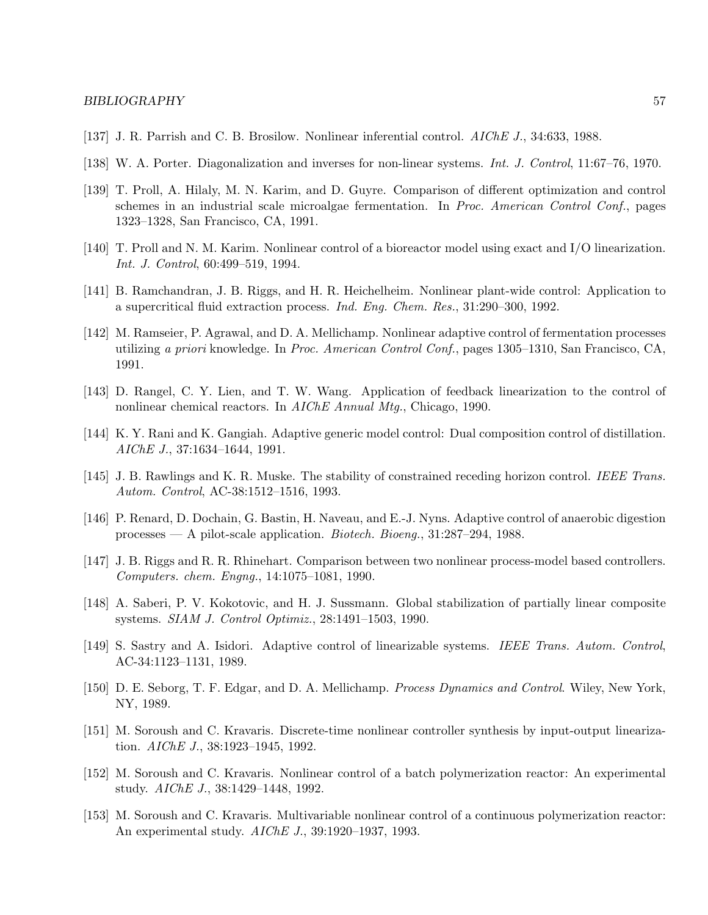[137] J. R. Parrish and C. B. Brosilow. Nonlinear inferential control. *AIChE J.*, 34:633, 1988.

[138] W. A. Porter. Diagonalization and inverses for non-linear systems. *Int. J. Control*, 11:67–76, 1970.

[139] T. Proll, A. Hilaly, M. N. Karim, and D. Guyre. Comparison of different optimization and control schemes in an industrial scale microalgae fermentation. In *Proc. American Control Conf.*, pages 1323–1328, San Francisco, CA, 1991.

[140] T. Proll and N. M. Karim. Nonlinear control of a bioreactor model using exact and I/O linearization. *Int. J. Control*, 60:499–519, 1994.

[141] B. Ramchandran, J. B. Riggs, and H. R. Heichelheim. Nonlinear plant-wide control: Application to a supercritical fluid extraction process. *Ind. Eng. Chem. Res.*, 31:290–300, 1992.

[142] M. Ramseier, P. Agrawal, and D. A. Mellichamp. Nonlinear adaptive control of fermentation processes utilizing *a priori* knowledge. In *Proc. American Control Conf.*, pages 1305–1310, San Francisco, CA, 1991.

[143] D. Rangel, C. Y. Lien, and T. W. Wang. Application of feedback linearization to the control of nonlinear chemical reactors. In *AIChE Annual Mtg.*, Chicago, 1990.

[144] K. Y. Rani and K. Gangiah. Adaptive generic model control: Dual composition control of distillation. *AIChE J.*, 37:1634–1644, 1991.

[145] J. B. Rawlings and K. R. Muske. The stability of constrained receding horizon control. *IEEE Trans. Autom. Control*, AC-38:1512–1516, 1993.

[146] P. Renard, D. Dochain, G. Bastin, H. Naveau, and E.-J. Nyns. Adaptive control of anaerobic digestion processes — A pilot-scale application. *Biotech. Bioeng.*, 31:287–294, 1988.

[147] J. B. Riggs and R. R. Rhinehart. Comparison between two nonlinear process-model based controllers. *Computers. chem. Engng.*, 14:1075–1081, 1990.

[148] A. Saberi, P. V. Kokotovic, and H. J. Sussmann. Global stabilization of partially linear composite systems. *SIAM J. Control Optimiz.*, 28:1491–1503, 1990.

[149] S. Sastry and A. Isidori. Adaptive control of linearizable systems. *IEEE Trans. Autom. Control*, AC-34:1123–1131, 1989.

[150] D. E. Seborg, T. F. Edgar, and D. A. Mellichamp. *Process Dynamics and Control*. Wiley, New York, NY, 1989.

[151] M. Soroush and C. Kravaris. Discrete-time nonlinear controller synthesis by input-output linearization. *AIChE J.*, 38:1923–1945, 1992.

[152] M. Soroush and C. Kravaris. Nonlinear control of a batch polymerization reactor: An experimental study. *AIChE J.*, 38:1429–1448, 1992.

[153] M. Soroush and C. Kravaris. Multivariable nonlinear control of a continuous polymerization reactor: An experimental study. *AIChE J.*, 39:1920–1937, 1993.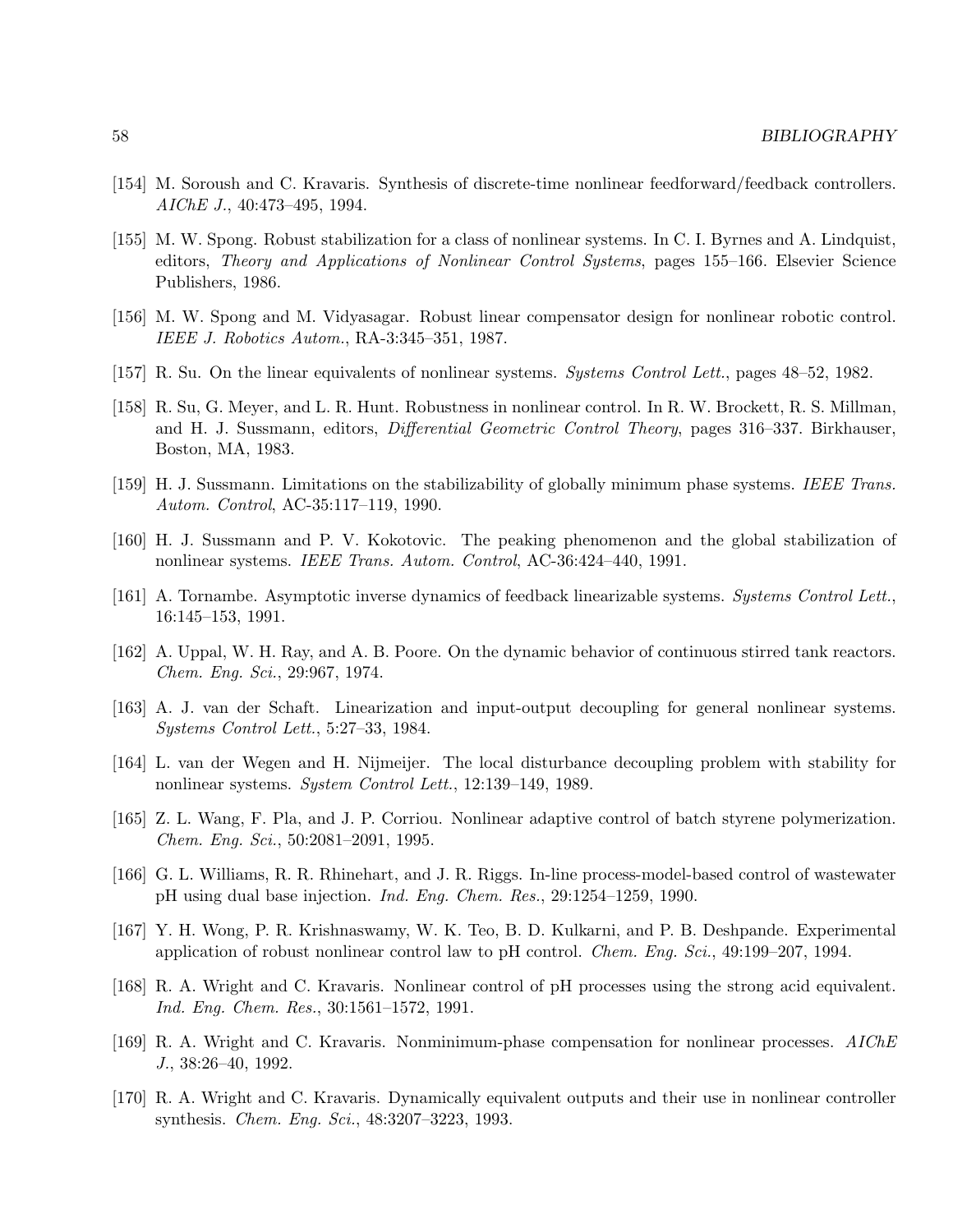[154] M. Soroush and C. Kravaris. Synthesis of discrete-time nonlinear feedforward/feedback controllers. *AIChE J.*, 40:473–495, 1994.

[155] M. W. Spong. Robust stabilization for a class of nonlinear systems. In C. I. Byrnes and A. Lindquist, editors, *Theory and Applications of Nonlinear Control Systems*, pages 155–166. Elsevier Science Publishers, 1986.

[156] M. W. Spong and M. Vidyasagar. Robust linear compensator design for nonlinear robotic control. *IEEE J. Robotics Autom.*, RA-3:345–351, 1987.

[157] R. Su. On the linear equivalents of nonlinear systems. *Systems Control Lett.*, pages 48–52, 1982.

[158] R. Su, G. Meyer, and L. R. Hunt. Robustness in nonlinear control. In R. W. Brockett, R. S. Millman, and H. J. Sussmann, editors, *Differential Geometric Control Theory*, pages 316–337. Birkhauser, Boston, MA, 1983.

[159] H. J. Sussmann. Limitations on the stabilizability of globally minimum phase systems. *IEEE Trans. Autom. Control*, AC-35:117–119, 1990.

[160] H. J. Sussmann and P. V. Kokotovic. The peaking phenomenon and the global stabilization of nonlinear systems. *IEEE Trans. Autom. Control*, AC-36:424–440, 1991.

[161] A. Tornambe. Asymptotic inverse dynamics of feedback linearizable systems. *Systems Control Lett.*, 16:145–153, 1991.

[162] A. Uppal, W. H. Ray, and A. B. Poore. On the dynamic behavior of continuous stirred tank reactors. *Chem. Eng. Sci.*, 29:967, 1974.

[163] A. J. van der Schaft. Linearization and input-output decoupling for general nonlinear systems. *Systems Control Lett.*, 5:27–33, 1984.

[164] L. van der Wegen and H. Nijmeijer. The local disturbance decoupling problem with stability for nonlinear systems. *System Control Lett.*, 12:139–149, 1989.

[165] Z. L. Wang, F. Pla, and J. P. Corriou. Nonlinear adaptive control of batch styrene polymerization. *Chem. Eng. Sci.*, 50:2081–2091, 1995.

[166] G. L. Williams, R. R. Rhinehart, and J. R. Riggs. In-line process-model-based control of wastewater pH using dual base injection. *Ind. Eng. Chem. Res.*, 29:1254–1259, 1990.

[167] Y. H. Wong, P. R. Krishnaswamy, W. K. Teo, B. D. Kulkarni, and P. B. Deshpande. Experimental application of robust nonlinear control law to pH control. *Chem. Eng. Sci.*, 49:199–207, 1994.

[168] R. A. Wright and C. Kravaris. Nonlinear control of pH processes using the strong acid equivalent. *Ind. Eng. Chem. Res.*, 30:1561–1572, 1991.

[169] R. A. Wright and C. Kravaris. Nonminimum-phase compensation for nonlinear processes. *AIChE J.*, 38:26–40, 1992.

[170] R. A. Wright and C. Kravaris. Dynamically equivalent outputs and their use in nonlinear controller synthesis. *Chem. Eng. Sci.*, 48:3207–3223, 1993.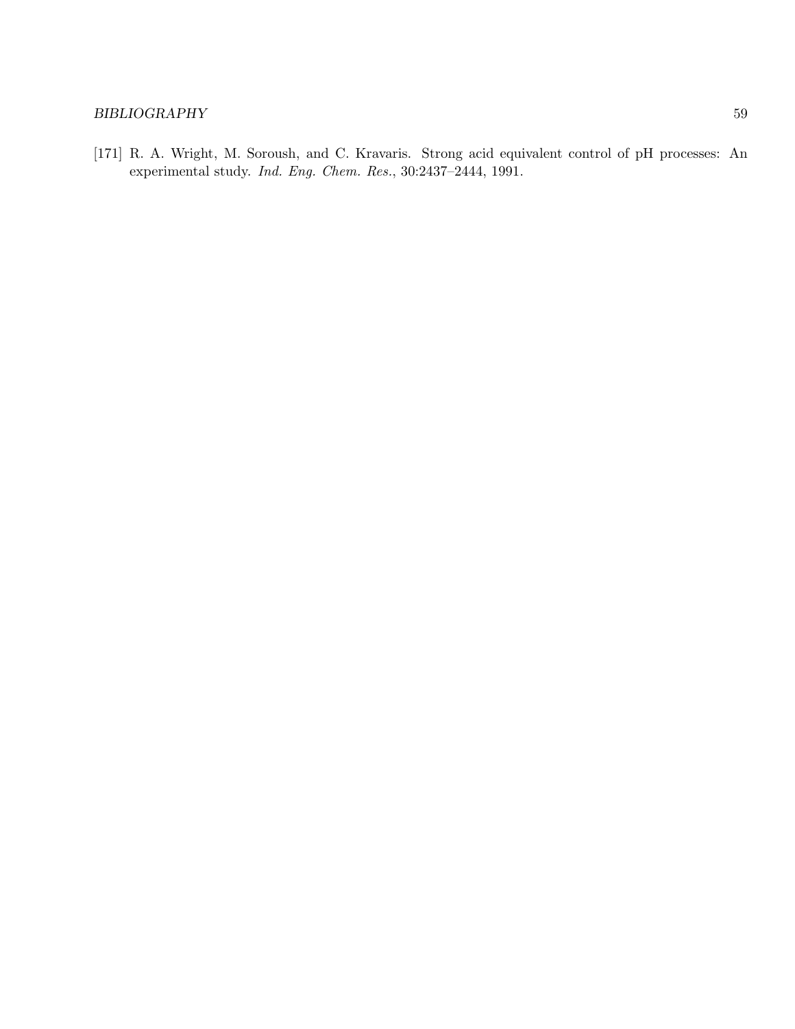[171] R. A. Wright, M. Soroush, and C. Kravaris. Strong acid equivalent control of pH processes: An experimental study. *Ind. Eng. Chem. Res.*, 30:2437–2444, 1991.